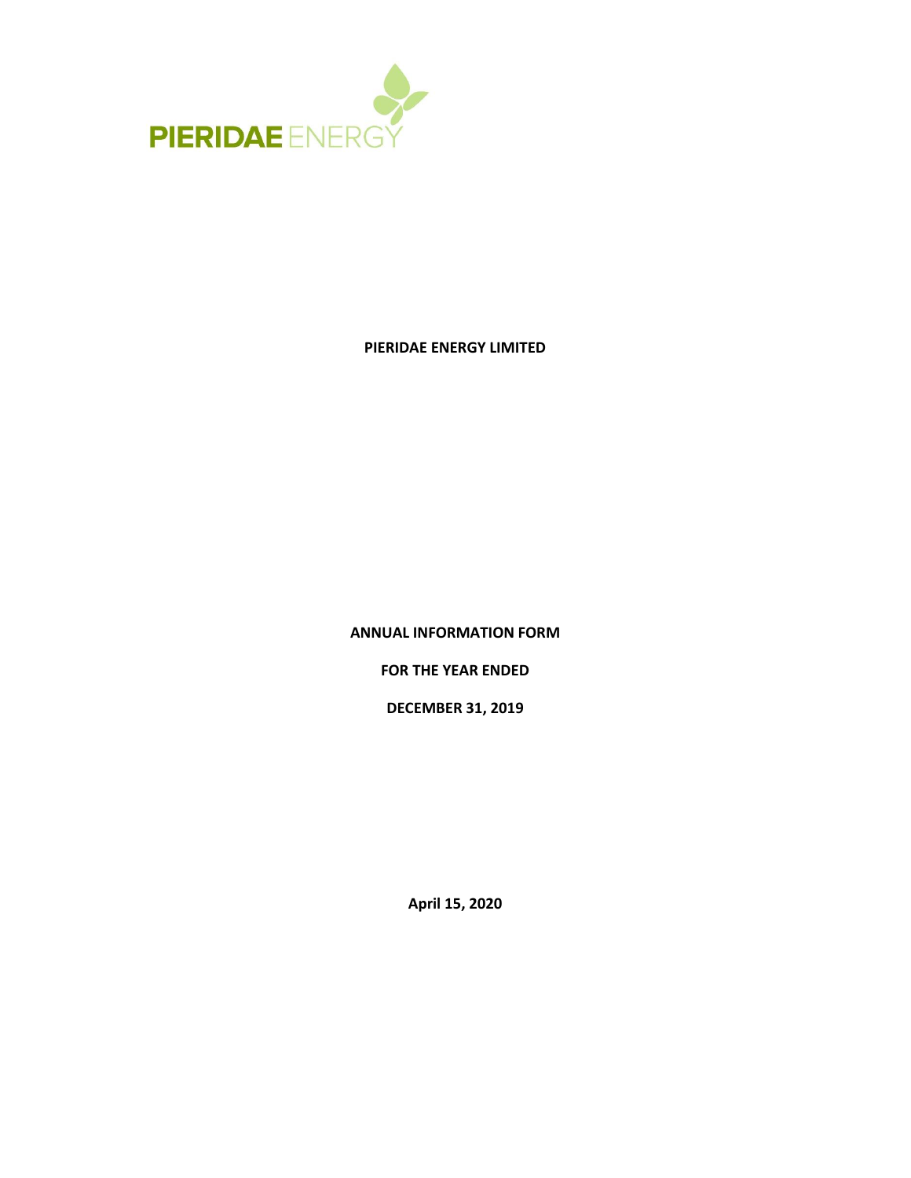PIERIDAE ENERGY

**PIERIDAE ENERGY LIMITED**

**ANNUAL INFORMATION FORM**

**FOR THE YEAR ENDED**

**DECEMBER 31, 2019**

**April 15, 2020**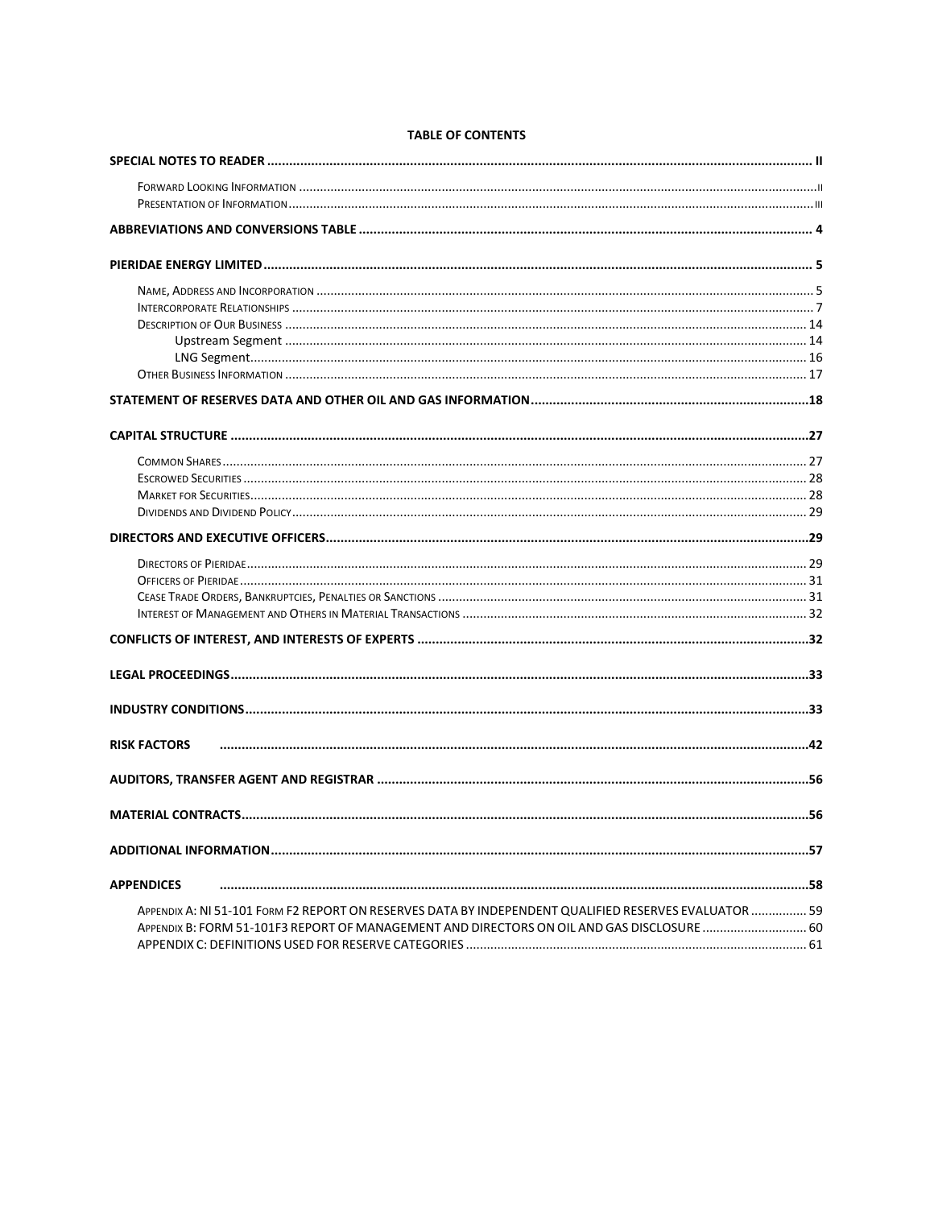**TABLE OF CONTENTS**

| | |
|---|---|
| **SPECIAL NOTES TO READER** | **II** |
| Forward Looking Information | II |
| Presentation of Information | III |
| **ABBREVIATIONS AND CONVERSIONS TABLE** | **4** |
| **PIERIDAE ENERGY LIMITED** | **5** |
| Name, Address and Incorporation | 5 |
| Intercorporate Relationships | 7 |
| Description of Our Business | 14 |
| Upstream Segment | 14 |
| LNG Segment | 16 |
| Other Business Information | 17 |
| **STATEMENT OF RESERVES DATA AND OTHER OIL AND GAS INFORMATION** | **18** |
| **CAPITAL STRUCTURE** | **27** |
| Common Shares | 27 |
| Escrowed Securities | 28 |
| Market for Securities | 28 |
| Dividends and Dividend Policy | 29 |
| **DIRECTORS AND EXECUTIVE OFFICERS** | **29** |
| Directors of Pieridae | 29 |
| Officers of Pieridae | 31 |
| Cease Trade Orders, Bankruptcies, Penalties or Sanctions | 31 |
| Interest of Management and Others in Material Transactions | 32 |
| **CONFLICTS OF INTEREST, AND INTERESTS OF EXPERTS** | **32** |
| **LEGAL PROCEEDINGS** | **33** |
| **INDUSTRY CONDITIONS** | **33** |
| **RISK FACTORS** | **42** |
| **AUDITORS, TRANSFER AGENT AND REGISTRAR** | **56** |
| **MATERIAL CONTRACTS** | **56** |
| **ADDITIONAL INFORMATION** | **57** |
| **APPENDICES** | **58** |
| Appendix A: NI 51-101 Form F2 REPORT ON RESERVES DATA BY INDEPENDENT QUALIFIED RESERVES EVALUATOR | 59 |
| Appendix B: FORM 51-101F3 REPORT OF MANAGEMENT AND DIRECTORS ON OIL AND GAS DISCLOSURE | 60 |
| APPENDIX C: DEFINITIONS USED FOR RESERVE CATEGORIES | 61 |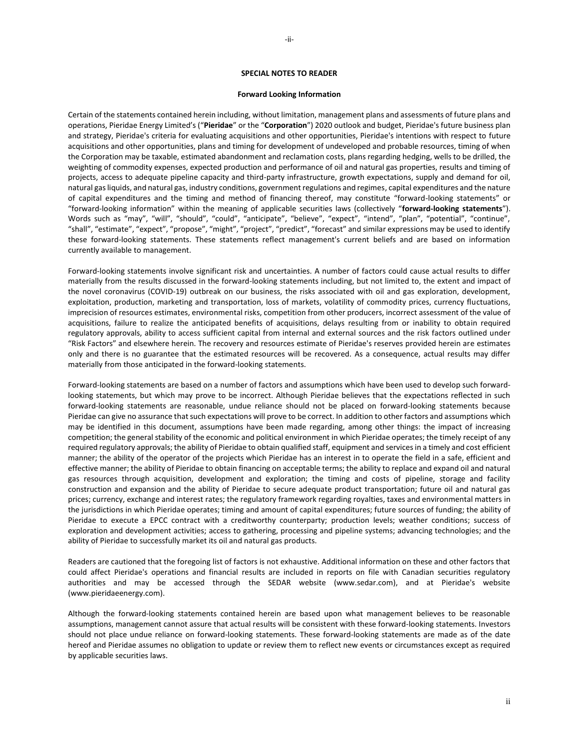## SPECIAL NOTES TO READER

### Forward Looking Information

Certain of the statements contained herein including, without limitation, management plans and assessments of future plans and operations, Pieridae Energy Limited's ("**Pieridae**" or the "**Corporation**") 2020 outlook and budget, Pieridae's future business plan and strategy, Pieridae's criteria for evaluating acquisitions and other opportunities, Pieridae's intentions with respect to future acquisitions and other opportunities, plans and timing for development of undeveloped and probable resources, timing of when the Corporation may be taxable, estimated abandonment and reclamation costs, plans regarding hedging, wells to be drilled, the weighting of commodity expenses, expected production and performance of oil and natural gas properties, results and timing of projects, access to adequate pipeline capacity and third-party infrastructure, growth expectations, supply and demand for oil, natural gas liquids, and natural gas, industry conditions, government regulations and regimes, capital expenditures and the nature of capital expenditures and the timing and method of financing thereof, may constitute "forward-looking statements" or "forward-looking information" within the meaning of applicable securities laws (collectively "**forward-looking statements**"). Words such as "may", "will", "should", "could", "anticipate", "believe", "expect", "intend", "plan", "potential", "continue", "shall", "estimate", "expect", "propose", "might", "project", "predict", "forecast" and similar expressions may be used to identify these forward-looking statements. These statements reflect management's current beliefs and are based on information currently available to management.

Forward-looking statements involve significant risk and uncertainties. A number of factors could cause actual results to differ materially from the results discussed in the forward-looking statements including, but not limited to, the extent and impact of the novel coronavirus (COVID-19) outbreak on our business, the risks associated with oil and gas exploration, development, exploitation, production, marketing and transportation, loss of markets, volatility of commodity prices, currency fluctuations, imprecision of resources estimates, environmental risks, competition from other producers, incorrect assessment of the value of acquisitions, failure to realize the anticipated benefits of acquisitions, delays resulting from or inability to obtain required regulatory approvals, ability to access sufficient capital from internal and external sources and the risk factors outlined under "Risk Factors" and elsewhere herein. The recovery and resources estimate of Pieridae's reserves provided herein are estimates only and there is no guarantee that the estimated resources will be recovered. As a consequence, actual results may differ materially from those anticipated in the forward-looking statements.

Forward-looking statements are based on a number of factors and assumptions which have been used to develop such forward-looking statements, but which may prove to be incorrect. Although Pieridae believes that the expectations reflected in such forward-looking statements are reasonable, undue reliance should not be placed on forward-looking statements because Pieridae can give no assurance that such expectations will prove to be correct. In addition to other factors and assumptions which may be identified in this document, assumptions have been made regarding, among other things: the impact of increasing competition; the general stability of the economic and political environment in which Pieridae operates; the timely receipt of any required regulatory approvals; the ability of Pieridae to obtain qualified staff, equipment and services in a timely and cost efficient manner; the ability of the operator of the projects which Pieridae has an interest in to operate the field in a safe, efficient and effective manner; the ability of Pieridae to obtain financing on acceptable terms; the ability to replace and expand oil and natural gas resources through acquisition, development and exploration; the timing and costs of pipeline, storage and facility construction and expansion and the ability of Pieridae to secure adequate product transportation; future oil and natural gas prices; currency, exchange and interest rates; the regulatory framework regarding royalties, taxes and environmental matters in the jurisdictions in which Pieridae operates; timing and amount of capital expenditures; future sources of funding; the ability of Pieridae to execute a EPCC contract with a creditworthy counterparty; production levels; weather conditions; success of exploration and development activities; access to gathering, processing and pipeline systems; advancing technologies; and the ability of Pieridae to successfully market its oil and natural gas products.

Readers are cautioned that the foregoing list of factors is not exhaustive. Additional information on these and other factors that could affect Pieridae's operations and financial results are included in reports on file with Canadian securities regulatory authorities and may be accessed through the SEDAR website (www.sedar.com), and at Pieridae's website (www.pieridaeenergy.com).

Although the forward-looking statements contained herein are based upon what management believes to be reasonable assumptions, management cannot assure that actual results will be consistent with these forward-looking statements. Investors should not place undue reliance on forward-looking statements. These forward-looking statements are made as of the date hereof and Pieridae assumes no obligation to update or review them to reflect new events or circumstances except as required by applicable securities laws.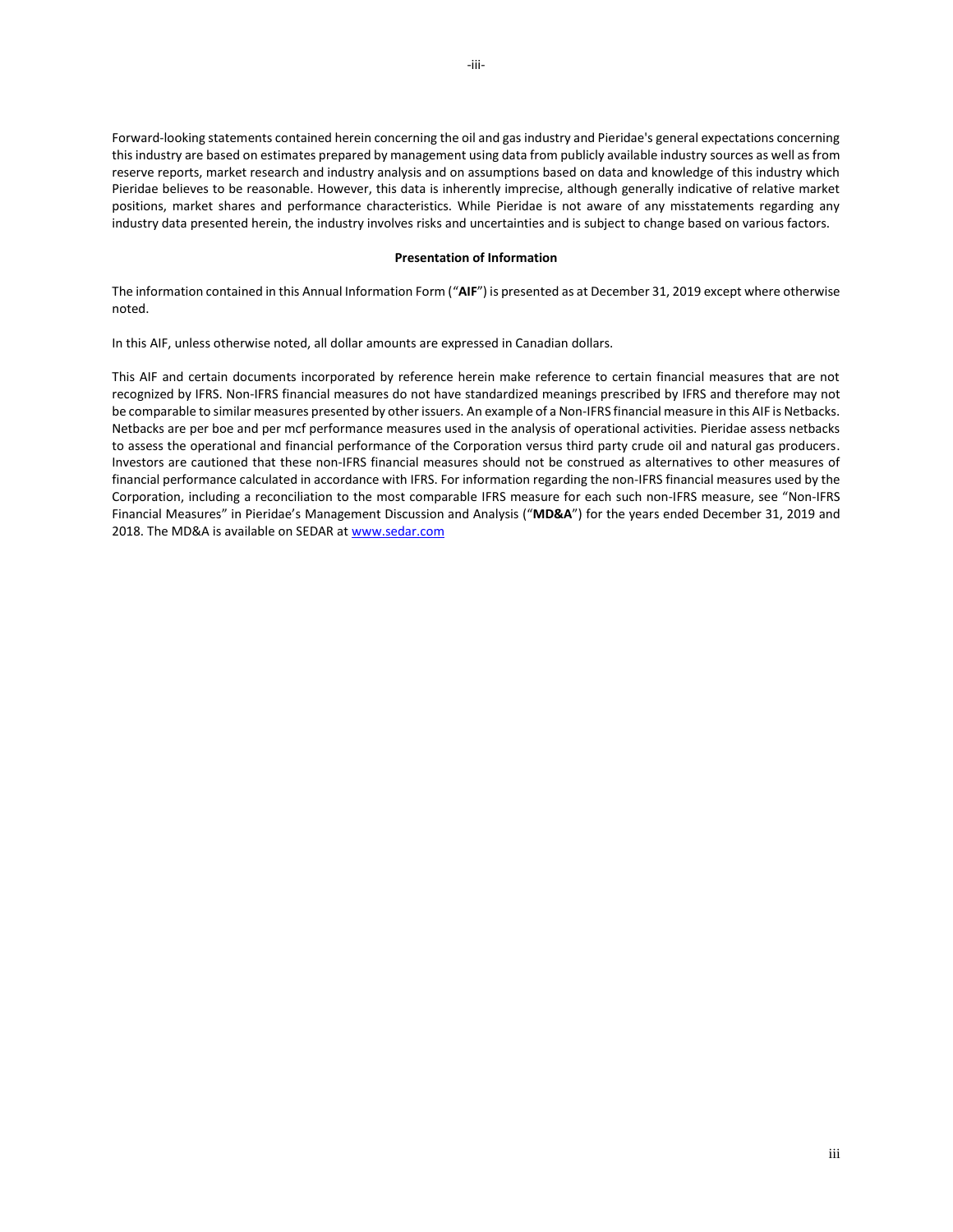Forward-looking statements contained herein concerning the oil and gas industry and Pieridae's general expectations concerning this industry are based on estimates prepared by management using data from publicly available industry sources as well as from reserve reports, market research and industry analysis and on assumptions based on data and knowledge of this industry which Pieridae believes to be reasonable. However, this data is inherently imprecise, although generally indicative of relative market positions, market shares and performance characteristics. While Pieridae is not aware of any misstatements regarding any industry data presented herein, the industry involves risks and uncertainties and is subject to change based on various factors.

**Presentation of Information**

The information contained in this Annual Information Form ("**AIF**") is presented as at December 31, 2019 except where otherwise noted.

In this AIF, unless otherwise noted, all dollar amounts are expressed in Canadian dollars.

This AIF and certain documents incorporated by reference herein make reference to certain financial measures that are not recognized by IFRS. Non-IFRS financial measures do not have standardized meanings prescribed by IFRS and therefore may not be comparable to similar measures presented by other issuers. An example of a Non-IFRS financial measure in this AIF is Netbacks. Netbacks are per boe and per mcf performance measures used in the analysis of operational activities. Pieridae assess netbacks to assess the operational and financial performance of the Corporation versus third party crude oil and natural gas producers. Investors are cautioned that these non-IFRS financial measures should not be construed as alternatives to other measures of financial performance calculated in accordance with IFRS. For information regarding the non-IFRS financial measures used by the Corporation, including a reconciliation to the most comparable IFRS measure for each such non-IFRS measure, see "Non-IFRS Financial Measures" in Pieridae's Management Discussion and Analysis ("**MD&A**") for the years ended December 31, 2019 and 2018. The MD&A is available on SEDAR at [www.sedar.com](http://www.sedar.com)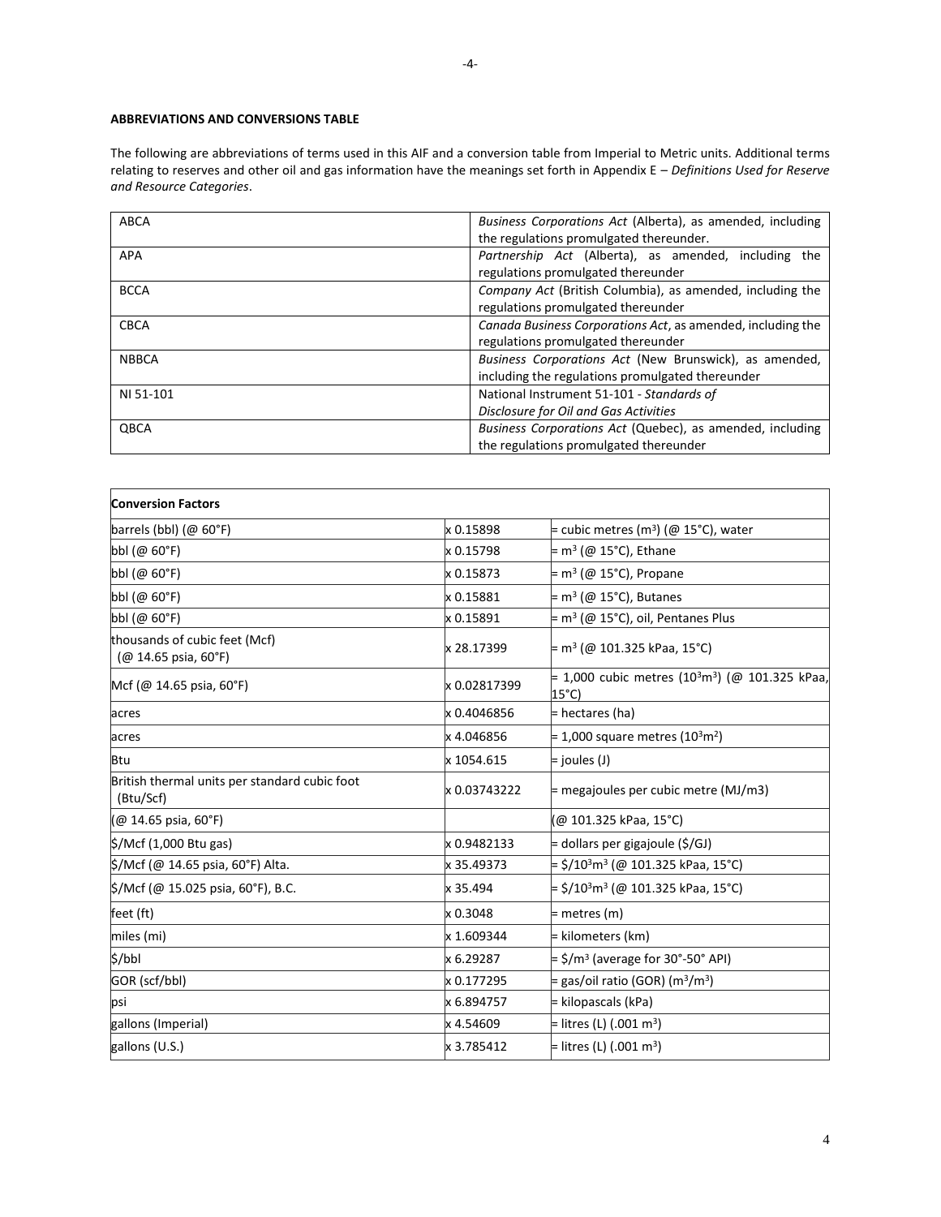**ABBREVIATIONS AND CONVERSIONS TABLE**

The following are abbreviations of terms used in this AIF and a conversion table from Imperial to Metric units. Additional terms relating to reserves and other oil and gas information have the meanings set forth in Appendix E – *Definitions Used for Reserve and Resource Categories*.

| | |
|---|---|
| ABCA | *Business Corporations Act* (Alberta), as amended, including the regulations promulgated thereunder. |
| APA | *Partnership Act* (Alberta), as amended, including the regulations promulgated thereunder |
| BCCA | *Company Act* (British Columbia), as amended, including the regulations promulgated thereunder |
| CBCA | *Canada Business Corporations Act*, as amended, including the regulations promulgated thereunder |
| NBBCA | *Business Corporations Act* (New Brunswick), as amended, including the regulations promulgated thereunder |
| NI 51-101 | National Instrument 51-101 - *Standards of Disclosure for Oil and Gas Activities* |
| QBCA | *Business Corporations Act* (Quebec), as amended, including the regulations promulgated thereunder |

| **Conversion Factors** | | |
|---|---|---|
| barrels (bbl) (@ 60°F) | x 0.15898 | = cubic metres ($m^3$) (@ 15°C), water |
| bbl (@ 60°F) | x 0.15798 | = $m^3$ (@ 15°C), Ethane |
| bbl (@ 60°F) | x 0.15873 | = $m^3$ (@ 15°C), Propane |
| bbl (@ 60°F) | x 0.15881 | = $m^3$ (@ 15°C), Butanes |
| bbl (@ 60°F) | x 0.15891 | = $m^3$ (@ 15°C), oil, Pentanes Plus |
| thousands of cubic feet (Mcf) (@ 14.65 psia, 60°F) | x 28.17399 | = $m^3$ (@ 101.325 kPaa, 15°C) |
| Mcf (@ 14.65 psia, 60°F) | x 0.02817399 | = 1,000 cubic metres ($10^3m^3$) (@ 101.325 kPaa, 15°C) |
| acres | x 0.4046856 | = hectares (ha) |
| acres | x 4.046856 | = 1,000 square metres ($10^3m^2$) |
| Btu | x 1054.615 | = joules (J) |
| British thermal units per standard cubic foot (Btu/Scf) | x 0.03743222 | = megajoules per cubic metre (MJ/m3) |
| (@ 14.65 psia, 60°F) | | (@ 101.325 kPaa, 15°C) |
| $/Mcf (1,000 Btu gas) | x 0.9482133 | = dollars per gigajoule ($/GJ) |
| $/Mcf (@ 14.65 psia, 60°F) Alta. | x 35.49373 | = $/$10^3m^3$ (@ 101.325 kPaa, 15°C) |
| $/Mcf (@ 15.025 psia, 60°F), B.C. | x 35.494 | = $/$10^3m^3$ (@ 101.325 kPaa, 15°C) |
| feet (ft) | x 0.3048 | = metres (m) |
| miles (mi) | x 1.609344 | = kilometers (km) |
| $/bbl | x 6.29287 | = $/$m^3$ (average for 30°-50° API) |
| GOR (scf/bbl) | x 0.177295 | = gas/oil ratio (GOR) ($m^3/m^3$) |
| psi | x 6.894757 | = kilopascals (kPa) |
| gallons (Imperial) | x 4.54609 | = litres (L) (.001 $m^3$) |
| gallons (U.S.) | x 3.785412 | = litres (L) (.001 $m^3$) |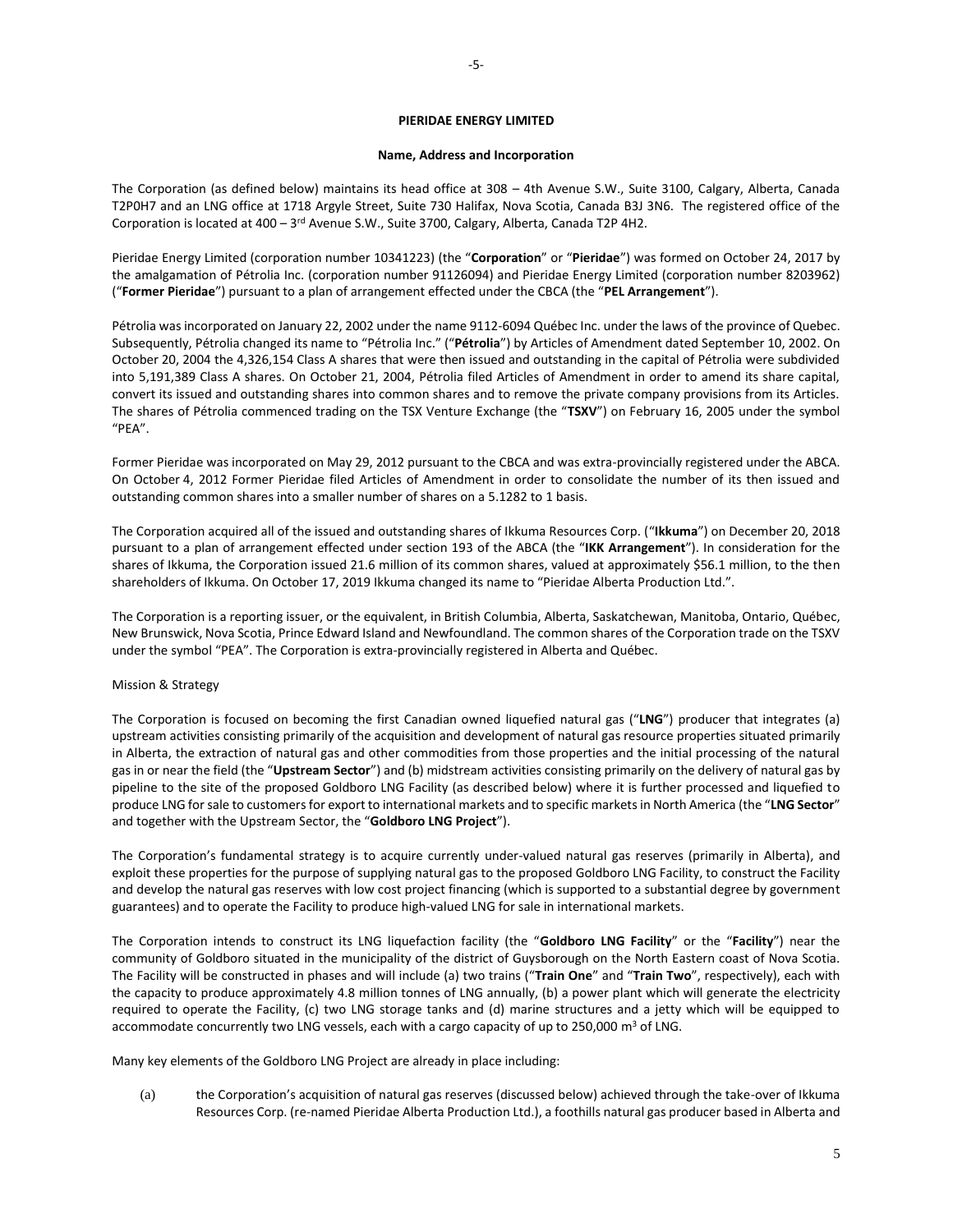## PIERIDAE ENERGY LIMITED

### Name, Address and Incorporation

The Corporation (as defined below) maintains its head office at 308 – 4th Avenue S.W., Suite 3100, Calgary, Alberta, Canada T2P0H7 and an LNG office at 1718 Argyle Street, Suite 730 Halifax, Nova Scotia, Canada B3J 3N6. The registered office of the Corporation is located at 400 – 3rd Avenue S.W., Suite 3700, Calgary, Alberta, Canada T2P 4H2.

Pieridae Energy Limited (corporation number 10341223) (the "**Corporation**" or "**Pieridae**") was formed on October 24, 2017 by the amalgamation of Pétrolia Inc. (corporation number 91126094) and Pieridae Energy Limited (corporation number 8203962) ("**Former Pieridae**") pursuant to a plan of arrangement effected under the CBCA (the "**PEL Arrangement**").

Pétrolia was incorporated on January 22, 2002 under the name 9112-6094 Québec Inc. under the laws of the province of Quebec. Subsequently, Pétrolia changed its name to "Pétrolia Inc." ("**Pétrolia**") by Articles of Amendment dated September 10, 2002. On October 20, 2004 the 4,326,154 Class A shares that were then issued and outstanding in the capital of Pétrolia were subdivided into 5,191,389 Class A shares. On October 21, 2004, Pétrolia filed Articles of Amendment in order to amend its share capital, convert its issued and outstanding shares into common shares and to remove the private company provisions from its Articles. The shares of Pétrolia commenced trading on the TSX Venture Exchange (the "**TSXV**") on February 16, 2005 under the symbol "PEA".

Former Pieridae was incorporated on May 29, 2012 pursuant to the CBCA and was extra-provincially registered under the ABCA. On October 4, 2012 Former Pieridae filed Articles of Amendment in order to consolidate the number of its then issued and outstanding common shares into a smaller number of shares on a 5.1282 to 1 basis.

The Corporation acquired all of the issued and outstanding shares of Ikkuma Resources Corp. ("**Ikkuma**") on December 20, 2018 pursuant to a plan of arrangement effected under section 193 of the ABCA (the "**IKK Arrangement**"). In consideration for the shares of Ikkuma, the Corporation issued 21.6 million of its common shares, valued at approximately $56.1 million, to the then shareholders of Ikkuma. On October 17, 2019 Ikkuma changed its name to "Pieridae Alberta Production Ltd.".

The Corporation is a reporting issuer, or the equivalent, in British Columbia, Alberta, Saskatchewan, Manitoba, Ontario, Québec, New Brunswick, Nova Scotia, Prince Edward Island and Newfoundland. The common shares of the Corporation trade on the TSXV under the symbol "PEA". The Corporation is extra-provincially registered in Alberta and Québec.

Mission & Strategy

The Corporation is focused on becoming the first Canadian owned liquefied natural gas ("**LNG**") producer that integrates (a) upstream activities consisting primarily of the acquisition and development of natural gas resource properties situated primarily in Alberta, the extraction of natural gas and other commodities from those properties and the initial processing of the natural gas in or near the field (the "**Upstream Sector**") and (b) midstream activities consisting primarily on the delivery of natural gas by pipeline to the site of the proposed Goldboro LNG Facility (as described below) where it is further processed and liquefied to produce LNG for sale to customers for export to international markets and to specific markets in North America (the "**LNG Sector**" and together with the Upstream Sector, the "**Goldboro LNG Project**").

The Corporation's fundamental strategy is to acquire currently under-valued natural gas reserves (primarily in Alberta), and exploit these properties for the purpose of supplying natural gas to the proposed Goldboro LNG Facility, to construct the Facility and develop the natural gas reserves with low cost project financing (which is supported to a substantial degree by government guarantees) and to operate the Facility to produce high-valued LNG for sale in international markets.

The Corporation intends to construct its LNG liquefaction facility (the "**Goldboro LNG Facility**" or the "**Facility**") near the community of Goldboro situated in the municipality of the district of Guysborough on the North Eastern coast of Nova Scotia. The Facility will be constructed in phases and will include (a) two trains ("**Train One**" and "**Train Two**", respectively), each with the capacity to produce approximately 4.8 million tonnes of LNG annually, (b) a power plant which will generate the electricity required to operate the Facility, (c) two LNG storage tanks and (d) marine structures and a jetty which will be equipped to accommodate concurrently two LNG vessels, each with a cargo capacity of up to 250,000 $m^3$ of LNG.

Many key elements of the Goldboro LNG Project are already in place including:

(a) the Corporation's acquisition of natural gas reserves (discussed below) achieved through the take-over of Ikkuma Resources Corp. (re-named Pieridae Alberta Production Ltd.), a foothills natural gas producer based in Alberta and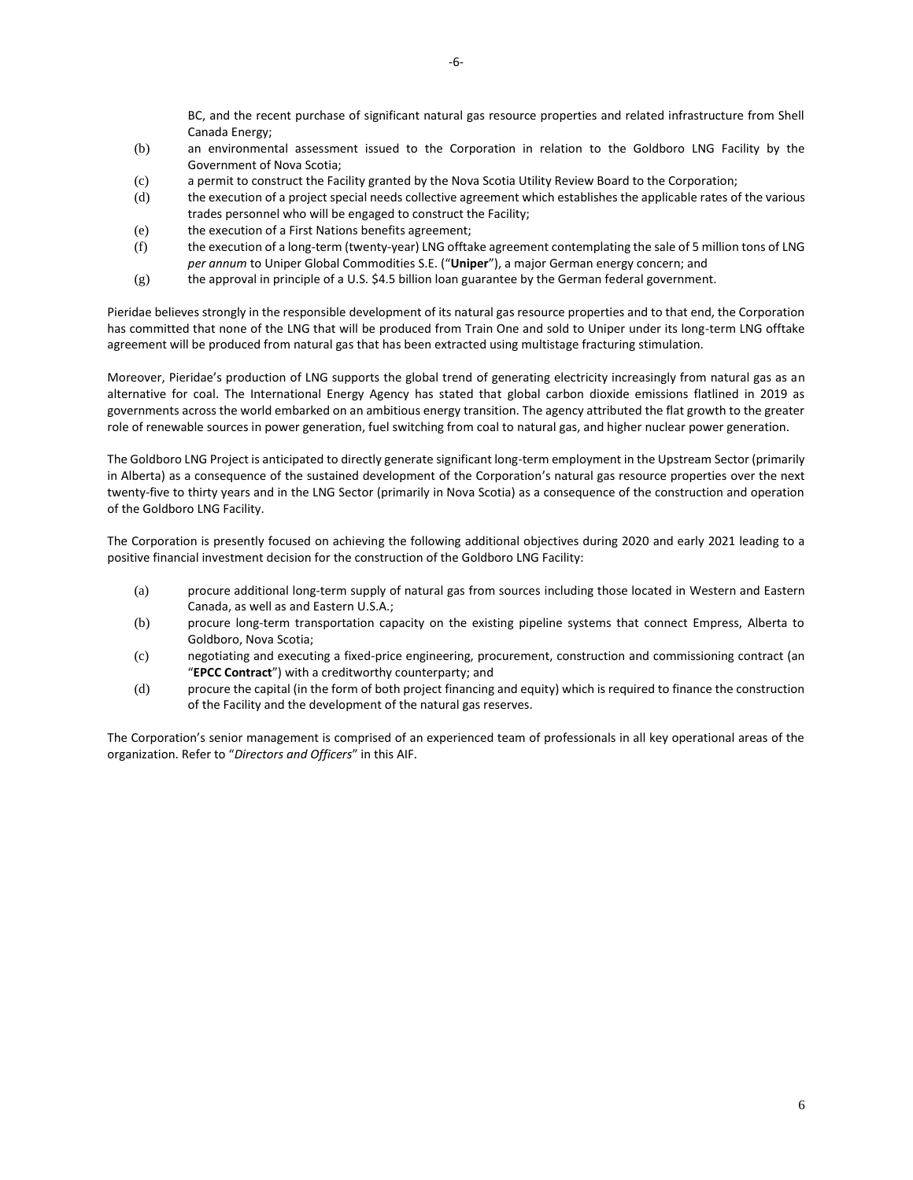BC, and the recent purchase of significant natural gas resource properties and related infrastructure from Shell Canada Energy;

(b) an environmental assessment issued to the Corporation in relation to the Goldboro LNG Facility by the Government of Nova Scotia;

(c) a permit to construct the Facility granted by the Nova Scotia Utility Review Board to the Corporation;

(d) the execution of a project special needs collective agreement which establishes the applicable rates of the various trades personnel who will be engaged to construct the Facility;

(e) the execution of a First Nations benefits agreement;

(f) the execution of a long-term (twenty-year) LNG offtake agreement contemplating the sale of 5 million tons of LNG *per annum* to Uniper Global Commodities S.E. ("**Uniper**"), a major German energy concern; and

(g) the approval in principle of a U.S. $4.5 billion loan guarantee by the German federal government.

Pieridae believes strongly in the responsible development of its natural gas resource properties and to that end, the Corporation has committed that none of the LNG that will be produced from Train One and sold to Uniper under its long-term LNG offtake agreement will be produced from natural gas that has been extracted using multistage fracturing stimulation.

Moreover, Pieridae's production of LNG supports the global trend of generating electricity increasingly from natural gas as an alternative for coal. The International Energy Agency has stated that global carbon dioxide emissions flatlined in 2019 as governments across the world embarked on an ambitious energy transition. The agency attributed the flat growth to the greater role of renewable sources in power generation, fuel switching from coal to natural gas, and higher nuclear power generation.

The Goldboro LNG Project is anticipated to directly generate significant long-term employment in the Upstream Sector (primarily in Alberta) as a consequence of the sustained development of the Corporation's natural gas resource properties over the next twenty-five to thirty years and in the LNG Sector (primarily in Nova Scotia) as a consequence of the construction and operation of the Goldboro LNG Facility.

The Corporation is presently focused on achieving the following additional objectives during 2020 and early 2021 leading to a positive financial investment decision for the construction of the Goldboro LNG Facility:

(a) procure additional long-term supply of natural gas from sources including those located in Western and Eastern Canada, as well as and Eastern U.S.A.;

(b) procure long-term transportation capacity on the existing pipeline systems that connect Empress, Alberta to Goldboro, Nova Scotia;

(c) negotiating and executing a fixed-price engineering, procurement, construction and commissioning contract (an "**EPCC Contract**") with a creditworthy counterparty; and

(d) procure the capital (in the form of both project financing and equity) which is required to finance the construction of the Facility and the development of the natural gas reserves.

The Corporation's senior management is comprised of an experienced team of professionals in all key operational areas of the organization. Refer to "*Directors and Officers*" in this AIF.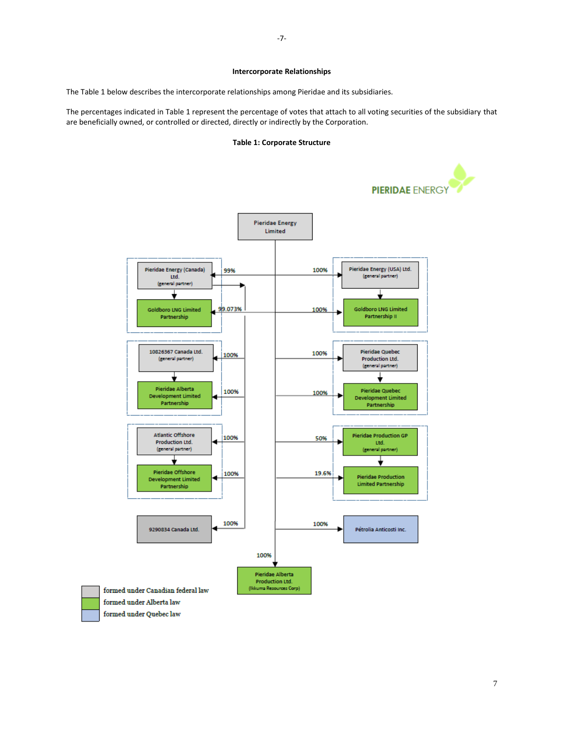### Intercorporate Relationships

The Table 1 below describes the intercorporate relationships among Pieridae and its subsidiaries.

The percentages indicated in Table 1 represent the percentage of votes that attach to all voting securities of the subsidiary that are beneficially owned, or controlled or directed, directly or indirectly by the Corporation.

**Table 1: Corporate Structure**

PIERIDAE ENERGY

Pieridae Energy Limited

| Subsidiary | Percentage |
| --- | --- |
| Pieridae Energy (Canada) Ltd. (general partner) | 99% |
| Goldboro LNG Limited Partnership | 99.073% |
| Pieridae Energy (USA) Ltd. (general partner) | 100% |
| Goldboro LNG Limited Partnership II | 100% |
| 10826367 Canada Ltd. (general partner) | 100% |
| Pieridae Alberta Development Limited Partnership | 100% |
| Pieridae Quebec Production Ltd. (general partner) | 100% |
| Pieridae Quebec Development Limited Partnership | 100% |
| Atlantic Offshore Production Ltd. (general partner) | 100% |
| Pieridae Offshore Development Limited Partnership | 100% |
| Pieridae Production GP Ltd. (general partner) | 50% |
| Pieridae Production Limited Partnership | 19.6% |
| 9290834 Canada Ltd. | 100% |
| Pétrolia Anticosti Inc. | 100% |
| Pieridae Alberta Production Ltd. (Ikkuma Resources Corp) | 100% |

Legend:
- formed under Canadian federal law
- formed under Alberta law
- formed under Quebec law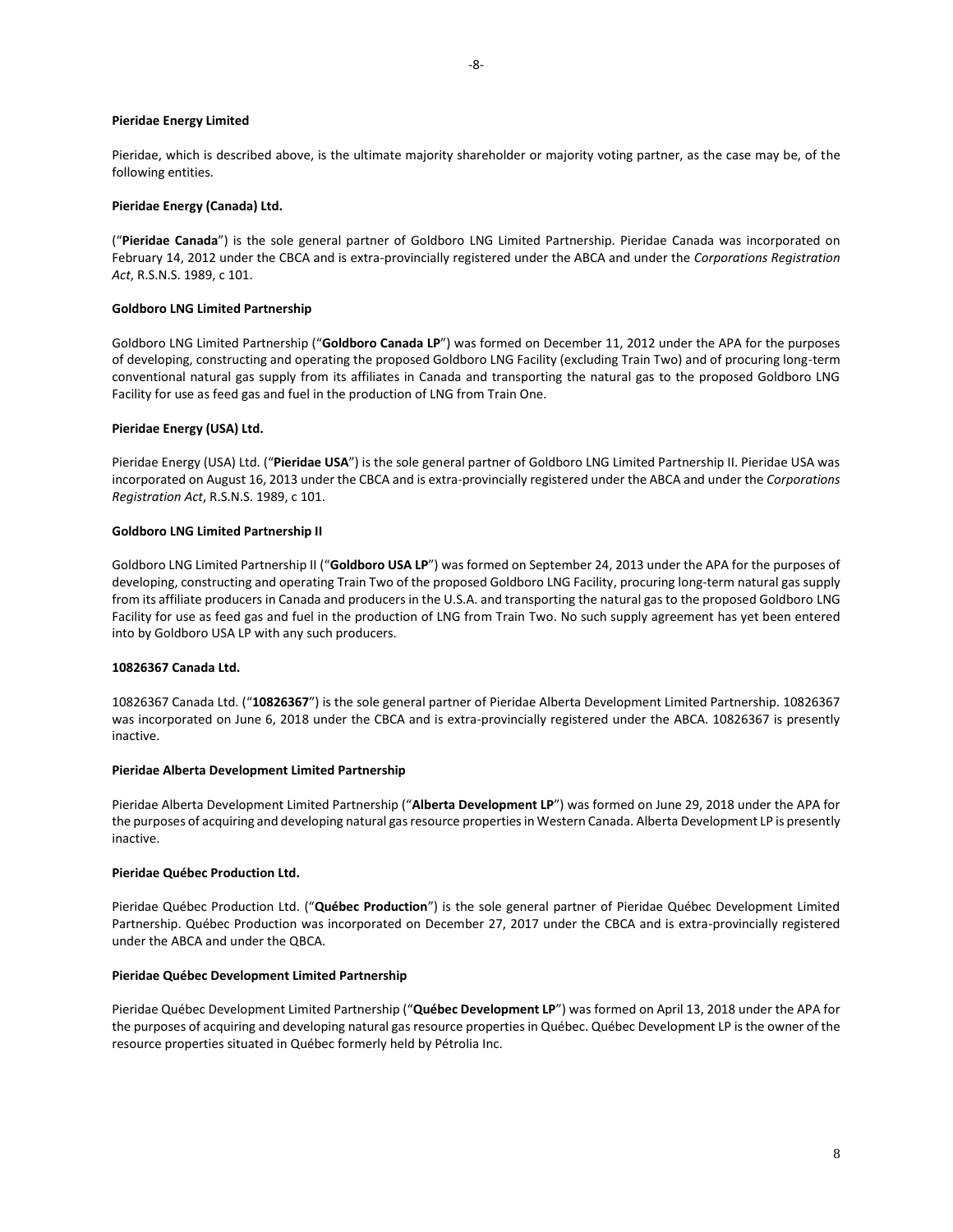**Pieridae Energy Limited**

Pieridae, which is described above, is the ultimate majority shareholder or majority voting partner, as the case may be, of the following entities.

**Pieridae Energy (Canada) Ltd.**

("**Pieridae Canada**") is the sole general partner of Goldboro LNG Limited Partnership. Pieridae Canada was incorporated on February 14, 2012 under the CBCA and is extra-provincially registered under the ABCA and under the *Corporations Registration Act*, R.S.N.S. 1989, c 101.

**Goldboro LNG Limited Partnership**

Goldboro LNG Limited Partnership ("**Goldboro Canada LP**") was formed on December 11, 2012 under the APA for the purposes of developing, constructing and operating the proposed Goldboro LNG Facility (excluding Train Two) and of procuring long-term conventional natural gas supply from its affiliates in Canada and transporting the natural gas to the proposed Goldboro LNG Facility for use as feed gas and fuel in the production of LNG from Train One.

**Pieridae Energy (USA) Ltd.**

Pieridae Energy (USA) Ltd. ("**Pieridae USA**") is the sole general partner of Goldboro LNG Limited Partnership II. Pieridae USA was incorporated on August 16, 2013 under the CBCA and is extra-provincially registered under the ABCA and under the *Corporations Registration Act*, R.S.N.S. 1989, c 101.

**Goldboro LNG Limited Partnership II**

Goldboro LNG Limited Partnership II ("**Goldboro USA LP**") was formed on September 24, 2013 under the APA for the purposes of developing, constructing and operating Train Two of the proposed Goldboro LNG Facility, procuring long-term natural gas supply from its affiliate producers in Canada and producers in the U.S.A. and transporting the natural gas to the proposed Goldboro LNG Facility for use as feed gas and fuel in the production of LNG from Train Two. No such supply agreement has yet been entered into by Goldboro USA LP with any such producers.

**10826367 Canada Ltd.**

10826367 Canada Ltd. ("**10826367**") is the sole general partner of Pieridae Alberta Development Limited Partnership. 10826367 was incorporated on June 6, 2018 under the CBCA and is extra-provincially registered under the ABCA. 10826367 is presently inactive.

**Pieridae Alberta Development Limited Partnership**

Pieridae Alberta Development Limited Partnership ("**Alberta Development LP**") was formed on June 29, 2018 under the APA for the purposes of acquiring and developing natural gas resource properties in Western Canada. Alberta Development LP is presently inactive.

**Pieridae Québec Production Ltd.**

Pieridae Québec Production Ltd. ("**Québec Production**") is the sole general partner of Pieridae Québec Development Limited Partnership. Québec Production was incorporated on December 27, 2017 under the CBCA and is extra-provincially registered under the ABCA and under the QBCA.

**Pieridae Québec Development Limited Partnership**

Pieridae Québec Development Limited Partnership ("**Québec Development LP**") was formed on April 13, 2018 under the APA for the purposes of acquiring and developing natural gas resource properties in Québec. Québec Development LP is the owner of the resource properties situated in Québec formerly held by Pétrolia Inc.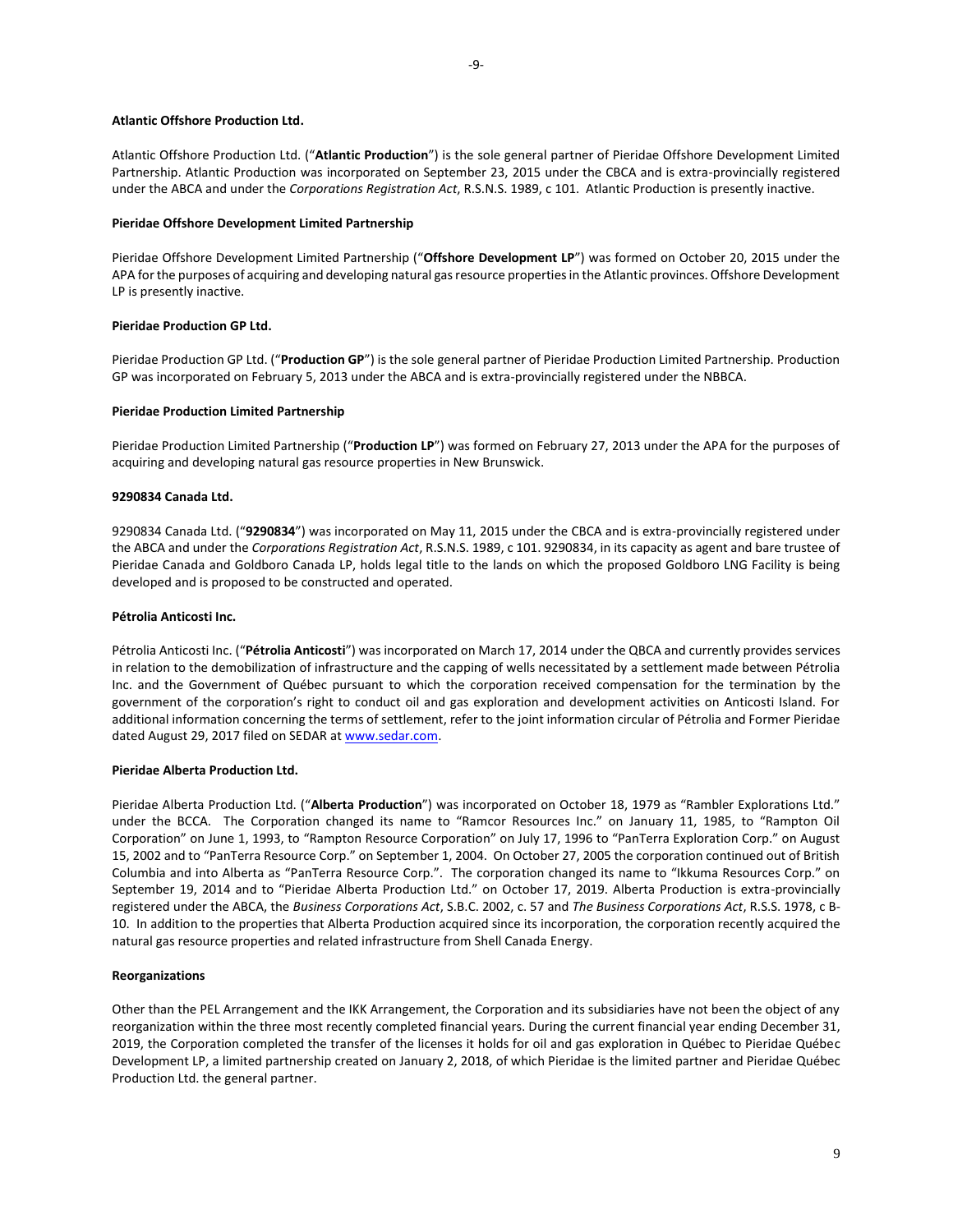**Atlantic Offshore Production Ltd.**

Atlantic Offshore Production Ltd. ("**Atlantic Production**") is the sole general partner of Pieridae Offshore Development Limited Partnership. Atlantic Production was incorporated on September 23, 2015 under the CBCA and is extra-provincially registered under the ABCA and under the *Corporations Registration Act*, R.S.N.S. 1989, c 101. Atlantic Production is presently inactive.

**Pieridae Offshore Development Limited Partnership**

Pieridae Offshore Development Limited Partnership ("**Offshore Development LP**") was formed on October 20, 2015 under the APA for the purposes of acquiring and developing natural gas resource properties in the Atlantic provinces. Offshore Development LP is presently inactive.

**Pieridae Production GP Ltd.**

Pieridae Production GP Ltd. ("**Production GP**") is the sole general partner of Pieridae Production Limited Partnership. Production GP was incorporated on February 5, 2013 under the ABCA and is extra-provincially registered under the NBBCA.

**Pieridae Production Limited Partnership**

Pieridae Production Limited Partnership ("**Production LP**") was formed on February 27, 2013 under the APA for the purposes of acquiring and developing natural gas resource properties in New Brunswick.

**9290834 Canada Ltd.**

9290834 Canada Ltd. ("**9290834**") was incorporated on May 11, 2015 under the CBCA and is extra-provincially registered under the ABCA and under the *Corporations Registration Act*, R.S.N.S. 1989, c 101. 9290834, in its capacity as agent and bare trustee of Pieridae Canada and Goldboro Canada LP, holds legal title to the lands on which the proposed Goldboro LNG Facility is being developed and is proposed to be constructed and operated.

**Pétrolia Anticosti Inc.**

Pétrolia Anticosti Inc. ("**Pétrolia Anticosti**") was incorporated on March 17, 2014 under the QBCA and currently provides services in relation to the demobilization of infrastructure and the capping of wells necessitated by a settlement made between Pétrolia Inc. and the Government of Québec pursuant to which the corporation received compensation for the termination by the government of the corporation's right to conduct oil and gas exploration and development activities on Anticosti Island. For additional information concerning the terms of settlement, refer to the joint information circular of Pétrolia and Former Pieridae dated August 29, 2017 filed on SEDAR at www.sedar.com.

**Pieridae Alberta Production Ltd.**

Pieridae Alberta Production Ltd. ("**Alberta Production**") was incorporated on October 18, 1979 as "Rambler Explorations Ltd." under the BCCA. The Corporation changed its name to "Ramcor Resources Inc." on January 11, 1985, to "Rampton Oil Corporation" on June 1, 1993, to "Rampton Resource Corporation" on July 17, 1996 to "PanTerra Exploration Corp." on August 15, 2002 and to "PanTerra Resource Corp." on September 1, 2004. On October 27, 2005 the corporation continued out of British Columbia and into Alberta as "PanTerra Resource Corp.". The corporation changed its name to "Ikkuma Resources Corp." on September 19, 2014 and to "Pieridae Alberta Production Ltd." on October 17, 2019. Alberta Production is extra-provincially registered under the ABCA, the *Business Corporations Act*, S.B.C. 2002, c. 57 and *The Business Corporations Act*, R.S.S. 1978, c B-10. In addition to the properties that Alberta Production acquired since its incorporation, the corporation recently acquired the natural gas resource properties and related infrastructure from Shell Canada Energy.

**Reorganizations**

Other than the PEL Arrangement and the IKK Arrangement, the Corporation and its subsidiaries have not been the object of any reorganization within the three most recently completed financial years. During the current financial year ending December 31, 2019, the Corporation completed the transfer of the licenses it holds for oil and gas exploration in Québec to Pieridae Québec Development LP, a limited partnership created on January 2, 2018, of which Pieridae is the limited partner and Pieridae Québec Production Ltd. the general partner.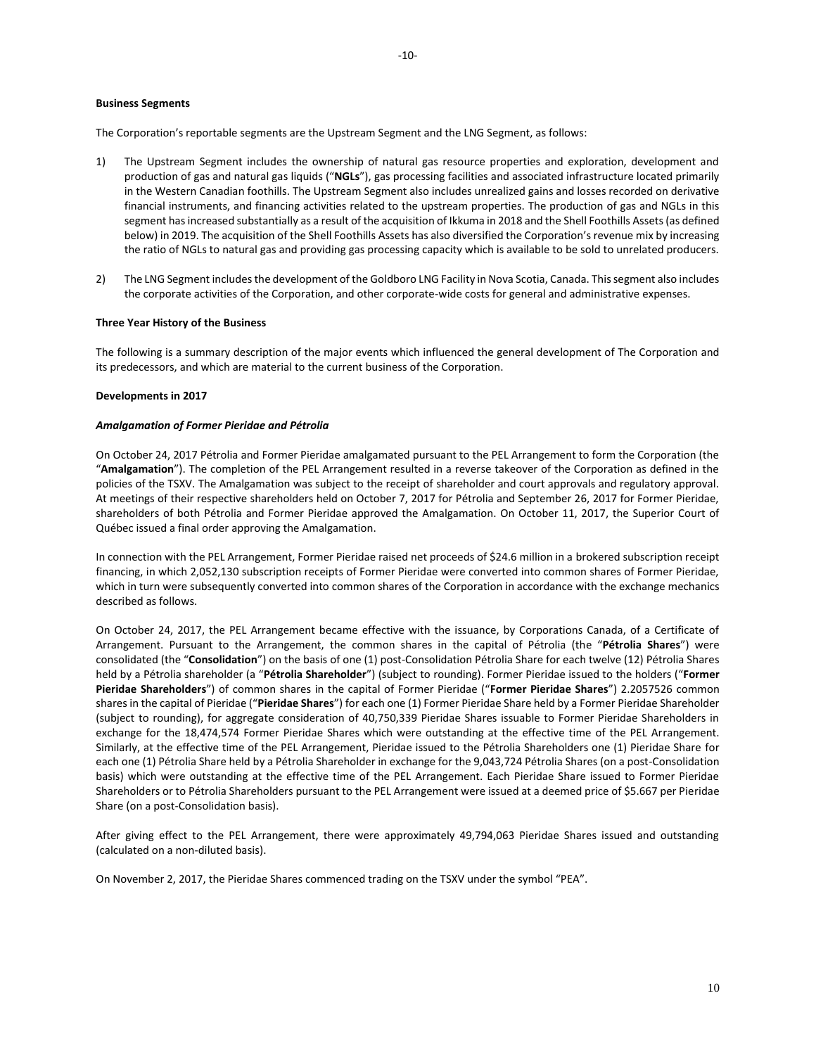**Business Segments**

The Corporation's reportable segments are the Upstream Segment and the LNG Segment, as follows:

1) The Upstream Segment includes the ownership of natural gas resource properties and exploration, development and production of gas and natural gas liquids ("**NGLs**"), gas processing facilities and associated infrastructure located primarily in the Western Canadian foothills. The Upstream Segment also includes unrealized gains and losses recorded on derivative financial instruments, and financing activities related to the upstream properties. The production of gas and NGLs in this segment has increased substantially as a result of the acquisition of Ikkuma in 2018 and the Shell Foothills Assets (as defined below) in 2019. The acquisition of the Shell Foothills Assets has also diversified the Corporation's revenue mix by increasing the ratio of NGLs to natural gas and providing gas processing capacity which is available to be sold to unrelated producers.

2) The LNG Segment includes the development of the Goldboro LNG Facility in Nova Scotia, Canada. This segment also includes the corporate activities of the Corporation, and other corporate-wide costs for general and administrative expenses.

**Three Year History of the Business**

The following is a summary description of the major events which influenced the general development of The Corporation and its predecessors, and which are material to the current business of the Corporation.

**Developments in 2017**

***Amalgamation of Former Pieridae and Pétrolia***

On October 24, 2017 Pétrolia and Former Pieridae amalgamated pursuant to the PEL Arrangement to form the Corporation (the "**Amalgamation**"). The completion of the PEL Arrangement resulted in a reverse takeover of the Corporation as defined in the policies of the TSXV. The Amalgamation was subject to the receipt of shareholder and court approvals and regulatory approval. At meetings of their respective shareholders held on October 7, 2017 for Pétrolia and September 26, 2017 for Former Pieridae, shareholders of both Pétrolia and Former Pieridae approved the Amalgamation. On October 11, 2017, the Superior Court of Québec issued a final order approving the Amalgamation.

In connection with the PEL Arrangement, Former Pieridae raised net proceeds of $24.6 million in a brokered subscription receipt financing, in which 2,052,130 subscription receipts of Former Pieridae were converted into common shares of Former Pieridae, which in turn were subsequently converted into common shares of the Corporation in accordance with the exchange mechanics described as follows.

On October 24, 2017, the PEL Arrangement became effective with the issuance, by Corporations Canada, of a Certificate of Arrangement. Pursuant to the Arrangement, the common shares in the capital of Pétrolia (the "**Pétrolia Shares**") were consolidated (the "**Consolidation**") on the basis of one (1) post-Consolidation Pétrolia Share for each twelve (12) Pétrolia Shares held by a Pétrolia shareholder (a "**Pétrolia Shareholder**") (subject to rounding). Former Pieridae issued to the holders ("**Former Pieridae Shareholders**") of common shares in the capital of Former Pieridae ("**Former Pieridae Shares**") 2.2057526 common shares in the capital of Pieridae ("**Pieridae Shares**") for each one (1) Former Pieridae Share held by a Former Pieridae Shareholder (subject to rounding), for aggregate consideration of 40,750,339 Pieridae Shares issuable to Former Pieridae Shareholders in exchange for the 18,474,574 Former Pieridae Shares which were outstanding at the effective time of the PEL Arrangement. Similarly, at the effective time of the PEL Arrangement, Pieridae issued to the Pétrolia Shareholders one (1) Pieridae Share for each one (1) Pétrolia Share held by a Pétrolia Shareholder in exchange for the 9,043,724 Pétrolia Shares (on a post-Consolidation basis) which were outstanding at the effective time of the PEL Arrangement. Each Pieridae Share issued to Former Pieridae Shareholders or to Pétrolia Shareholders pursuant to the PEL Arrangement were issued at a deemed price of $5.667 per Pieridae Share (on a post-Consolidation basis).

After giving effect to the PEL Arrangement, there were approximately 49,794,063 Pieridae Shares issued and outstanding (calculated on a non-diluted basis).

On November 2, 2017, the Pieridae Shares commenced trading on the TSXV under the symbol "PEA".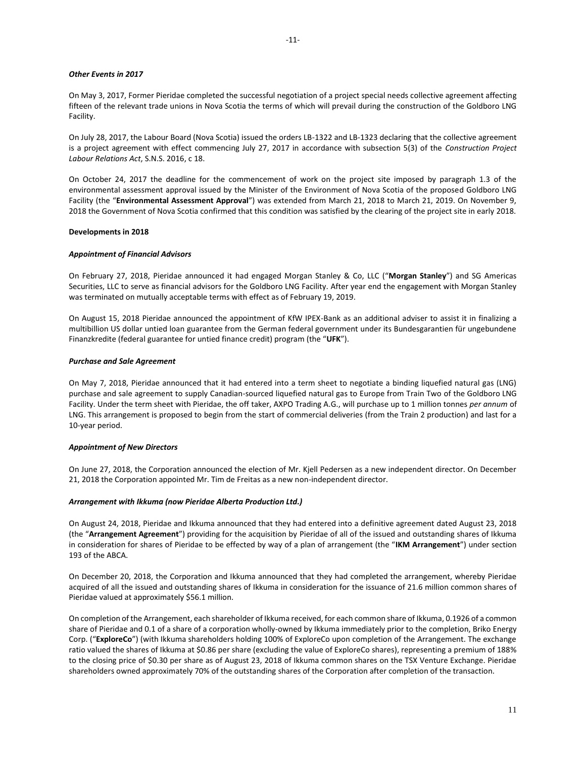***Other Events in 2017***

On May 3, 2017, Former Pieridae completed the successful negotiation of a project special needs collective agreement affecting fifteen of the relevant trade unions in Nova Scotia the terms of which will prevail during the construction of the Goldboro LNG Facility.

On July 28, 2017, the Labour Board (Nova Scotia) issued the orders LB-1322 and LB-1323 declaring that the collective agreement is a project agreement with effect commencing July 27, 2017 in accordance with subsection 5(3) of the *Construction Project Labour Relations Act*, S.N.S. 2016, c 18.

On October 24, 2017 the deadline for the commencement of work on the project site imposed by paragraph 1.3 of the environmental assessment approval issued by the Minister of the Environment of Nova Scotia of the proposed Goldboro LNG Facility (the "**Environmental Assessment Approval**") was extended from March 21, 2018 to March 21, 2019. On November 9, 2018 the Government of Nova Scotia confirmed that this condition was satisfied by the clearing of the project site in early 2018.

**Developments in 2018**

***Appointment of Financial Advisors***

On February 27, 2018, Pieridae announced it had engaged Morgan Stanley & Co, LLC ("**Morgan Stanley**") and SG Americas Securities, LLC to serve as financial advisors for the Goldboro LNG Facility. After year end the engagement with Morgan Stanley was terminated on mutually acceptable terms with effect as of February 19, 2019.

On August 15, 2018 Pieridae announced the appointment of KfW IPEX-Bank as an additional adviser to assist it in finalizing a multibillion US dollar untied loan guarantee from the German federal government under its Bundesgarantien für ungebundene Finanzkredite (federal guarantee for untied finance credit) program (the "**UFK**").

***Purchase and Sale Agreement***

On May 7, 2018, Pieridae announced that it had entered into a term sheet to negotiate a binding liquefied natural gas (LNG) purchase and sale agreement to supply Canadian-sourced liquefied natural gas to Europe from Train Two of the Goldboro LNG Facility. Under the term sheet with Pieridae, the off taker, AXPO Trading A.G., will purchase up to 1 million tonnes *per annum* of LNG. This arrangement is proposed to begin from the start of commercial deliveries (from the Train 2 production) and last for a 10-year period.

***Appointment of New Directors***

On June 27, 2018, the Corporation announced the election of Mr. Kjell Pedersen as a new independent director. On December 21, 2018 the Corporation appointed Mr. Tim de Freitas as a new non-independent director.

***Arrangement with Ikkuma (now Pieridae Alberta Production Ltd.)***

On August 24, 2018, Pieridae and Ikkuma announced that they had entered into a definitive agreement dated August 23, 2018 (the "**Arrangement Agreement**") providing for the acquisition by Pieridae of all of the issued and outstanding shares of Ikkuma in consideration for shares of Pieridae to be effected by way of a plan of arrangement (the "**IKM Arrangement**") under section 193 of the ABCA.

On December 20, 2018, the Corporation and Ikkuma announced that they had completed the arrangement, whereby Pieridae acquired of all the issued and outstanding shares of Ikkuma in consideration for the issuance of 21.6 million common shares of Pieridae valued at approximately $56.1 million.

On completion of the Arrangement, each shareholder of Ikkuma received, for each common share of Ikkuma, 0.1926 of a common share of Pieridae and 0.1 of a share of a corporation wholly-owned by Ikkuma immediately prior to the completion, Briko Energy Corp. ("**ExploreCo**") (with Ikkuma shareholders holding 100% of ExploreCo upon completion of the Arrangement. The exchange ratio valued the shares of Ikkuma at $0.86 per share (excluding the value of ExploreCo shares), representing a premium of 188% to the closing price of $0.30 per share as of August 23, 2018 of Ikkuma common shares on the TSX Venture Exchange. Pieridae shareholders owned approximately 70% of the outstanding shares of the Corporation after completion of the transaction.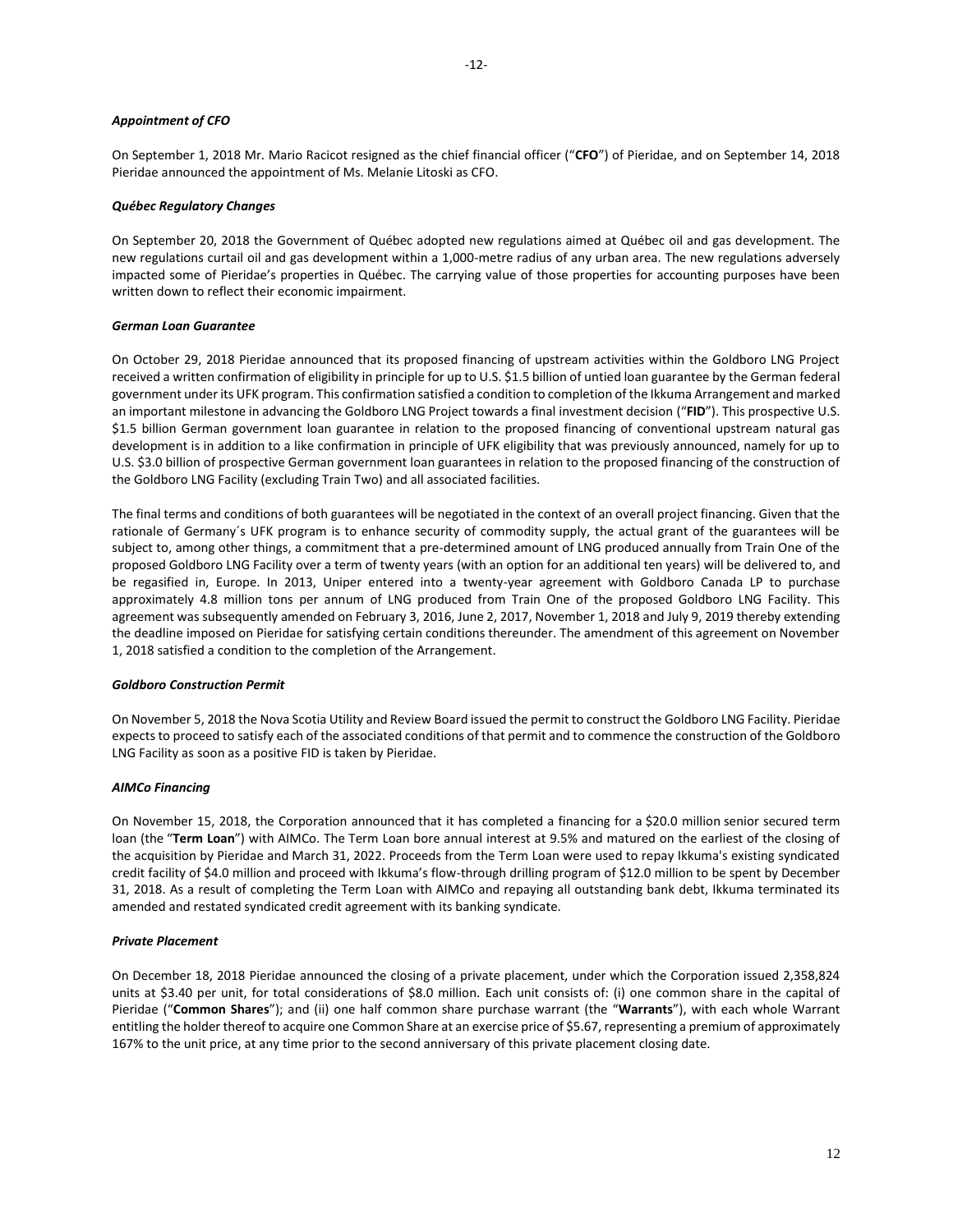***Appointment of CFO***

On September 1, 2018 Mr. Mario Racicot resigned as the chief financial officer ("**CFO**") of Pieridae, and on September 14, 2018 Pieridae announced the appointment of Ms. Melanie Litoski as CFO.

***Québec Regulatory Changes***

On September 20, 2018 the Government of Québec adopted new regulations aimed at Québec oil and gas development. The new regulations curtail oil and gas development within a 1,000-metre radius of any urban area. The new regulations adversely impacted some of Pieridae's properties in Québec. The carrying value of those properties for accounting purposes have been written down to reflect their economic impairment.

***German Loan Guarantee***

On October 29, 2018 Pieridae announced that its proposed financing of upstream activities within the Goldboro LNG Project received a written confirmation of eligibility in principle for up to U.S. $1.5 billion of untied loan guarantee by the German federal government under its UFK program. This confirmation satisfied a condition to completion of the Ikkuma Arrangement and marked an important milestone in advancing the Goldboro LNG Project towards a final investment decision ("**FID**"). This prospective U.S. $1.5 billion German government loan guarantee in relation to the proposed financing of conventional upstream natural gas development is in addition to a like confirmation in principle of UFK eligibility that was previously announced, namely for up to U.S. $3.0 billion of prospective German government loan guarantees in relation to the proposed financing of the construction of the Goldboro LNG Facility (excluding Train Two) and all associated facilities.

The final terms and conditions of both guarantees will be negotiated in the context of an overall project financing. Given that the rationale of Germany´s UFK program is to enhance security of commodity supply, the actual grant of the guarantees will be subject to, among other things, a commitment that a pre-determined amount of LNG produced annually from Train One of the proposed Goldboro LNG Facility over a term of twenty years (with an option for an additional ten years) will be delivered to, and be regasified in, Europe. In 2013, Uniper entered into a twenty-year agreement with Goldboro Canada LP to purchase approximately 4.8 million tons per annum of LNG produced from Train One of the proposed Goldboro LNG Facility. This agreement was subsequently amended on February 3, 2016, June 2, 2017, November 1, 2018 and July 9, 2019 thereby extending the deadline imposed on Pieridae for satisfying certain conditions thereunder. The amendment of this agreement on November 1, 2018 satisfied a condition to the completion of the Arrangement.

***Goldboro Construction Permit***

On November 5, 2018 the Nova Scotia Utility and Review Board issued the permit to construct the Goldboro LNG Facility. Pieridae expects to proceed to satisfy each of the associated conditions of that permit and to commence the construction of the Goldboro LNG Facility as soon as a positive FID is taken by Pieridae.

***AIMCo Financing***

On November 15, 2018, the Corporation announced that it has completed a financing for a $20.0 million senior secured term loan (the "**Term Loan**") with AIMCo. The Term Loan bore annual interest at 9.5% and matured on the earliest of the closing of the acquisition by Pieridae and March 31, 2022. Proceeds from the Term Loan were used to repay Ikkuma's existing syndicated credit facility of $4.0 million and proceed with Ikkuma's flow-through drilling program of $12.0 million to be spent by December 31, 2018. As a result of completing the Term Loan with AIMCo and repaying all outstanding bank debt, Ikkuma terminated its amended and restated syndicated credit agreement with its banking syndicate.

***Private Placement***

On December 18, 2018 Pieridae announced the closing of a private placement, under which the Corporation issued 2,358,824 units at $3.40 per unit, for total considerations of $8.0 million. Each unit consists of: (i) one common share in the capital of Pieridae ("**Common Shares**"); and (ii) one half common share purchase warrant (the "**Warrants**"), with each whole Warrant entitling the holder thereof to acquire one Common Share at an exercise price of $5.67, representing a premium of approximately 167% to the unit price, at any time prior to the second anniversary of this private placement closing date.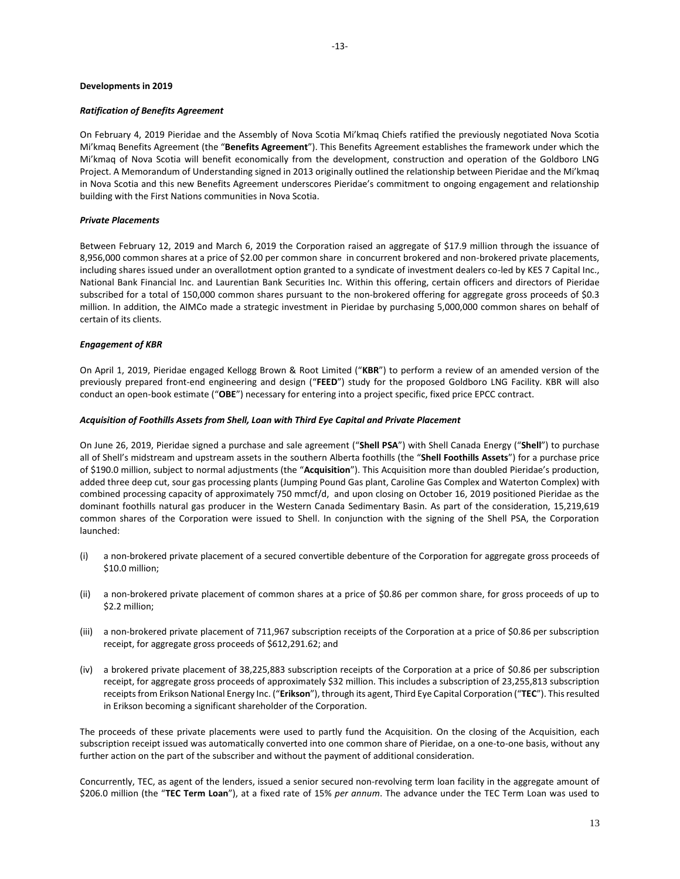**Developments in 2019**

***Ratification of Benefits Agreement***

On February 4, 2019 Pieridae and the Assembly of Nova Scotia Mi'kmaq Chiefs ratified the previously negotiated Nova Scotia Mi'kmaq Benefits Agreement (the "**Benefits Agreement**"). This Benefits Agreement establishes the framework under which the Mi'kmaq of Nova Scotia will benefit economically from the development, construction and operation of the Goldboro LNG Project. A Memorandum of Understanding signed in 2013 originally outlined the relationship between Pieridae and the Mi'kmaq in Nova Scotia and this new Benefits Agreement underscores Pieridae's commitment to ongoing engagement and relationship building with the First Nations communities in Nova Scotia.

***Private Placements***

Between February 12, 2019 and March 6, 2019 the Corporation raised an aggregate of $17.9 million through the issuance of 8,956,000 common shares at a price of $2.00 per common share in concurrent brokered and non-brokered private placements, including shares issued under an overallotment option granted to a syndicate of investment dealers co-led by KES 7 Capital Inc., National Bank Financial Inc. and Laurentian Bank Securities Inc. Within this offering, certain officers and directors of Pieridae subscribed for a total of 150,000 common shares pursuant to the non-brokered offering for aggregate gross proceeds of $0.3 million. In addition, the AIMCo made a strategic investment in Pieridae by purchasing 5,000,000 common shares on behalf of certain of its clients.

***Engagement of KBR***

On April 1, 2019, Pieridae engaged Kellogg Brown & Root Limited ("**KBR**") to perform a review of an amended version of the previously prepared front-end engineering and design ("**FEED**") study for the proposed Goldboro LNG Facility. KBR will also conduct an open-book estimate ("**OBE**") necessary for entering into a project specific, fixed price EPCC contract.

***Acquisition of Foothills Assets from Shell, Loan with Third Eye Capital and Private Placement***

On June 26, 2019, Pieridae signed a purchase and sale agreement ("**Shell PSA**") with Shell Canada Energy ("**Shell**") to purchase all of Shell's midstream and upstream assets in the southern Alberta foothills (the "**Shell Foothills Assets**") for a purchase price of $190.0 million, subject to normal adjustments (the "**Acquisition**"). This Acquisition more than doubled Pieridae's production, added three deep cut, sour gas processing plants (Jumping Pound Gas plant, Caroline Gas Complex and Waterton Complex) with combined processing capacity of approximately 750 mmcf/d, and upon closing on October 16, 2019 positioned Pieridae as the dominant foothills natural gas producer in the Western Canada Sedimentary Basin. As part of the consideration, 15,219,619 common shares of the Corporation were issued to Shell. In conjunction with the signing of the Shell PSA, the Corporation launched:

(i) a non-brokered private placement of a secured convertible debenture of the Corporation for aggregate gross proceeds of $10.0 million;

(ii) a non-brokered private placement of common shares at a price of $0.86 per common share, for gross proceeds of up to $2.2 million;

(iii) a non-brokered private placement of 711,967 subscription receipts of the Corporation at a price of $0.86 per subscription receipt, for aggregate gross proceeds of $612,291.62; and

(iv) a brokered private placement of 38,225,883 subscription receipts of the Corporation at a price of $0.86 per subscription receipt, for aggregate gross proceeds of approximately $32 million. This includes a subscription of 23,255,813 subscription receipts from Erikson National Energy Inc. ("**Erikson**"), through its agent, Third Eye Capital Corporation ("**TEC**"). This resulted in Erikson becoming a significant shareholder of the Corporation.

The proceeds of these private placements were used to partly fund the Acquisition. On the closing of the Acquisition, each subscription receipt issued was automatically converted into one common share of Pieridae, on a one-to-one basis, without any further action on the part of the subscriber and without the payment of additional consideration.

Concurrently, TEC, as agent of the lenders, issued a senior secured non-revolving term loan facility in the aggregate amount of $206.0 million (the "**TEC Term Loan**"), at a fixed rate of 15% *per annum*. The advance under the TEC Term Loan was used to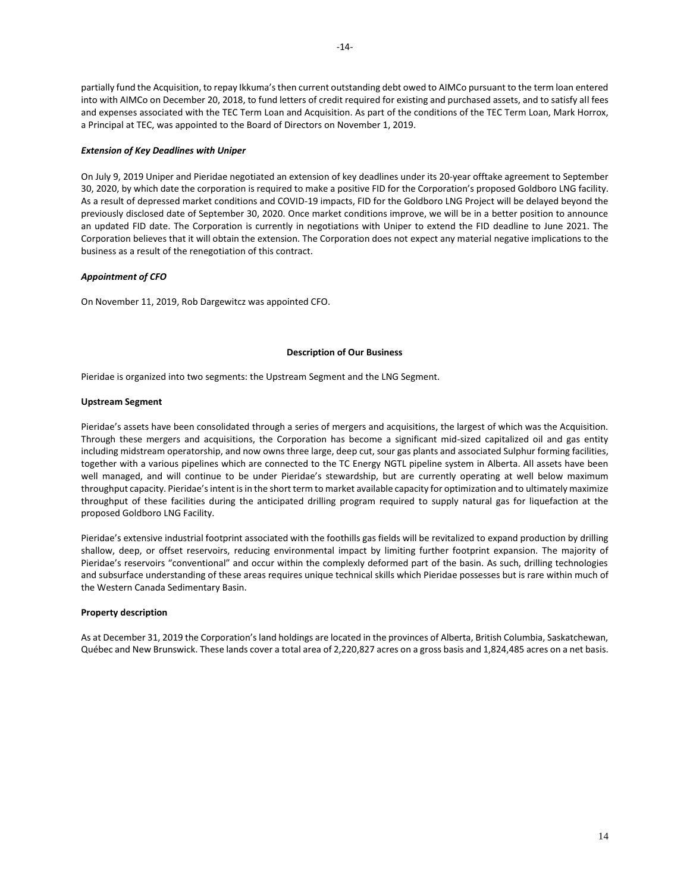partially fund the Acquisition, to repay Ikkuma's then current outstanding debt owed to AIMCo pursuant to the term loan entered into with AIMCo on December 20, 2018, to fund letters of credit required for existing and purchased assets, and to satisfy all fees and expenses associated with the TEC Term Loan and Acquisition. As part of the conditions of the TEC Term Loan, Mark Horrox, a Principal at TEC, was appointed to the Board of Directors on November 1, 2019.

***Extension of Key Deadlines with Uniper***

On July 9, 2019 Uniper and Pieridae negotiated an extension of key deadlines under its 20-year offtake agreement to September 30, 2020, by which date the corporation is required to make a positive FID for the Corporation's proposed Goldboro LNG facility. As a result of depressed market conditions and COVID-19 impacts, FID for the Goldboro LNG Project will be delayed beyond the previously disclosed date of September 30, 2020. Once market conditions improve, we will be in a better position to announce an updated FID date. The Corporation is currently in negotiations with Uniper to extend the FID deadline to June 2021. The Corporation believes that it will obtain the extension. The Corporation does not expect any material negative implications to the business as a result of the renegotiation of this contract.

***Appointment of CFO***

On November 11, 2019, Rob Dargewitcz was appointed CFO.

## Description of Our Business

Pieridae is organized into two segments: the Upstream Segment and the LNG Segment.

### Upstream Segment

Pieridae's assets have been consolidated through a series of mergers and acquisitions, the largest of which was the Acquisition. Through these mergers and acquisitions, the Corporation has become a significant mid-sized capitalized oil and gas entity including midstream operatorship, and now owns three large, deep cut, sour gas plants and associated Sulphur forming facilities, together with a various pipelines which are connected to the TC Energy NGTL pipeline system in Alberta. All assets have been well managed, and will continue to be under Pieridae's stewardship, but are currently operating at well below maximum throughput capacity. Pieridae's intent is in the short term to market available capacity for optimization and to ultimately maximize throughput of these facilities during the anticipated drilling program required to supply natural gas for liquefaction at the proposed Goldboro LNG Facility.

Pieridae's extensive industrial footprint associated with the foothills gas fields will be revitalized to expand production by drilling shallow, deep, or offset reservoirs, reducing environmental impact by limiting further footprint expansion. The majority of Pieridae's reservoirs "conventional" and occur within the complexly deformed part of the basin. As such, drilling technologies and subsurface understanding of these areas requires unique technical skills which Pieridae possesses but is rare within much of the Western Canada Sedimentary Basin.

### Property description

As at December 31, 2019 the Corporation's land holdings are located in the provinces of Alberta, British Columbia, Saskatchewan, Québec and New Brunswick. These lands cover a total area of 2,220,827 acres on a gross basis and 1,824,485 acres on a net basis.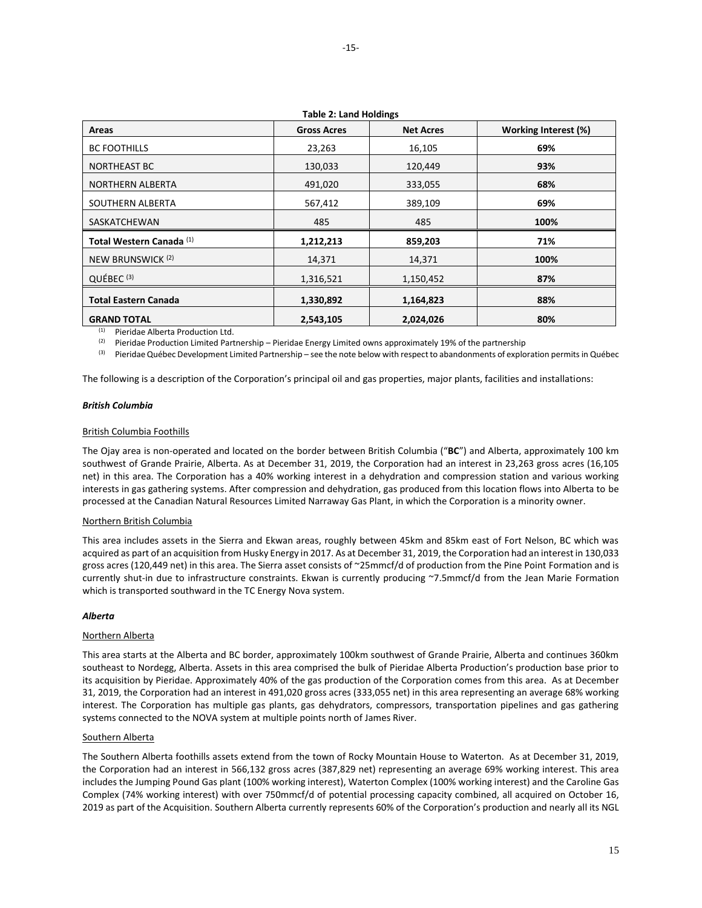**Table 2: Land Holdings**

| Areas | Gross Acres | Net Acres | Working Interest (%) |
|---|---|---|---|
| BC FOOTHILLS | 23,263 | 16,105 | **69%** |
| NORTHEAST BC | 130,033 | 120,449 | **93%** |
| NORTHERN ALBERTA | 491,020 | 333,055 | **68%** |
| SOUTHERN ALBERTA | 567,412 | 389,109 | **69%** |
| SASKATCHEWAN | 485 | 485 | **100%** |
| **Total Western Canada** [(1)] | **1,212,213** | **859,203** | **71%** |
| NEW BRUNSWICK [(2)] | 14,371 | 14,371 | **100%** |
| QUÉBEC [(3)] | 1,316,521 | 1,150,452 | **87%** |
| **Total Eastern Canada** | **1,330,892** | **1,164,823** | **88%** |
| **GRAND TOTAL** | **2,543,105** | **2,024,026** | **80%** |

(1) Pieridae Alberta Production Ltd.

(2) Pieridae Production Limited Partnership – Pieridae Energy Limited owns approximately 19% of the partnership

(3) Pieridae Québec Development Limited Partnership – see the note below with respect to abandonments of exploration permits in Québec

The following is a description of the Corporation's principal oil and gas properties, major plants, facilities and installations:

### *British Columbia*

#### British Columbia Foothills

The Ojay area is non-operated and located on the border between British Columbia ("**BC**") and Alberta, approximately 100 km southwest of Grande Prairie, Alberta. As at December 31, 2019, the Corporation had an interest in 23,263 gross acres (16,105 net) in this area. The Corporation has a 40% working interest in a dehydration and compression station and various working interests in gas gathering systems. After compression and dehydration, gas produced from this location flows into Alberta to be processed at the Canadian Natural Resources Limited Narraway Gas Plant, in which the Corporation is a minority owner.

#### Northern British Columbia

This area includes assets in the Sierra and Ekwan areas, roughly between 45km and 85km east of Fort Nelson, BC which was acquired as part of an acquisition from Husky Energy in 2017. As at December 31, 2019, the Corporation had an interest in 130,033 gross acres (120,449 net) in this area. The Sierra asset consists of ~25mmcf/d of production from the Pine Point Formation and is currently shut-in due to infrastructure constraints. Ekwan is currently producing ~7.5mmcf/d from the Jean Marie Formation which is transported southward in the TC Energy Nova system.

### *Alberta*

#### Northern Alberta

This area starts at the Alberta and BC border, approximately 100km southwest of Grande Prairie, Alberta and continues 360km southeast to Nordegg, Alberta. Assets in this area comprised the bulk of Pieridae Alberta Production's production base prior to its acquisition by Pieridae. Approximately 40% of the gas production of the Corporation comes from this area. As at December 31, 2019, the Corporation had an interest in 491,020 gross acres (333,055 net) in this area representing an average 68% working interest. The Corporation has multiple gas plants, gas dehydrators, compressors, transportation pipelines and gas gathering systems connected to the NOVA system at multiple points north of James River.

#### Southern Alberta

The Southern Alberta foothills assets extend from the town of Rocky Mountain House to Waterton. As at December 31, 2019, the Corporation had an interest in 566,132 gross acres (387,829 net) representing an average 69% working interest. This area includes the Jumping Pound Gas plant (100% working interest), Waterton Complex (100% working interest) and the Caroline Gas Complex (74% working interest) with over 750mmcf/d of potential processing capacity combined, all acquired on October 16, 2019 as part of the Acquisition. Southern Alberta currently represents 60% of the Corporation's production and nearly all its NGL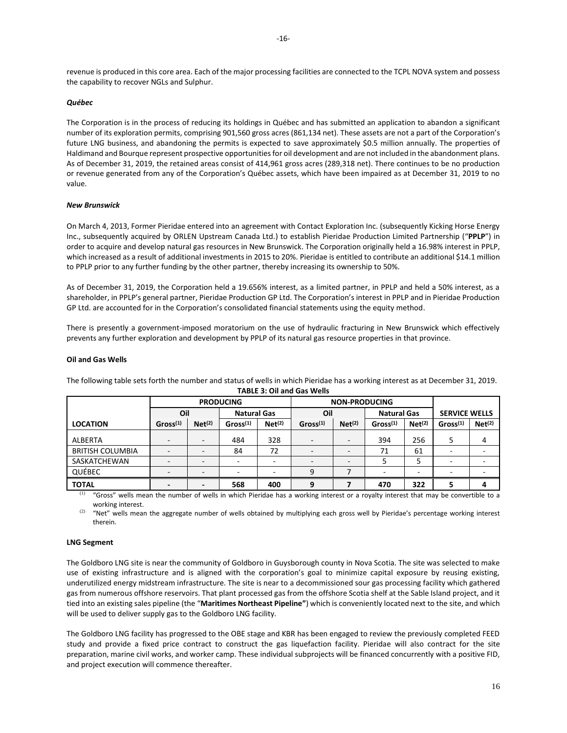revenue is produced in this core area. Each of the major processing facilities are connected to the TCPL NOVA system and possess the capability to recover NGLs and Sulphur.

### *Québec*

The Corporation is in the process of reducing its holdings in Québec and has submitted an application to abandon a significant number of its exploration permits, comprising 901,560 gross acres (861,134 net). These assets are not a part of the Corporation's future LNG business, and abandoning the permits is expected to save approximately $0.5 million annually. The properties of Haldimand and Bourque represent prospective opportunities for oil development and are not included in the abandonment plans. As of December 31, 2019, the retained areas consist of 414,961 gross acres (289,318 net). There continues to be no production or revenue generated from any of the Corporation's Québec assets, which have been impaired as at December 31, 2019 to no value.

### *New Brunswick*

On March 4, 2013, Former Pieridae entered into an agreement with Contact Exploration Inc. (subsequently Kicking Horse Energy Inc., subsequently acquired by ORLEN Upstream Canada Ltd.) to establish Pieridae Production Limited Partnership ("**PPLP**") in order to acquire and develop natural gas resources in New Brunswick. The Corporation originally held a 16.98% interest in PPLP, which increased as a result of additional investments in 2015 to 20%. Pieridae is entitled to contribute an additional $14.1 million to PPLP prior to any further funding by the other partner, thereby increasing its ownership to 50%.

As of December 31, 2019, the Corporation held a 19.656% interest, as a limited partner, in PPLP and held a 50% interest, as a shareholder, in PPLP's general partner, Pieridae Production GP Ltd. The Corporation's interest in PPLP and in Pieridae Production GP Ltd. are accounted for in the Corporation's consolidated financial statements using the equity method.

There is presently a government-imposed moratorium on the use of hydraulic fracturing in New Brunswick which effectively prevents any further exploration and development by PPLP of its natural gas resource properties in that province.

### Oil and Gas Wells

The following table sets forth the number and status of wells in which Pieridae has a working interest as at December 31, 2019.

**TABLE 3: Oil and Gas Wells**

| | PRODUCING | | | | NON-PRODUCING | | | | | |
|---|---|---|---|---|---|---|---|---|---|---|
| | Oil | | Natural Gas | | Oil | | Natural Gas | | SERVICE WELLS | |
| LOCATION | Gross[(1)] | Net[(2)] | Gross[(1)] | Net[(2)] | Gross[(1)] | Net[(2)] | Gross[(1)] | Net[(2)] | Gross[(1)] | Net[(2)] |
| ALBERTA | - | - | 484 | 328 | - | - | 394 | 256 | 5 | 4 |
| BRITISH COLUMBIA | - | - | 84 | 72 | - | - | 71 | 61 | - | - |
| SASKATCHEWAN | - | - | - | - | - | - | 5 | 5 | - | - |
| QUÉBEC | - | - | - | - | 9 | 7 | - | - | - | - |
| **TOTAL** | **-** | **-** | **568** | **400** | **9** | **7** | **470** | **322** | **5** | **4** |

(1) "Gross" wells mean the number of wells in which Pieridae has a working interest or a royalty interest that may be convertible to a working interest.

(2) "Net" wells mean the aggregate number of wells obtained by multiplying each gross well by Pieridae's percentage working interest therein.

### LNG Segment

The Goldboro LNG site is near the community of Goldboro in Guysborough county in Nova Scotia. The site was selected to make use of existing infrastructure and is aligned with the corporation's goal to minimize capital exposure by reusing existing, underutilized energy midstream infrastructure. The site is near to a decommissioned sour gas processing facility which gathered gas from numerous offshore reservoirs. That plant processed gas from the offshore Scotia shelf at the Sable Island project, and it tied into an existing sales pipeline (the "**Maritimes Northeast Pipeline"**) which is conveniently located next to the site, and which will be used to deliver supply gas to the Goldboro LNG facility.

The Goldboro LNG facility has progressed to the OBE stage and KBR has been engaged to review the previously completed FEED study and provide a fixed price contract to construct the gas liquefaction facility. Pieridae will also contract for the site preparation, marine civil works, and worker camp. These individual subprojects will be financed concurrently with a positive FID, and project execution will commence thereafter.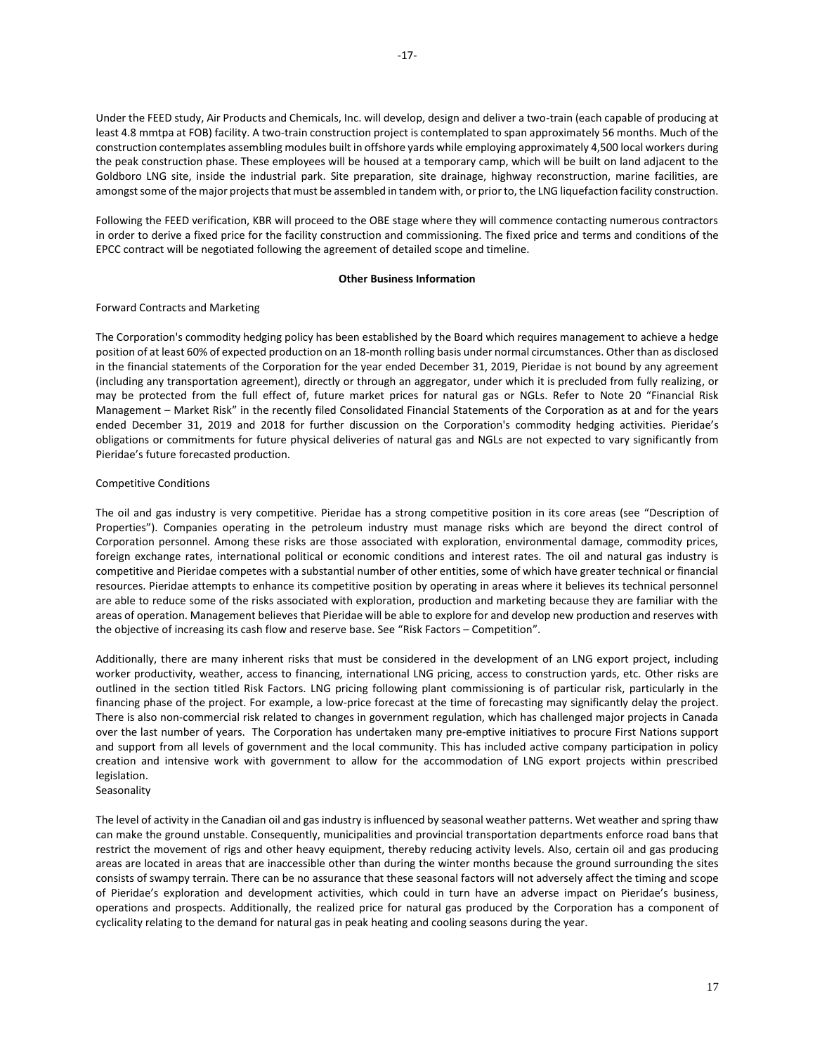Under the FEED study, Air Products and Chemicals, Inc. will develop, design and deliver a two-train (each capable of producing at least 4.8 mmtpa at FOB) facility. A two-train construction project is contemplated to span approximately 56 months. Much of the construction contemplates assembling modules built in offshore yards while employing approximately 4,500 local workers during the peak construction phase. These employees will be housed at a temporary camp, which will be built on land adjacent to the Goldboro LNG site, inside the industrial park. Site preparation, site drainage, highway reconstruction, marine facilities, are amongst some of the major projects that must be assembled in tandem with, or prior to, the LNG liquefaction facility construction.

Following the FEED verification, KBR will proceed to the OBE stage where they will commence contacting numerous contractors in order to derive a fixed price for the facility construction and commissioning. The fixed price and terms and conditions of the EPCC contract will be negotiated following the agreement of detailed scope and timeline.

**Other Business Information**

Forward Contracts and Marketing

The Corporation's commodity hedging policy has been established by the Board which requires management to achieve a hedge position of at least 60% of expected production on an 18-month rolling basis under normal circumstances. Other than as disclosed in the financial statements of the Corporation for the year ended December 31, 2019, Pieridae is not bound by any agreement (including any transportation agreement), directly or through an aggregator, under which it is precluded from fully realizing, or may be protected from the full effect of, future market prices for natural gas or NGLs. Refer to Note 20 "Financial Risk Management – Market Risk" in the recently filed Consolidated Financial Statements of the Corporation as at and for the years ended December 31, 2019 and 2018 for further discussion on the Corporation's commodity hedging activities. Pieridae's obligations or commitments for future physical deliveries of natural gas and NGLs are not expected to vary significantly from Pieridae's future forecasted production.

Competitive Conditions

The oil and gas industry is very competitive. Pieridae has a strong competitive position in its core areas (see "Description of Properties"). Companies operating in the petroleum industry must manage risks which are beyond the direct control of Corporation personnel. Among these risks are those associated with exploration, environmental damage, commodity prices, foreign exchange rates, international political or economic conditions and interest rates. The oil and natural gas industry is competitive and Pieridae competes with a substantial number of other entities, some of which have greater technical or financial resources. Pieridae attempts to enhance its competitive position by operating in areas where it believes its technical personnel are able to reduce some of the risks associated with exploration, production and marketing because they are familiar with the areas of operation. Management believes that Pieridae will be able to explore for and develop new production and reserves with the objective of increasing its cash flow and reserve base. See "Risk Factors – Competition".

Additionally, there are many inherent risks that must be considered in the development of an LNG export project, including worker productivity, weather, access to financing, international LNG pricing, access to construction yards, etc. Other risks are outlined in the section titled Risk Factors. LNG pricing following plant commissioning is of particular risk, particularly in the financing phase of the project. For example, a low-price forecast at the time of forecasting may significantly delay the project. There is also non-commercial risk related to changes in government regulation, which has challenged major projects in Canada over the last number of years. The Corporation has undertaken many pre-emptive initiatives to procure First Nations support and support from all levels of government and the local community. This has included active company participation in policy creation and intensive work with government to allow for the accommodation of LNG export projects within prescribed legislation.

Seasonality

The level of activity in the Canadian oil and gas industry is influenced by seasonal weather patterns. Wet weather and spring thaw can make the ground unstable. Consequently, municipalities and provincial transportation departments enforce road bans that restrict the movement of rigs and other heavy equipment, thereby reducing activity levels. Also, certain oil and gas producing areas are located in areas that are inaccessible other than during the winter months because the ground surrounding the sites consists of swampy terrain. There can be no assurance that these seasonal factors will not adversely affect the timing and scope of Pieridae's exploration and development activities, which could in turn have an adverse impact on Pieridae's business, operations and prospects. Additionally, the realized price for natural gas produced by the Corporation has a component of cyclicality relating to the demand for natural gas in peak heating and cooling seasons during the year.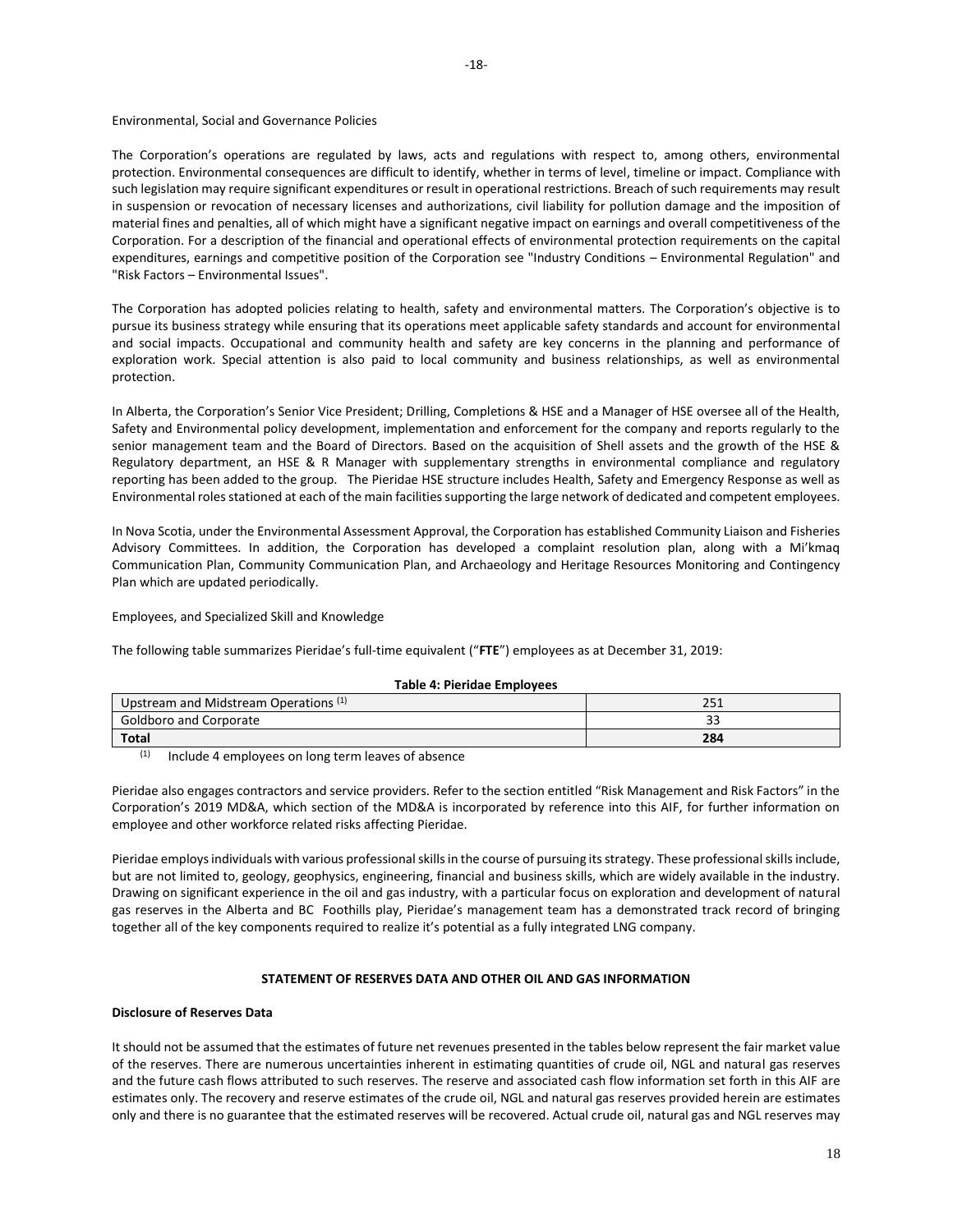Environmental, Social and Governance Policies

The Corporation's operations are regulated by laws, acts and regulations with respect to, among others, environmental protection. Environmental consequences are difficult to identify, whether in terms of level, timeline or impact. Compliance with such legislation may require significant expenditures or result in operational restrictions. Breach of such requirements may result in suspension or revocation of necessary licenses and authorizations, civil liability for pollution damage and the imposition of material fines and penalties, all of which might have a significant negative impact on earnings and overall competitiveness of the Corporation. For a description of the financial and operational effects of environmental protection requirements on the capital expenditures, earnings and competitive position of the Corporation see "Industry Conditions – Environmental Regulation" and "Risk Factors – Environmental Issues".

The Corporation has adopted policies relating to health, safety and environmental matters. The Corporation's objective is to pursue its business strategy while ensuring that its operations meet applicable safety standards and account for environmental and social impacts. Occupational and community health and safety are key concerns in the planning and performance of exploration work. Special attention is also paid to local community and business relationships, as well as environmental protection.

In Alberta, the Corporation's Senior Vice President; Drilling, Completions & HSE and a Manager of HSE oversee all of the Health, Safety and Environmental policy development, implementation and enforcement for the company and reports regularly to the senior management team and the Board of Directors. Based on the acquisition of Shell assets and the growth of the HSE & Regulatory department, an HSE & R Manager with supplementary strengths in environmental compliance and regulatory reporting has been added to the group. The Pieridae HSE structure includes Health, Safety and Emergency Response as well as Environmental roles stationed at each of the main facilities supporting the large network of dedicated and competent employees.

In Nova Scotia, under the Environmental Assessment Approval, the Corporation has established Community Liaison and Fisheries Advisory Committees. In addition, the Corporation has developed a complaint resolution plan, along with a Mi'kmaq Communication Plan, Community Communication Plan, and Archaeology and Heritage Resources Monitoring and Contingency Plan which are updated periodically.

Employees, and Specialized Skill and Knowledge

The following table summarizes Pieridae's full-time equivalent ("**FTE**") employees as at December 31, 2019:

**Table 4: Pieridae Employees**

| | |
|---|---|
| Upstream and Midstream Operations [(1)] | 251 |
| Goldboro and Corporate | 33 |
| **Total** | **284** |

(1) Include 4 employees on long term leaves of absence

Pieridae also engages contractors and service providers. Refer to the section entitled "Risk Management and Risk Factors" in the Corporation's 2019 MD&A, which section of the MD&A is incorporated by reference into this AIF, for further information on employee and other workforce related risks affecting Pieridae.

Pieridae employs individuals with various professional skills in the course of pursuing its strategy. These professional skills include, but are not limited to, geology, geophysics, engineering, financial and business skills, which are widely available in the industry. Drawing on significant experience in the oil and gas industry, with a particular focus on exploration and development of natural gas reserves in the Alberta and BC Foothills play, Pieridae's management team has a demonstrated track record of bringing together all of the key components required to realize it's potential as a fully integrated LNG company.

## STATEMENT OF RESERVES DATA AND OTHER OIL AND GAS INFORMATION

**Disclosure of Reserves Data**

It should not be assumed that the estimates of future net revenues presented in the tables below represent the fair market value of the reserves. There are numerous uncertainties inherent in estimating quantities of crude oil, NGL and natural gas reserves and the future cash flows attributed to such reserves. The reserve and associated cash flow information set forth in this AIF are estimates only. The recovery and reserve estimates of the crude oil, NGL and natural gas reserves provided herein are estimates only and there is no guarantee that the estimated reserves will be recovered. Actual crude oil, natural gas and NGL reserves may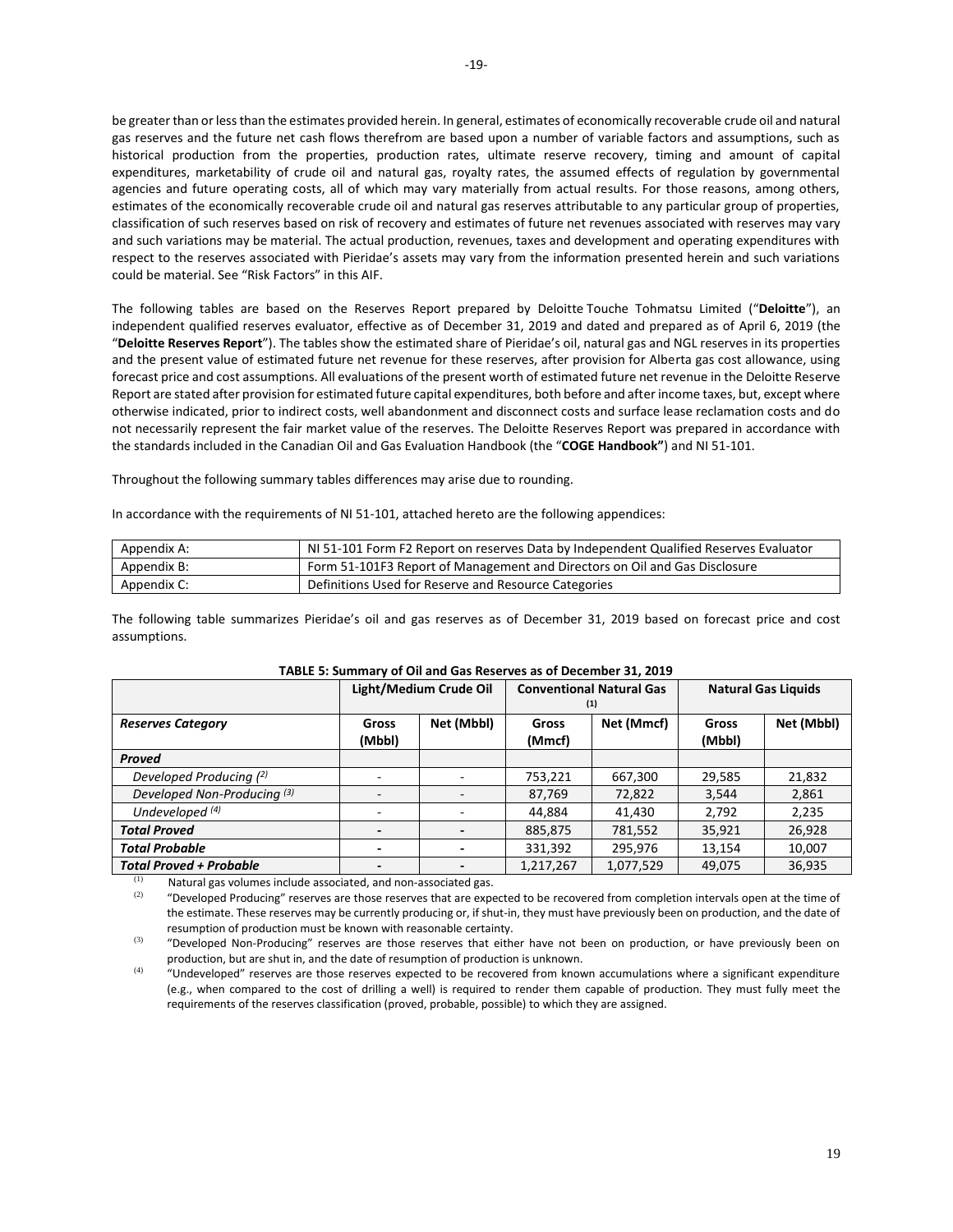be greater than or less than the estimates provided herein. In general, estimates of economically recoverable crude oil and natural gas reserves and the future net cash flows therefrom are based upon a number of variable factors and assumptions, such as historical production from the properties, production rates, ultimate reserve recovery, timing and amount of capital expenditures, marketability of crude oil and natural gas, royalty rates, the assumed effects of regulation by governmental agencies and future operating costs, all of which may vary materially from actual results. For those reasons, among others, estimates of the economically recoverable crude oil and natural gas reserves attributable to any particular group of properties, classification of such reserves based on risk of recovery and estimates of future net revenues associated with reserves may vary and such variations may be material. The actual production, revenues, taxes and development and operating expenditures with respect to the reserves associated with Pieridae's assets may vary from the information presented herein and such variations could be material. See "Risk Factors" in this AIF.

The following tables are based on the Reserves Report prepared by Deloitte Touche Tohmatsu Limited ("**Deloitte**"), an independent qualified reserves evaluator, effective as of December 31, 2019 and dated and prepared as of April 6, 2019 (the "**Deloitte Reserves Report**"). The tables show the estimated share of Pieridae's oil, natural gas and NGL reserves in its properties and the present value of estimated future net revenue for these reserves, after provision for Alberta gas cost allowance, using forecast price and cost assumptions. All evaluations of the present worth of estimated future net revenue in the Deloitte Reserve Report are stated after provision for estimated future capital expenditures, both before and after income taxes, but, except where otherwise indicated, prior to indirect costs, well abandonment and disconnect costs and surface lease reclamation costs and do not necessarily represent the fair market value of the reserves. The Deloitte Reserves Report was prepared in accordance with the standards included in the Canadian Oil and Gas Evaluation Handbook (the "**COGE Handbook"**) and NI 51-101.

Throughout the following summary tables differences may arise due to rounding.

In accordance with the requirements of NI 51-101, attached hereto are the following appendices:

| Appendix A: | NI 51-101 Form F2 Report on reserves Data by Independent Qualified Reserves Evaluator |
|---|---|
| Appendix B: | Form 51-101F3 Report of Management and Directors on Oil and Gas Disclosure |
| Appendix C: | Definitions Used for Reserve and Resource Categories |

The following table summarizes Pieridae's oil and gas reserves as of December 31, 2019 based on forecast price and cost assumptions.

**TABLE 5: Summary of Oil and Gas Reserves as of December 31, 2019**

| | Light/Medium Crude Oil | | Conventional Natural Gas (1) | | Natural Gas Liquids | |
|---|---|---|---|---|---|---|
| ***Reserves Category*** | **Gross (Mbbl)** | **Net (Mbbl)** | **Gross (Mmcf)** | **Net (Mmcf)** | **Gross (Mbbl)** | **Net (Mbbl)** |
| ***Proved*** | | | | | | |
| *Developed Producing (2)* | - | - | 753,221 | 667,300 | 29,585 | 21,832 |
| *Developed Non-Producing (3)* | - | - | 87,769 | 72,822 | 3,544 | 2,861 |
| *Undeveloped (4)* | - | - | 44,884 | 41,430 | 2,792 | 2,235 |
| ***Total Proved*** | **-** | **-** | 885,875 | 781,552 | 35,921 | 26,928 |
| ***Total Probable*** | **-** | **-** | 331,392 | 295,976 | 13,154 | 10,007 |
| ***Total Proved + Probable*** | **-** | **-** | 1,217,267 | 1,077,529 | 49,075 | 36,935 |

(1) Natural gas volumes include associated, and non-associated gas.

(2) "Developed Producing" reserves are those reserves that are expected to be recovered from completion intervals open at the time of the estimate. These reserves may be currently producing or, if shut-in, they must have previously been on production, and the date of resumption of production must be known with reasonable certainty.

(3) "Developed Non-Producing" reserves are those reserves that either have not been on production, or have previously been on production, but are shut in, and the date of resumption of production is unknown.

(4) "Undeveloped" reserves are those reserves expected to be recovered from known accumulations where a significant expenditure (e.g., when compared to the cost of drilling a well) is required to render them capable of production. They must fully meet the requirements of the reserves classification (proved, probable, possible) to which they are assigned.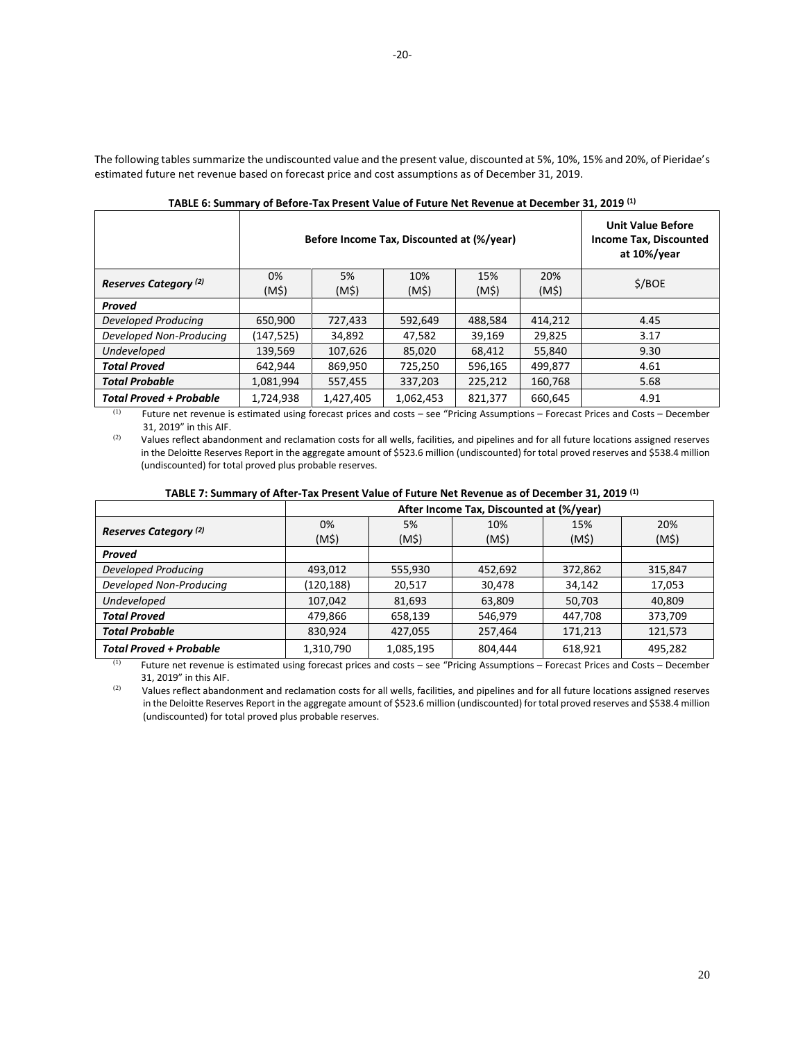The following tables summarize the undiscounted value and the present value, discounted at 5%, 10%, 15% and 20%, of Pieridae's estimated future net revenue based on forecast price and cost assumptions as of December 31, 2019.

**TABLE 6: Summary of Before-Tax Present Value of Future Net Revenue at December 31, 2019 (1)**

| | Before Income Tax, Discounted at (%/year) | | | | | Unit Value Before Income Tax, Discounted at 10%/year |
|---|---|---|---|---|---|---|
| ***Reserves Category (2)*** | 0% (M$) | 5% (M$) | 10% (M$) | 15% (M$) | 20% (M$) | $/BOE |
| ***Proved*** | | | | | | |
| *Developed Producing* | 650,900 | 727,433 | 592,649 | 488,584 | 414,212 | 4.45 |
| *Developed Non-Producing* | (147,525) | 34,892 | 47,582 | 39,169 | 29,825 | 3.17 |
| *Undeveloped* | 139,569 | 107,626 | 85,020 | 68,412 | 55,840 | 9.30 |
| ***Total Proved*** | 642,944 | 869,950 | 725,250 | 596,165 | 499,877 | 4.61 |
| ***Total Probable*** | 1,081,994 | 557,455 | 337,203 | 225,212 | 160,768 | 5.68 |
| ***Total Proved + Probable*** | 1,724,938 | 1,427,405 | 1,062,453 | 821,377 | 660,645 | 4.91 |

(1) Future net revenue is estimated using forecast prices and costs – see "Pricing Assumptions – Forecast Prices and Costs – December 31, 2019" in this AIF.

(2) Values reflect abandonment and reclamation costs for all wells, facilities, and pipelines and for all future locations assigned reserves in the Deloitte Reserves Report in the aggregate amount of $523.6 million (undiscounted) for total proved reserves and $538.4 million (undiscounted) for total proved plus probable reserves.

**TABLE 7: Summary of After-Tax Present Value of Future Net Revenue as of December 31, 2019 (1)**

| | After Income Tax, Discounted at (%/year) | | | | |
|---|---|---|---|---|---|
| ***Reserves Category (2)*** | 0% (M$) | 5% (M$) | 10% (M$) | 15% (M$) | 20% (M$) |
| ***Proved*** | | | | | |
| *Developed Producing* | 493,012 | 555,930 | 452,692 | 372,862 | 315,847 |
| *Developed Non-Producing* | (120,188) | 20,517 | 30,478 | 34,142 | 17,053 |
| *Undeveloped* | 107,042 | 81,693 | 63,809 | 50,703 | 40,809 |
| ***Total Proved*** | 479,866 | 658,139 | 546,979 | 447,708 | 373,709 |
| ***Total Probable*** | 830,924 | 427,055 | 257,464 | 171,213 | 121,573 |
| ***Total Proved + Probable*** | 1,310,790 | 1,085,195 | 804,444 | 618,921 | 495,282 |

(1) Future net revenue is estimated using forecast prices and costs – see "Pricing Assumptions – Forecast Prices and Costs – December 31, 2019" in this AIF.

(2) Values reflect abandonment and reclamation costs for all wells, facilities, and pipelines and for all future locations assigned reserves in the Deloitte Reserves Report in the aggregate amount of $523.6 million (undiscounted) for total proved reserves and $538.4 million (undiscounted) for total proved plus probable reserves.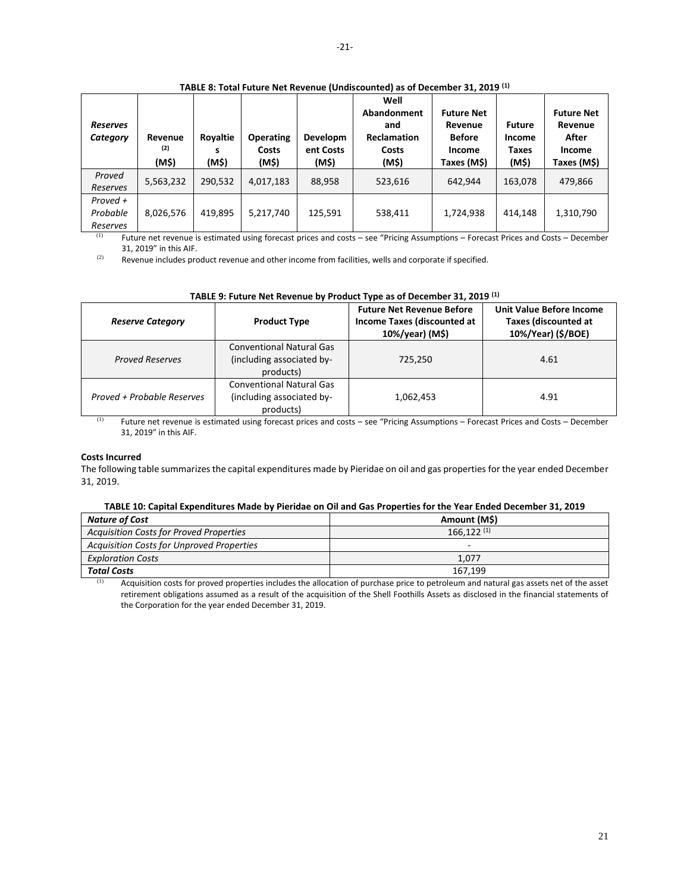**TABLE 8: Total Future Net Revenue (Undiscounted) as of December 31, 2019 (1)**

| *Reserves Category* | Revenue (2) (M$) | Royalties (M$) | Operating Costs (M$) | Development Costs (M$) | Well Abandonment and Reclamation Costs (M$) | Future Net Revenue Before Income Taxes (M$) | Future Income Taxes (M$) | Future Net Revenue After Income Taxes (M$) |
|---|---|---|---|---|---|---|---|---|
| *Proved Reserves* | 5,563,232 | 290,532 | 4,017,183 | 88,958 | 523,616 | 642,944 | 163,078 | 479,866 |
| *Proved + Probable Reserves* | 8,026,576 | 419,895 | 5,217,740 | 125,591 | 538,411 | 1,724,938 | 414,148 | 1,310,790 |

(1) Future net revenue is estimated using forecast prices and costs – see "Pricing Assumptions – Forecast Prices and Costs – December 31, 2019" in this AIF.

(2) Revenue includes product revenue and other income from facilities, wells and corporate if specified.

**TABLE 9: Future Net Revenue by Product Type as of December 31, 2019 (1)**

| *Reserve Category* | Product Type | Future Net Revenue Before Income Taxes (discounted at 10%/year) (M$) | Unit Value Before Income Taxes (discounted at 10%/Year) ($/BOE) |
|---|---|---|---|
| *Proved Reserves* | Conventional Natural Gas (including associated by-products) | 725,250 | 4.61 |
| *Proved + Probable Reserves* | Conventional Natural Gas (including associated by-products) | 1,062,453 | 4.91 |

(1) Future net revenue is estimated using forecast prices and costs – see "Pricing Assumptions – Forecast Prices and Costs – December 31, 2019" in this AIF.

**Costs Incurred**

The following table summarizes the capital expenditures made by Pieridae on oil and gas properties for the year ended December 31, 2019.

**TABLE 10: Capital Expenditures Made by Pieridae on Oil and Gas Properties for the Year Ended December 31, 2019**

| *Nature of Cost* | Amount (M$) |
|---|---|
| *Acquisition Costs for Proved Properties* | 166,122 (1) |
| *Acquisition Costs for Unproved Properties* | - |
| *Exploration Costs* | 1,077 |
| ***Total Costs*** | 167,199 |

(1) Acquisition costs for proved properties includes the allocation of purchase price to petroleum and natural gas assets net of the asset retirement obligations assumed as a result of the acquisition of the Shell Foothills Assets as disclosed in the financial statements of the Corporation for the year ended December 31, 2019.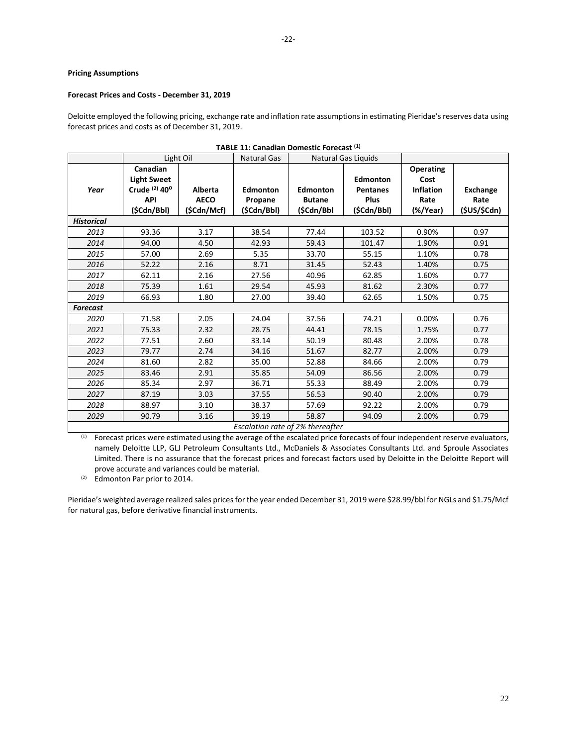**Pricing Assumptions**

**Forecast Prices and Costs - December 31, 2019**

Deloitte employed the following pricing, exchange rate and inflation rate assumptions in estimating Pieridae's reserves data using forecast prices and costs as of December 31, 2019.

**TABLE 11: Canadian Domestic Forecast [(1)]**

| | Light Oil | | Natural Gas | Natural Gas Liquids | | | |
|---|---|---|---|---|---|---|---|
| *Year* | **Canadian Light Sweet Crude [(2)] 40° API ($Cdn/Bbl)** | **Alberta AECO ($Cdn/Mcf)** | **Edmonton Propane ($Cdn/Bbl)** | **Edmonton Butane ($Cdn/Bbl** | **Edmonton Pentanes Plus ($Cdn/Bbl)** | **Operating Cost Inflation Rate (%/Year)** | **Exchange Rate ($US/$Cdn)** |
| ***Historical*** | | | | | | | |
| *2013* | 93.36 | 3.17 | 38.54 | 77.44 | 103.52 | 0.90% | 0.97 |
| *2014* | 94.00 | 4.50 | 42.93 | 59.43 | 101.47 | 1.90% | 0.91 |
| *2015* | 57.00 | 2.69 | 5.35 | 33.70 | 55.15 | 1.10% | 0.78 |
| *2016* | 52.22 | 2.16 | 8.71 | 31.45 | 52.43 | 1.40% | 0.75 |
| *2017* | 62.11 | 2.16 | 27.56 | 40.96 | 62.85 | 1.60% | 0.77 |
| *2018* | 75.39 | 1.61 | 29.54 | 45.93 | 81.62 | 2.30% | 0.77 |
| *2019* | 66.93 | 1.80 | 27.00 | 39.40 | 62.65 | 1.50% | 0.75 |
| ***Forecast*** | | | | | | | |
| *2020* | 71.58 | 2.05 | 24.04 | 37.56 | 74.21 | 0.00% | 0.76 |
| *2021* | 75.33 | 2.32 | 28.75 | 44.41 | 78.15 | 1.75% | 0.77 |
| *2022* | 77.51 | 2.60 | 33.14 | 50.19 | 80.48 | 2.00% | 0.78 |
| *2023* | 79.77 | 2.74 | 34.16 | 51.67 | 82.77 | 2.00% | 0.79 |
| *2024* | 81.60 | 2.82 | 35.00 | 52.88 | 84.66 | 2.00% | 0.79 |
| *2025* | 83.46 | 2.91 | 35.85 | 54.09 | 86.56 | 2.00% | 0.79 |
| *2026* | 85.34 | 2.97 | 36.71 | 55.33 | 88.49 | 2.00% | 0.79 |
| *2027* | 87.19 | 3.03 | 37.55 | 56.53 | 90.40 | 2.00% | 0.79 |
| *2028* | 88.97 | 3.10 | 38.37 | 57.69 | 92.22 | 2.00% | 0.79 |
| *2029* | 90.79 | 3.16 | 39.19 | 58.87 | 94.09 | 2.00% | 0.79 |
| *Escalation rate of 2% thereafter* | | | | | | | |

(1) Forecast prices were estimated using the average of the escalated price forecasts of four independent reserve evaluators, namely Deloitte LLP, GLJ Petroleum Consultants Ltd., McDaniels & Associates Consultants Ltd. and Sproule Associates Limited. There is no assurance that the forecast prices and forecast factors used by Deloitte in the Deloitte Report will prove accurate and variances could be material.

(2) Edmonton Par prior to 2014.

Pieridae's weighted average realized sales prices for the year ended December 31, 2019 were $28.99/bbl for NGLs and $1.75/Mcf for natural gas, before derivative financial instruments.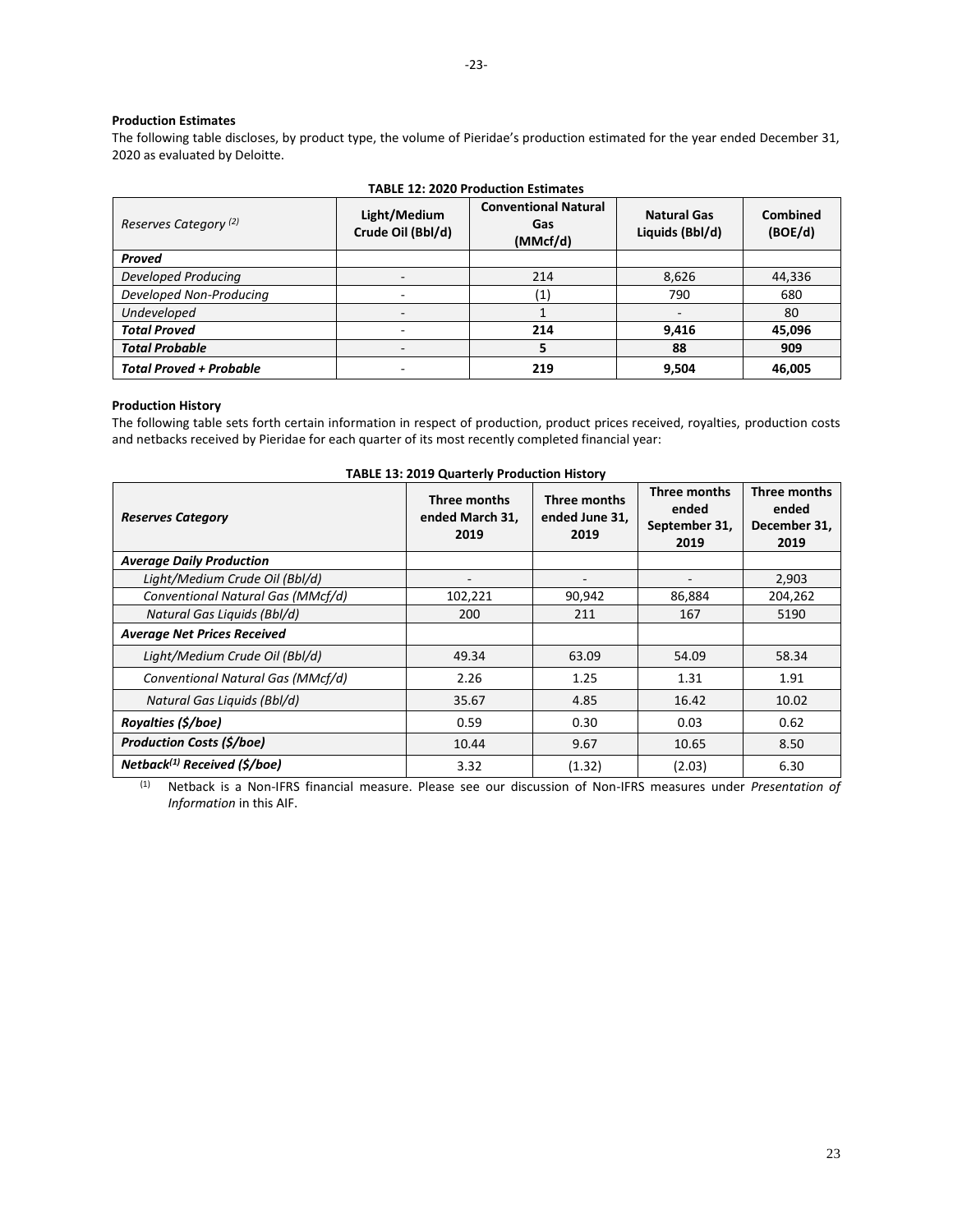**Production Estimates**

The following table discloses, by product type, the volume of Pieridae's production estimated for the year ended December 31, 2020 as evaluated by Deloitte.

**TABLE 12: 2020 Production Estimates**

| *Reserves Category [2]* | Light/Medium Crude Oil (Bbl/d) | Conventional Natural Gas (MMcf/d) | Natural Gas Liquids (Bbl/d) | Combined (BOE/d) |
|---|---|---|---|---|
| ***Proved*** | | | | |
| *Developed Producing* | - | 214 | 8,626 | 44,336 |
| *Developed Non-Producing* | - | (1) | 790 | 680 |
| *Undeveloped* | - | 1 | - | 80 |
| ***Total Proved*** | - | **214** | **9,416** | **45,096** |
| ***Total Probable*** | - | **5** | **88** | **909** |
| ***Total Proved + Probable*** | - | **219** | **9,504** | **46,005** |

**Production History**

The following table sets forth certain information in respect of production, product prices received, royalties, production costs and netbacks received by Pieridae for each quarter of its most recently completed financial year:

**TABLE 13: 2019 Quarterly Production History**

| ***Reserves Category*** | Three months ended March 31, 2019 | Three months ended June 31, 2019 | Three months ended September 31, 2019 | Three months ended December 31, 2019 |
|---|---|---|---|---|
| ***Average Daily Production*** | | | | |
| *Light/Medium Crude Oil (Bbl/d)* | - | - | - | 2,903 |
| *Conventional Natural Gas (MMcf/d)* | 102,221 | 90,942 | 86,884 | 204,262 |
| *Natural Gas Liquids (Bbl/d)* | 200 | 211 | 167 | 5190 |
| ***Average Net Prices Received*** | | | | |
| *Light/Medium Crude Oil (Bbl/d)* | 49.34 | 63.09 | 54.09 | 58.34 |
| *Conventional Natural Gas (MMcf/d)* | 2.26 | 1.25 | 1.31 | 1.91 |
| *Natural Gas Liquids (Bbl/d)* | 35.67 | 4.85 | 16.42 | 10.02 |
| ***Royalties ($/boe)*** | 0.59 | 0.30 | 0.03 | 0.62 |
| ***Production Costs ($/boe)*** | 10.44 | 9.67 | 10.65 | 8.50 |
| ***Netback[1] Received ($/boe)*** | 3.32 | (1.32) | (2.03) | 6.30 |

(1) Netback is a Non-IFRS financial measure. Please see our discussion of Non-IFRS measures under *Presentation of Information* in this AIF.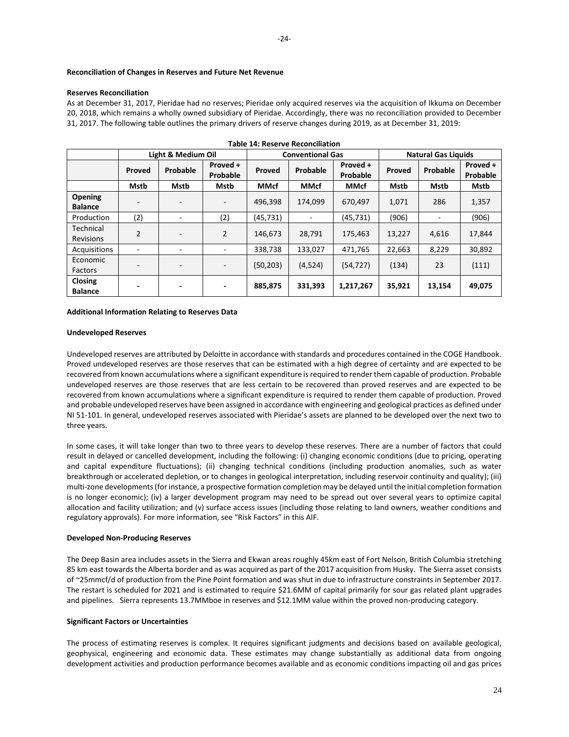**Reconciliation of Changes in Reserves and Future Net Revenue**

**Reserves Reconciliation**

As at December 31, 2017, Pieridae had no reserves; Pieridae only acquired reserves via the acquisition of Ikkuma on December 20, 2018, which remains a wholly owned subsidiary of Pieridae. Accordingly, there was no reconciliation provided to December 31, 2017. The following table outlines the primary drivers of reserve changes during 2019, as at December 31, 2019:

**Table 14: Reserve Reconciliation**

| | Light & Medium Oil | | | Conventional Gas | | | Natural Gas Liquids | | |
|---|---|---|---|---|---|---|---|---|---|
| | **Proved** | **Probable** | **Proved + Probable** | **Proved** | **Probable** | **Proved + Probable** | **Proved** | **Probable** | **Proved + Probable** |
| | **Mstb** | **Mstb** | **Mstb** | **MMcf** | **MMcf** | **MMcf** | **Mstb** | **Mstb** | **Mstb** |
| **Opening Balance** | - | - | - | 496,398 | 174,099 | 670,497 | 1,071 | 286 | 1,357 |
| Production | (2) | - | (2) | (45,731) | - | (45,731) | (906) | - | (906) |
| Technical Revisions | 2 | - | 2 | 146,673 | 28,791 | 175,463 | 13,227 | 4,616 | 17,844 |
| Acquisitions | - | - | - | 338,738 | 133,027 | 471,765 | 22,663 | 8,229 | 30,892 |
| Economic Factors | - | - | - | (50,203) | (4,524) | (54,727) | (134) | 23 | (111) |
| **Closing Balance** | **-** | **-** | **-** | **885,875** | **331,393** | **1,217,267** | **35,921** | **13,154** | **49,075** |

**Additional Information Relating to Reserves Data**

**Undeveloped Reserves**

Undeveloped reserves are attributed by Deloitte in accordance with standards and procedures contained in the COGE Handbook. Proved undeveloped reserves are those reserves that can be estimated with a high degree of certainty and are expected to be recovered from known accumulations where a significant expenditure is required to render them capable of production. Probable undeveloped reserves are those reserves that are less certain to be recovered than proved reserves and are expected to be recovered from known accumulations where a significant expenditure is required to render them capable of production. Proved and probable undeveloped reserves have been assigned in accordance with engineering and geological practices as defined under NI 51-101. In general, undeveloped reserves associated with Pieridae's assets are planned to be developed over the next two to three years.

In some cases, it will take longer than two to three years to develop these reserves. There are a number of factors that could result in delayed or cancelled development, including the following: (i) changing economic conditions (due to pricing, operating and capital expenditure fluctuations); (ii) changing technical conditions (including production anomalies, such as water breakthrough or accelerated depletion, or to changes in geological interpretation, including reservoir continuity and quality); (iii) multi-zone developments (for instance, a prospective formation completion may be delayed until the initial completion formation is no longer economic); (iv) a larger development program may need to be spread out over several years to optimize capital allocation and facility utilization; and (v) surface access issues (including those relating to land owners, weather conditions and regulatory approvals). For more information, see "Risk Factors" in this AIF.

**Developed Non-Producing Reserves**

The Deep Basin area includes assets in the Sierra and Ekwan areas roughly 45km east of Fort Nelson, British Columbia stretching 85 km east towards the Alberta border and as was acquired as part of the 2017 acquisition from Husky. The Sierra asset consists of ~25mmcf/d of production from the Pine Point formation and was shut in due to infrastructure constraints in September 2017. The restart is scheduled for 2021 and is estimated to require $21.6MM of capital primarily for sour gas related plant upgrades and pipelines. Sierra represents 13.7MMboe in reserves and $12.1MM value within the proved non-producing category.

**Significant Factors or Uncertainties**

The process of estimating reserves is complex. It requires significant judgments and decisions based on available geological, geophysical, engineering and economic data. These estimates may change substantially as additional data from ongoing development activities and production performance becomes available and as economic conditions impacting oil and gas prices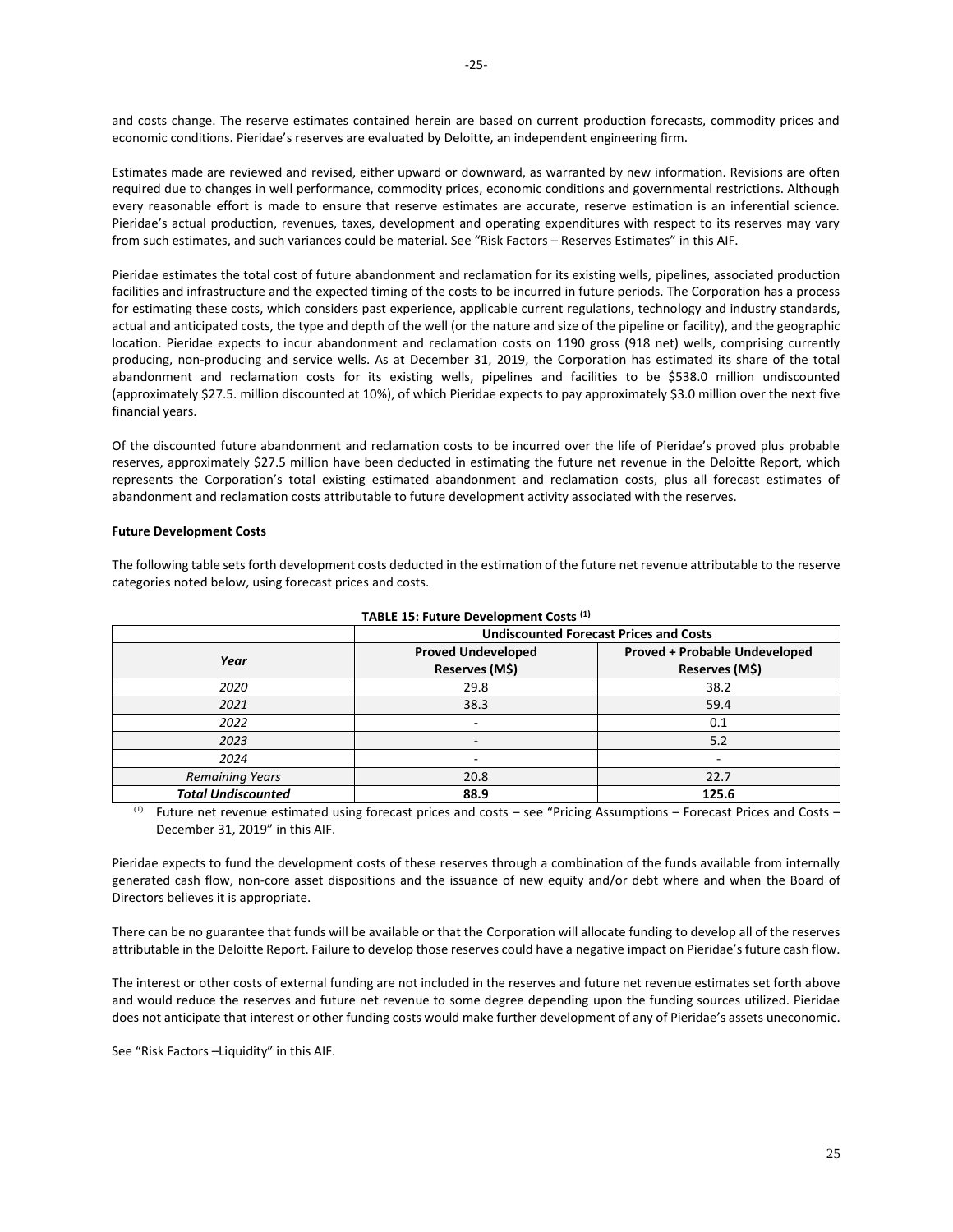and costs change. The reserve estimates contained herein are based on current production forecasts, commodity prices and economic conditions. Pieridae's reserves are evaluated by Deloitte, an independent engineering firm.

Estimates made are reviewed and revised, either upward or downward, as warranted by new information. Revisions are often required due to changes in well performance, commodity prices, economic conditions and governmental restrictions. Although every reasonable effort is made to ensure that reserve estimates are accurate, reserve estimation is an inferential science. Pieridae's actual production, revenues, taxes, development and operating expenditures with respect to its reserves may vary from such estimates, and such variances could be material. See "Risk Factors – Reserves Estimates" in this AIF.

Pieridae estimates the total cost of future abandonment and reclamation for its existing wells, pipelines, associated production facilities and infrastructure and the expected timing of the costs to be incurred in future periods. The Corporation has a process for estimating these costs, which considers past experience, applicable current regulations, technology and industry standards, actual and anticipated costs, the type and depth of the well (or the nature and size of the pipeline or facility), and the geographic location. Pieridae expects to incur abandonment and reclamation costs on 1190 gross (918 net) wells, comprising currently producing, non-producing and service wells. As at December 31, 2019, the Corporation has estimated its share of the total abandonment and reclamation costs for its existing wells, pipelines and facilities to be $538.0 million undiscounted (approximately $27.5. million discounted at 10%), of which Pieridae expects to pay approximately $3.0 million over the next five financial years.

Of the discounted future abandonment and reclamation costs to be incurred over the life of Pieridae's proved plus probable reserves, approximately $27.5 million have been deducted in estimating the future net revenue in the Deloitte Report, which represents the Corporation's total existing estimated abandonment and reclamation costs, plus all forecast estimates of abandonment and reclamation costs attributable to future development activity associated with the reserves.

**Future Development Costs**

The following table sets forth development costs deducted in the estimation of the future net revenue attributable to the reserve categories noted below, using forecast prices and costs.

**TABLE 15: Future Development Costs (1)**

| | Undiscounted Forecast Prices and Costs | |
|---|---|---|
| *Year* | **Proved Undeveloped Reserves (M$)** | **Proved + Probable Undeveloped Reserves (M$)** |
| *2020* | 29.8 | 38.2 |
| *2021* | 38.3 | 59.4 |
| *2022* | - | 0.1 |
| *2023* | - | 5.2 |
| *2024* | - | - |
| *Remaining Years* | 20.8 | 22.7 |
| ***Total Undiscounted*** | **88.9** | **125.6** |

(1) Future net revenue estimated using forecast prices and costs – see "Pricing Assumptions – Forecast Prices and Costs – December 31, 2019" in this AIF.

Pieridae expects to fund the development costs of these reserves through a combination of the funds available from internally generated cash flow, non-core asset dispositions and the issuance of new equity and/or debt where and when the Board of Directors believes it is appropriate.

There can be no guarantee that funds will be available or that the Corporation will allocate funding to develop all of the reserves attributable in the Deloitte Report. Failure to develop those reserves could have a negative impact on Pieridae's future cash flow.

The interest or other costs of external funding are not included in the reserves and future net revenue estimates set forth above and would reduce the reserves and future net revenue to some degree depending upon the funding sources utilized. Pieridae does not anticipate that interest or other funding costs would make further development of any of Pieridae's assets uneconomic.

See "Risk Factors –Liquidity" in this AIF.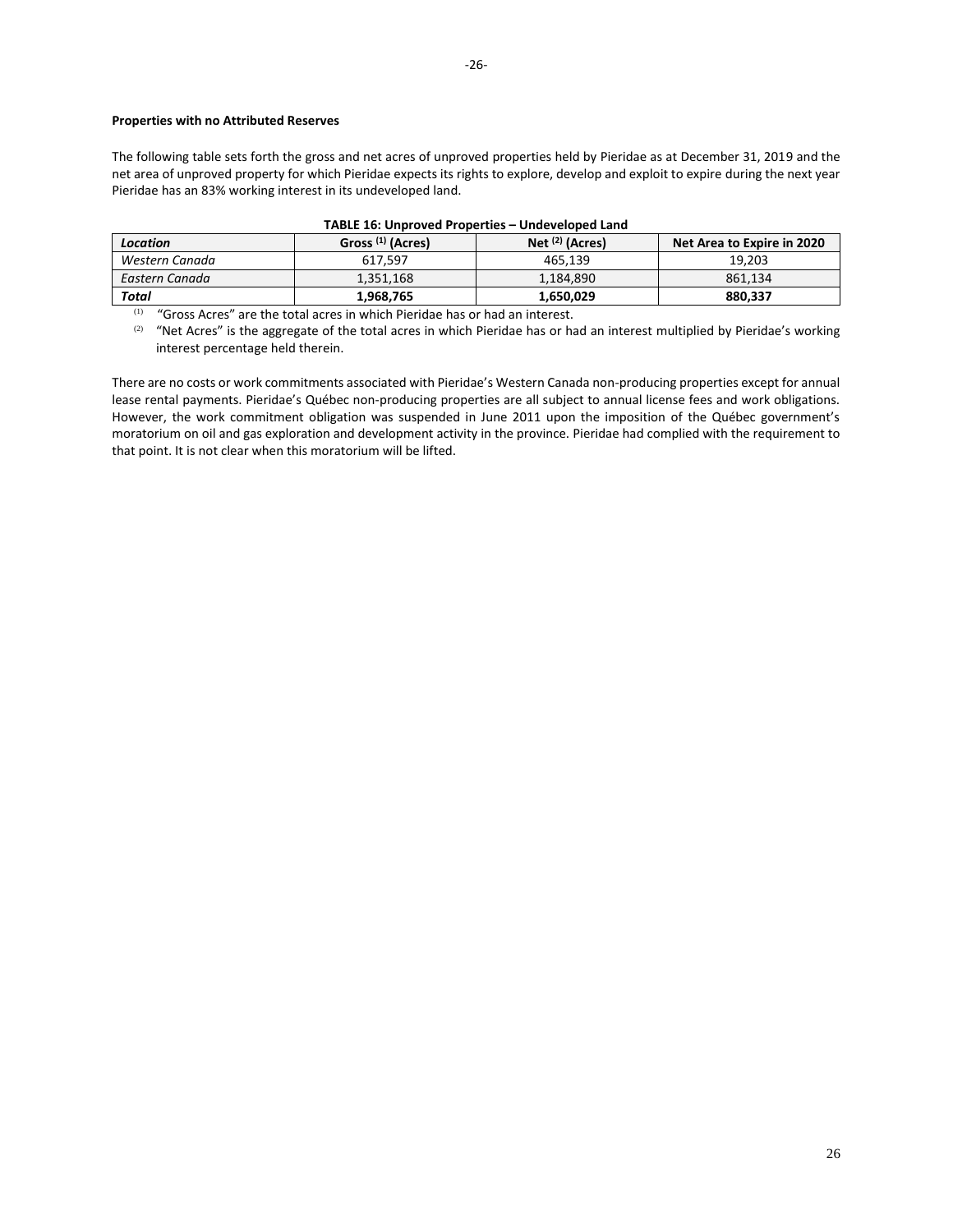**Properties with no Attributed Reserves**

The following table sets forth the gross and net acres of unproved properties held by Pieridae as at December 31, 2019 and the net area of unproved property for which Pieridae expects its rights to explore, develop and exploit to expire during the next year Pieridae has an 83% working interest in its undeveloped land.

**TABLE 16: Unproved Properties – Undeveloped Land**

| *Location* | Gross [(1)] (Acres) | Net [(2)] (Acres) | Net Area to Expire in 2020 |
|---|---|---|---|
| *Western Canada* | 617,597 | 465,139 | 19,203 |
| *Eastern Canada* | 1,351,168 | 1,184,890 | 861,134 |
| ***Total*** | **1,968,765** | **1,650,029** | **880,337** |

[(1)] "Gross Acres" are the total acres in which Pieridae has or had an interest.

[(2)] "Net Acres" is the aggregate of the total acres in which Pieridae has or had an interest multiplied by Pieridae's working interest percentage held therein.

There are no costs or work commitments associated with Pieridae's Western Canada non-producing properties except for annual lease rental payments. Pieridae's Québec non-producing properties are all subject to annual license fees and work obligations. However, the work commitment obligation was suspended in June 2011 upon the imposition of the Québec government's moratorium on oil and gas exploration and development activity in the province. Pieridae had complied with the requirement to that point. It is not clear when this moratorium will be lifted.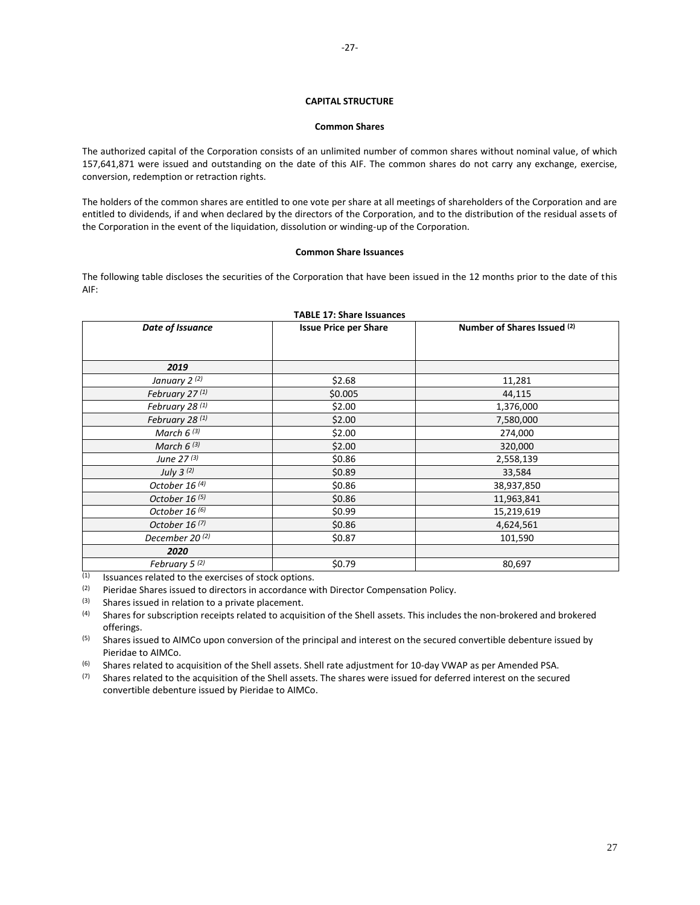## CAPITAL STRUCTURE

### Common Shares

The authorized capital of the Corporation consists of an unlimited number of common shares without nominal value, of which 157,641,871 were issued and outstanding on the date of this AIF. The common shares do not carry any exchange, exercise, conversion, redemption or retraction rights.

The holders of the common shares are entitled to one vote per share at all meetings of shareholders of the Corporation and are entitled to dividends, if and when declared by the directors of the Corporation, and to the distribution of the residual assets of the Corporation in the event of the liquidation, dissolution or winding-up of the Corporation.

### Common Share Issuances

The following table discloses the securities of the Corporation that have been issued in the 12 months prior to the date of this AIF:

**TABLE 17: Share Issuances**

| *Date of Issuance* | Issue Price per Share | Number of Shares Issued (2) |
|---|---|---|
| ***2019*** | | |
| *January 2 (2)* | \$2.68 | 11,281 |
| *February 27 (1)* | \$0.005 | 44,115 |
| *February 28 (1)* | \$2.00 | 1,376,000 |
| *February 28 (1)* | \$2.00 | 7,580,000 |
| *March 6 (3)* | \$2.00 | 274,000 |
| *March 6 (3)* | \$2.00 | 320,000 |
| *June 27 (3)* | \$0.86 | 2,558,139 |
| *July 3 (2)* | \$0.89 | 33,584 |
| *October 16 (4)* | \$0.86 | 38,937,850 |
| *October 16 (5)* | \$0.86 | 11,963,841 |
| *October 16 (6)* | \$0.99 | 15,219,619 |
| *October 16 (7)* | \$0.86 | 4,624,561 |
| *December 20 (2)* | \$0.87 | 101,590 |
| ***2020*** | | |
| *February 5 (2)* | \$0.79 | 80,697 |

(1) Issuances related to the exercises of stock options.

(2) Pieridae Shares issued to directors in accordance with Director Compensation Policy.

(3) Shares issued in relation to a private placement.

(4) Shares for subscription receipts related to acquisition of the Shell assets. This includes the non-brokered and brokered offerings.

(5) Shares issued to AIMCo upon conversion of the principal and interest on the secured convertible debenture issued by Pieridae to AIMCo.

(6) Shares related to acquisition of the Shell assets. Shell rate adjustment for 10-day VWAP as per Amended PSA.

(7) Shares related to the acquisition of the Shell assets. The shares were issued for deferred interest on the secured convertible debenture issued by Pieridae to AIMCo.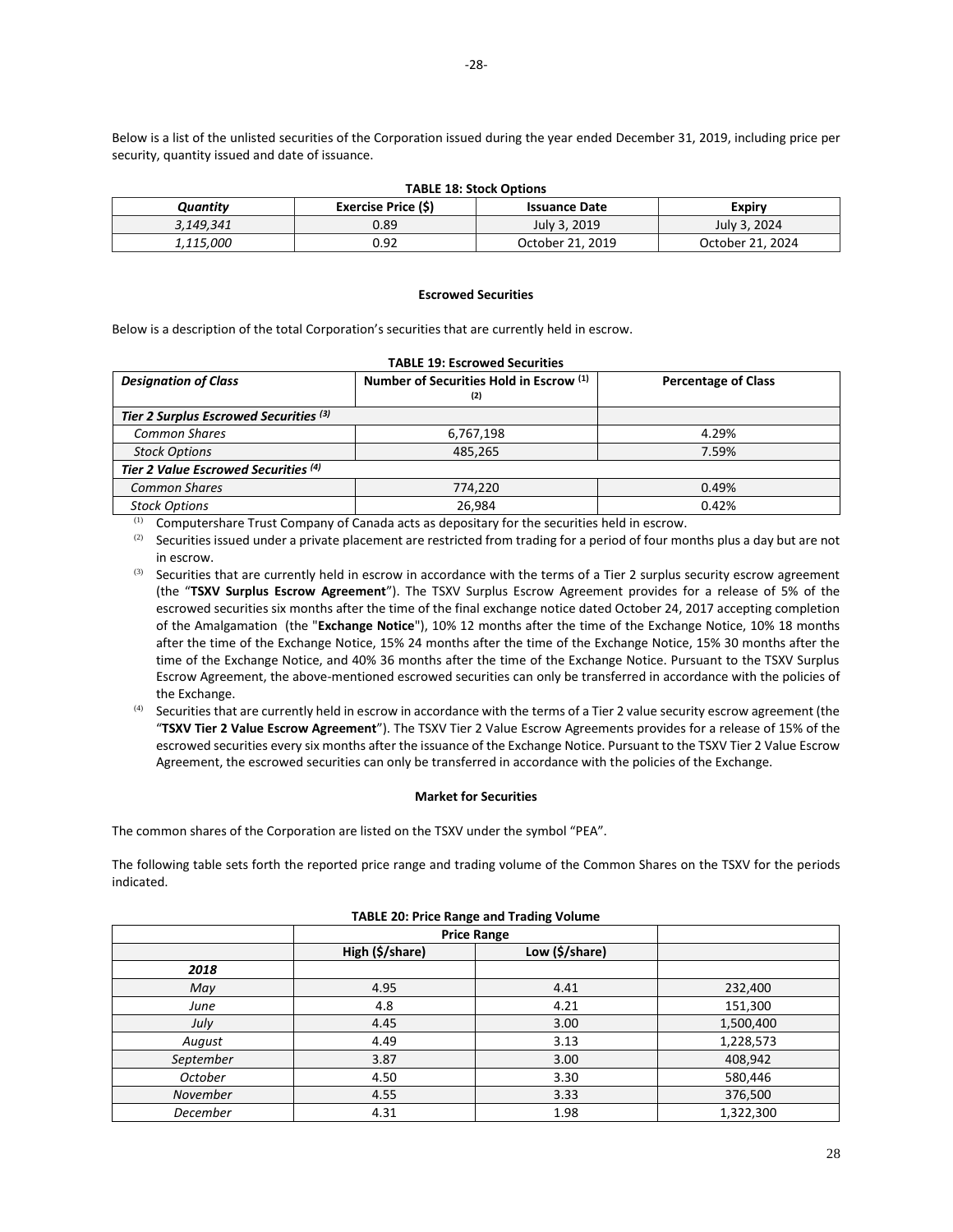Below is a list of the unlisted securities of the Corporation issued during the year ended December 31, 2019, including price per security, quantity issued and date of issuance.

**TABLE 18: Stock Options**

| *Quantity* | Exercise Price ($) | Issuance Date | Expiry |
|---|---|---|---|
| *3,149,341* | 0.89 | July 3, 2019 | July 3, 2024 |
| *1,115,000* | 0.92 | October 21, 2019 | October 21, 2024 |

**Escrowed Securities**

Below is a description of the total Corporation's securities that are currently held in escrow.

**TABLE 19: Escrowed Securities**

| *Designation of Class* | Number of Securities Hold in Escrow [1] [2] | Percentage of Class |
|---|---|---|
| ***Tier 2 Surplus Escrowed Securities [3]*** | | |
| *Common Shares* | 6,767,198 | 4.29% |
| *Stock Options* | 485,265 | 7.59% |
| ***Tier 2 Value Escrowed Securities [4]*** | | |
| *Common Shares* | 774,220 | 0.49% |
| *Stock Options* | 26,984 | 0.42% |

[1] Computershare Trust Company of Canada acts as depositary for the securities held in escrow.

[2] Securities issued under a private placement are restricted from trading for a period of four months plus a day but are not in escrow.

[3] Securities that are currently held in escrow in accordance with the terms of a Tier 2 surplus security escrow agreement (the "**TSXV Surplus Escrow Agreement**"). The TSXV Surplus Escrow Agreement provides for a release of 5% of the escrowed securities six months after the time of the final exchange notice dated October 24, 2017 accepting completion of the Amalgamation (the "**Exchange Notice**"), 10% 12 months after the time of the Exchange Notice, 10% 18 months after the time of the Exchange Notice, 15% 24 months after the time of the Exchange Notice, 15% 30 months after the time of the Exchange Notice, and 40% 36 months after the time of the Exchange Notice. Pursuant to the TSXV Surplus Escrow Agreement, the above-mentioned escrowed securities can only be transferred in accordance with the policies of the Exchange.

[4] Securities that are currently held in escrow in accordance with the terms of a Tier 2 value security escrow agreement (the "**TSXV Tier 2 Value Escrow Agreement**"). The TSXV Tier 2 Value Escrow Agreements provides for a release of 15% of the escrowed securities every six months after the issuance of the Exchange Notice. Pursuant to the TSXV Tier 2 Value Escrow Agreement, the escrowed securities can only be transferred in accordance with the policies of the Exchange.

**Market for Securities**

The common shares of the Corporation are listed on the TSXV under the symbol "PEA".

The following table sets forth the reported price range and trading volume of the Common Shares on the TSXV for the periods indicated.

**TABLE 20: Price Range and Trading Volume**

| | Price Range | | |
|---|---|---|---|
| | High ($/share) | Low ($/share) | |
| ***2018*** | | | |
| *May* | 4.95 | 4.41 | 232,400 |
| *June* | 4.8 | 4.21 | 151,300 |
| *July* | 4.45 | 3.00 | 1,500,400 |
| *August* | 4.49 | 3.13 | 1,228,573 |
| *September* | 3.87 | 3.00 | 408,942 |
| *October* | 4.50 | 3.30 | 580,446 |
| *November* | 4.55 | 3.33 | 376,500 |
| *December* | 4.31 | 1.98 | 1,322,300 |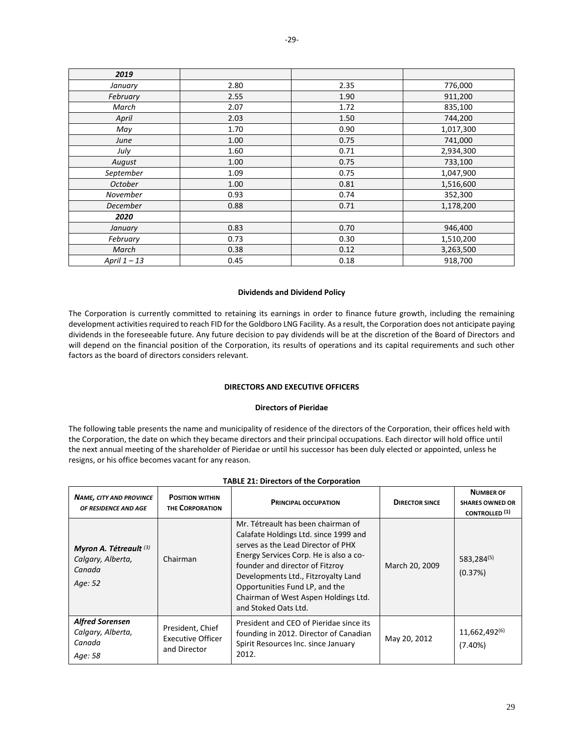| | | | |
|---|---|---|---|
| ***2019*** | | | |
| *January* | 2.80 | 2.35 | 776,000 |
| *February* | 2.55 | 1.90 | 911,200 |
| *March* | 2.07 | 1.72 | 835,100 |
| *April* | 2.03 | 1.50 | 744,200 |
| *May* | 1.70 | 0.90 | 1,017,300 |
| *June* | 1.00 | 0.75 | 741,000 |
| *July* | 1.60 | 0.71 | 2,934,300 |
| *August* | 1.00 | 0.75 | 733,100 |
| *September* | 1.09 | 0.75 | 1,047,900 |
| *October* | 1.00 | 0.81 | 1,516,600 |
| *November* | 0.93 | 0.74 | 352,300 |
| *December* | 0.88 | 0.71 | 1,178,200 |
| ***2020*** | | | |
| *January* | 0.83 | 0.70 | 946,400 |
| *February* | 0.73 | 0.30 | 1,510,200 |
| *March* | 0.38 | 0.12 | 3,263,500 |
| *April 1 – 13* | 0.45 | 0.18 | 918,700 |

**Dividends and Dividend Policy**

The Corporation is currently committed to retaining its earnings in order to finance future growth, including the remaining development activities required to reach FID for the Goldboro LNG Facility. As a result, the Corporation does not anticipate paying dividends in the foreseeable future. Any future decision to pay dividends will be at the discretion of the Board of Directors and will depend on the financial position of the Corporation, its results of operations and its capital requirements and such other factors as the board of directors considers relevant.

## DIRECTORS AND EXECUTIVE OFFICERS

### Directors of Pieridae

The following table presents the name and municipality of residence of the directors of the Corporation, their offices held with the Corporation, the date on which they became directors and their principal occupations. Each director will hold office until the next annual meeting of the shareholder of Pieridae or until his successor has been duly elected or appointed, unless he resigns, or his office becomes vacant for any reason.

**TABLE 21: Directors of the Corporation**

| *NAME, CITY AND PROVINCE OF RESIDENCE AND AGE* | POSITION WITHIN THE CORPORATION | PRINCIPAL OCCUPATION | DIRECTOR SINCE | NUMBER OF SHARES OWNED OR CONTROLLED (1) |
|---|---|---|---|---|
| ***Myron A. Tétreault*** *(3)* *Calgary, Alberta, Canada* *Age: 52* | Chairman | Mr. Tétreault has been chairman of Calafate Holdings Ltd. since 1999 and serves as the Lead Director of PHX Energy Services Corp. He is also a co-founder and director of Fitzroy Developments Ltd., Fitzroyalty Land Opportunities Fund LP, and the Chairman of West Aspen Holdings Ltd. and Stoked Oats Ltd. | March 20, 2009 | 583,284(5) (0.37%) |
| ***Alfred Sorensen*** *Calgary, Alberta, Canada* *Age: 58* | President, Chief Executive Officer and Director | President and CEO of Pieridae since its founding in 2012. Director of Canadian Spirit Resources Inc. since January 2012. | May 20, 2012 | 11,662,492(6) (7.40%) |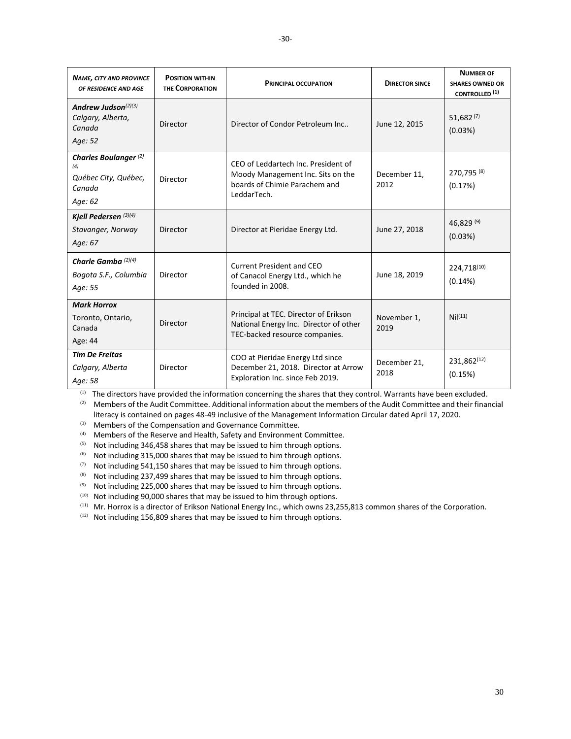| *Name, city and province of residence and age* | Position within the Corporation | Principal occupation | Director since | Number of shares owned or controlled (1) |
|---|---|---|---|---|
| ***Andrew Judson***(2)(3)<br>*Calgary, Alberta, Canada*<br>*Age: 52* | Director | Director of Condor Petroleum Inc.. | June 12, 2015 | 51,682 (7)<br>(0.03%) |
| ***Charles Boulanger*** (2)(4)<br>*Québec City, Québec, Canada*<br>*Age: 62* | Director | CEO of Leddartech Inc. President of Moody Management Inc. Sits on the boards of Chimie Parachem and LeddarTech. | December 11, 2012 | 270,795 (8)<br>(0.17%) |
| ***Kjell Pedersen*** (3)(4)<br>*Stavanger, Norway*<br>*Age: 67* | Director | Director at Pieridae Energy Ltd. | June 27, 2018 | 46,829 (9)<br>(0.03%) |
| ***Charle Gamba*** (2)(4)<br>*Bogota S.F., Columbia*<br>*Age: 55* | Director | Current President and CEO of Canacol Energy Ltd., which he founded in 2008. | June 18, 2019 | 224,718(10)<br>(0.14%) |
| ***Mark Horrox***<br>Toronto, Ontario, Canada<br>Age: 44 | Director | Principal at TEC. Director of Erikson National Energy Inc. Director of other TEC-backed resource companies. | November 1, 2019 | Nil(11) |
| ***Tim De Freitas***<br>*Calgary, Alberta*<br>*Age: 58* | Director | COO at Pieridae Energy Ltd since December 21, 2018. Director at Arrow Exploration Inc. since Feb 2019. | December 21, 2018 | 231,862(12)<br>(0.15%) |

(1) The directors have provided the information concerning the shares that they control. Warrants have been excluded.

(2) Members of the Audit Committee. Additional information about the members of the Audit Committee and their financial literacy is contained on pages 48-49 inclusive of the Management Information Circular dated April 17, 2020.

(3) Members of the Compensation and Governance Committee.

(4) Members of the Reserve and Health, Safety and Environment Committee.

(5) Not including 346,458 shares that may be issued to him through options.

(6) Not including 315,000 shares that may be issued to him through options.

(7) Not including 541,150 shares that may be issued to him through options.

(8) Not including 237,499 shares that may be issued to him through options.

(9) Not including 225,000 shares that may be issued to him through options.

(10) Not including 90,000 shares that may be issued to him through options.

(11) Mr. Horrox is a director of Erikson National Energy Inc., which owns 23,255,813 common shares of the Corporation.

(12) Not including 156,809 shares that may be issued to him through options.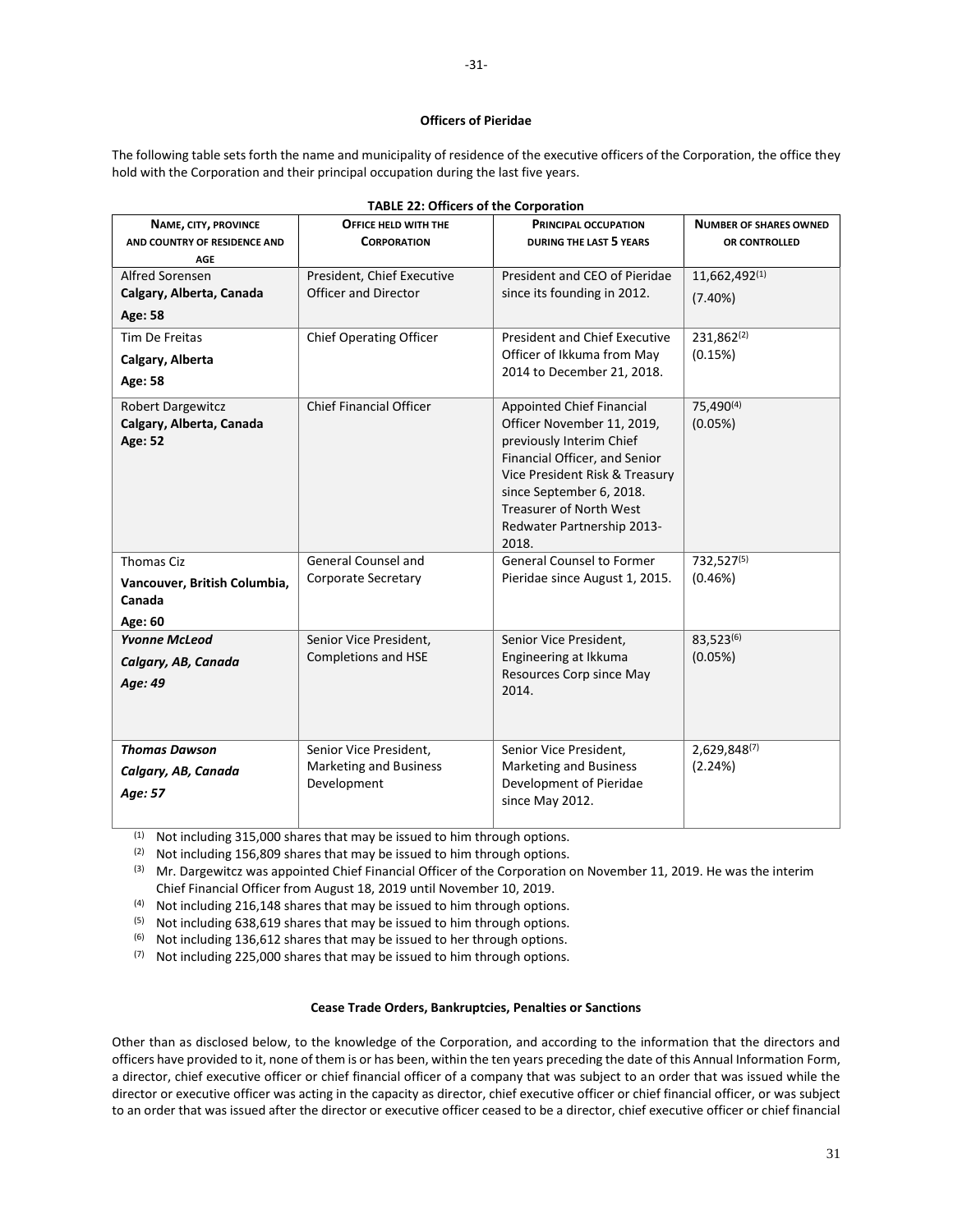**Officers of Pieridae**

The following table sets forth the name and municipality of residence of the executive officers of the Corporation, the office they hold with the Corporation and their principal occupation during the last five years.

**TABLE 22: Officers of the Corporation**

| NAME, CITY, PROVINCE AND COUNTRY OF RESIDENCE AND AGE | OFFICE HELD WITH THE CORPORATION | PRINCIPAL OCCUPATION DURING THE LAST 5 YEARS | NUMBER OF SHARES OWNED OR CONTROLLED |
|---|---|---|---|
| Alfred Sorensen **Calgary, Alberta, Canada** **Age: 58** | President, Chief Executive Officer and Director | President and CEO of Pieridae since its founding in 2012. | 11,662,492(1) (7.40%) |
| Tim De Freitas **Calgary, Alberta** **Age: 58** | Chief Operating Officer | President and Chief Executive Officer of Ikkuma from May 2014 to December 21, 2018. | 231,862(2) (0.15%) |
| Robert Dargewitcz **Calgary, Alberta, Canada** **Age: 52** | Chief Financial Officer | Appointed Chief Financial Officer November 11, 2019, previously Interim Chief Financial Officer, and Senior Vice President Risk & Treasury since September 6, 2018. Treasurer of North West Redwater Partnership 2013-2018. | 75,490(4) (0.05%) |
| Thomas Ciz **Vancouver, British Columbia, Canada** **Age: 60** | General Counsel and Corporate Secretary | General Counsel to Former Pieridae since August 1, 2015. | 732,527(5) (0.46%) |
| ***Yvonne McLeod*** ***Calgary, AB, Canada*** ***Age: 49*** | Senior Vice President, Completions and HSE | Senior Vice President, Engineering at Ikkuma Resources Corp since May 2014. | 83,523(6) (0.05%) |
| ***Thomas Dawson*** ***Calgary, AB, Canada*** ***Age: 57*** | Senior Vice President, Marketing and Business Development | Senior Vice President, Marketing and Business Development of Pieridae since May 2012. | 2,629,848(7) (2.24%) |

(1) Not including 315,000 shares that may be issued to him through options.

(2) Not including 156,809 shares that may be issued to him through options.

(3) Mr. Dargewitcz was appointed Chief Financial Officer of the Corporation on November 11, 2019. He was the interim Chief Financial Officer from August 18, 2019 until November 10, 2019.

(4) Not including 216,148 shares that may be issued to him through options.

(5) Not including 638,619 shares that may be issued to him through options.

(6) Not including 136,612 shares that may be issued to her through options.

(7) Not including 225,000 shares that may be issued to him through options.

**Cease Trade Orders, Bankruptcies, Penalties or Sanctions**

Other than as disclosed below, to the knowledge of the Corporation, and according to the information that the directors and officers have provided to it, none of them is or has been, within the ten years preceding the date of this Annual Information Form, a director, chief executive officer or chief financial officer of a company that was subject to an order that was issued while the director or executive officer was acting in the capacity as director, chief executive officer or chief financial officer, or was subject to an order that was issued after the director or executive officer ceased to be a director, chief executive officer or chief financial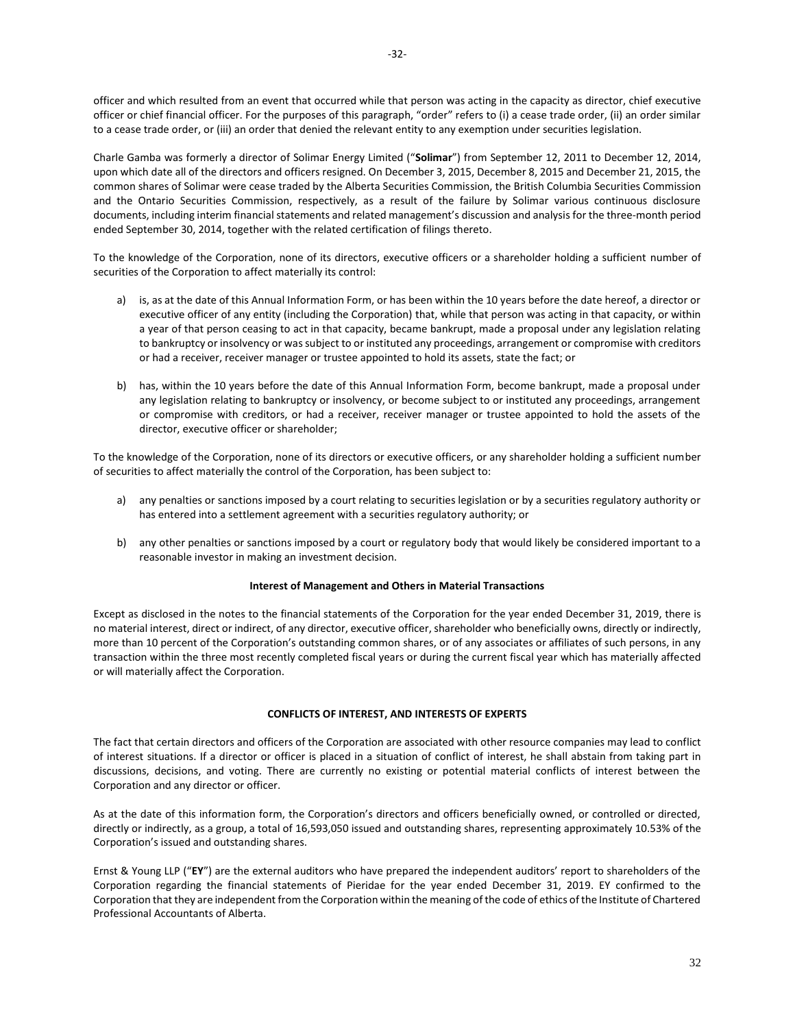officer and which resulted from an event that occurred while that person was acting in the capacity as director, chief executive officer or chief financial officer. For the purposes of this paragraph, "order" refers to (i) a cease trade order, (ii) an order similar to a cease trade order, or (iii) an order that denied the relevant entity to any exemption under securities legislation.

Charle Gamba was formerly a director of Solimar Energy Limited ("**Solimar**") from September 12, 2011 to December 12, 2014, upon which date all of the directors and officers resigned. On December 3, 2015, December 8, 2015 and December 21, 2015, the common shares of Solimar were cease traded by the Alberta Securities Commission, the British Columbia Securities Commission and the Ontario Securities Commission, respectively, as a result of the failure by Solimar various continuous disclosure documents, including interim financial statements and related management's discussion and analysis for the three-month period ended September 30, 2014, together with the related certification of filings thereto.

To the knowledge of the Corporation, none of its directors, executive officers or a shareholder holding a sufficient number of securities of the Corporation to affect materially its control:

a) is, as at the date of this Annual Information Form, or has been within the 10 years before the date hereof, a director or executive officer of any entity (including the Corporation) that, while that person was acting in that capacity, or within a year of that person ceasing to act in that capacity, became bankrupt, made a proposal under any legislation relating to bankruptcy or insolvency or was subject to or instituted any proceedings, arrangement or compromise with creditors or had a receiver, receiver manager or trustee appointed to hold its assets, state the fact; or

b) has, within the 10 years before the date of this Annual Information Form, become bankrupt, made a proposal under any legislation relating to bankruptcy or insolvency, or become subject to or instituted any proceedings, arrangement or compromise with creditors, or had a receiver, receiver manager or trustee appointed to hold the assets of the director, executive officer or shareholder;

To the knowledge of the Corporation, none of its directors or executive officers, or any shareholder holding a sufficient number of securities to affect materially the control of the Corporation, has been subject to:

a) any penalties or sanctions imposed by a court relating to securities legislation or by a securities regulatory authority or has entered into a settlement agreement with a securities regulatory authority; or

b) any other penalties or sanctions imposed by a court or regulatory body that would likely be considered important to a reasonable investor in making an investment decision.

### Interest of Management and Others in Material Transactions

Except as disclosed in the notes to the financial statements of the Corporation for the year ended December 31, 2019, there is no material interest, direct or indirect, of any director, executive officer, shareholder who beneficially owns, directly or indirectly, more than 10 percent of the Corporation's outstanding common shares, or of any associates or affiliates of such persons, in any transaction within the three most recently completed fiscal years or during the current fiscal year which has materially affected or will materially affect the Corporation.

## CONFLICTS OF INTEREST, AND INTERESTS OF EXPERTS

The fact that certain directors and officers of the Corporation are associated with other resource companies may lead to conflict of interest situations. If a director or officer is placed in a situation of conflict of interest, he shall abstain from taking part in discussions, decisions, and voting. There are currently no existing or potential material conflicts of interest between the Corporation and any director or officer.

As at the date of this information form, the Corporation's directors and officers beneficially owned, or controlled or directed, directly or indirectly, as a group, a total of 16,593,050 issued and outstanding shares, representing approximately 10.53% of the Corporation's issued and outstanding shares.

Ernst & Young LLP ("**EY**") are the external auditors who have prepared the independent auditors' report to shareholders of the Corporation regarding the financial statements of Pieridae for the year ended December 31, 2019. EY confirmed to the Corporation that they are independent from the Corporation within the meaning of the code of ethics of the Institute of Chartered Professional Accountants of Alberta.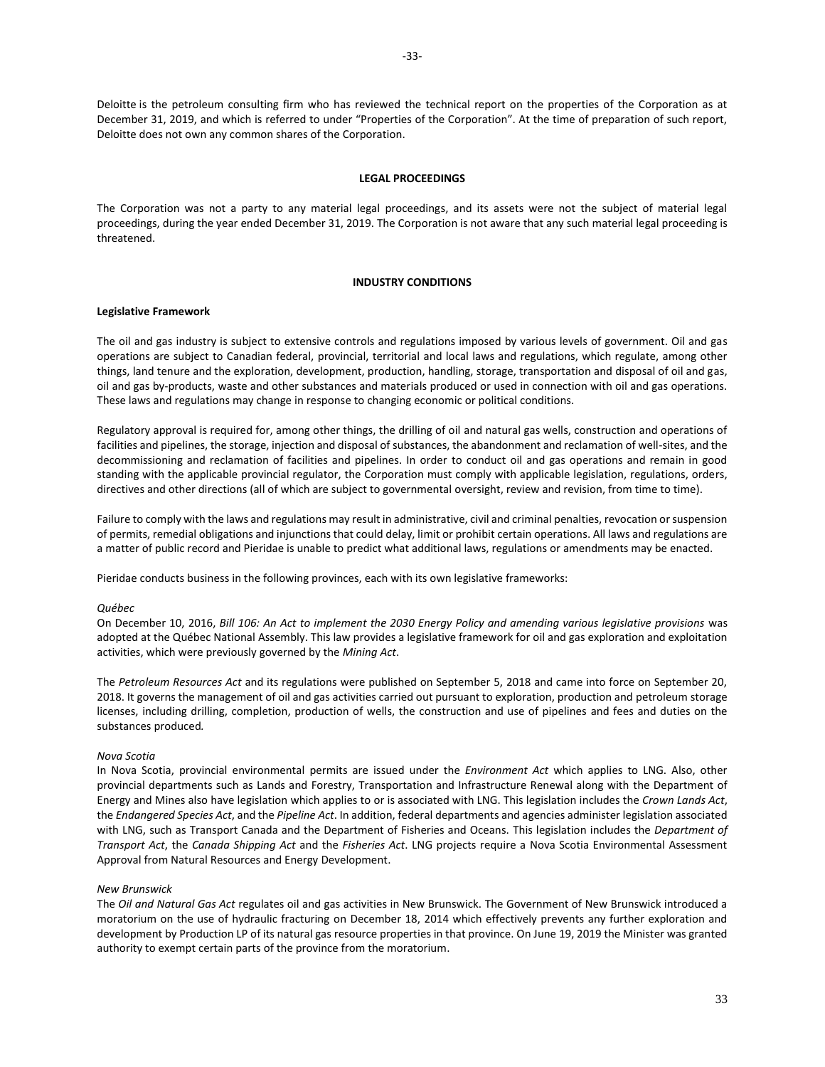Deloitte is the petroleum consulting firm who has reviewed the technical report on the properties of the Corporation as at December 31, 2019, and which is referred to under "Properties of the Corporation". At the time of preparation of such report, Deloitte does not own any common shares of the Corporation.

## LEGAL PROCEEDINGS

The Corporation was not a party to any material legal proceedings, and its assets were not the subject of material legal proceedings, during the year ended December 31, 2019. The Corporation is not aware that any such material legal proceeding is threatened.

## INDUSTRY CONDITIONS

### Legislative Framework

The oil and gas industry is subject to extensive controls and regulations imposed by various levels of government. Oil and gas operations are subject to Canadian federal, provincial, territorial and local laws and regulations, which regulate, among other things, land tenure and the exploration, development, production, handling, storage, transportation and disposal of oil and gas, oil and gas by-products, waste and other substances and materials produced or used in connection with oil and gas operations. These laws and regulations may change in response to changing economic or political conditions.

Regulatory approval is required for, among other things, the drilling of oil and natural gas wells, construction and operations of facilities and pipelines, the storage, injection and disposal of substances, the abandonment and reclamation of well-sites, and the decommissioning and reclamation of facilities and pipelines. In order to conduct oil and gas operations and remain in good standing with the applicable provincial regulator, the Corporation must comply with applicable legislation, regulations, orders, directives and other directions (all of which are subject to governmental oversight, review and revision, from time to time).

Failure to comply with the laws and regulations may result in administrative, civil and criminal penalties, revocation or suspension of permits, remedial obligations and injunctions that could delay, limit or prohibit certain operations. All laws and regulations are a matter of public record and Pieridae is unable to predict what additional laws, regulations or amendments may be enacted.

Pieridae conducts business in the following provinces, each with its own legislative frameworks:

*Québec*

On December 10, 2016, *Bill 106: An Act to implement the 2030 Energy Policy and amending various legislative provisions* was adopted at the Québec National Assembly. This law provides a legislative framework for oil and gas exploration and exploitation activities, which were previously governed by the *Mining Act*.

The *Petroleum Resources Act* and its regulations were published on September 5, 2018 and came into force on September 20, 2018. It governs the management of oil and gas activities carried out pursuant to exploration, production and petroleum storage licenses, including drilling, completion, production of wells, the construction and use of pipelines and fees and duties on the substances produced.

*Nova Scotia*

In Nova Scotia, provincial environmental permits are issued under the *Environment Act* which applies to LNG. Also, other provincial departments such as Lands and Forestry, Transportation and Infrastructure Renewal along with the Department of Energy and Mines also have legislation which applies to or is associated with LNG. This legislation includes the *Crown Lands Act*, the *Endangered Species Act*, and the *Pipeline Act*. In addition, federal departments and agencies administer legislation associated with LNG, such as Transport Canada and the Department of Fisheries and Oceans. This legislation includes the *Department of Transport Act*, the *Canada Shipping Act* and the *Fisheries Act*. LNG projects require a Nova Scotia Environmental Assessment Approval from Natural Resources and Energy Development.

*New Brunswick*

The *Oil and Natural Gas Act* regulates oil and gas activities in New Brunswick. The Government of New Brunswick introduced a moratorium on the use of hydraulic fracturing on December 18, 2014 which effectively prevents any further exploration and development by Production LP of its natural gas resource properties in that province. On June 19, 2019 the Minister was granted authority to exempt certain parts of the province from the moratorium.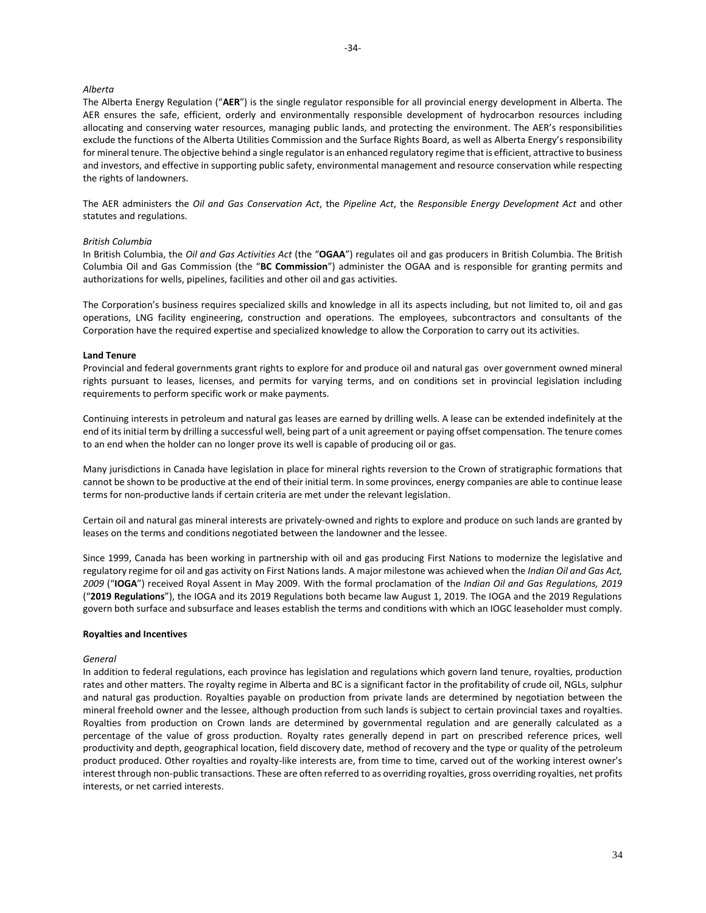*Alberta*
The Alberta Energy Regulation ("**AER**") is the single regulator responsible for all provincial energy development in Alberta. The AER ensures the safe, efficient, orderly and environmentally responsible development of hydrocarbon resources including allocating and conserving water resources, managing public lands, and protecting the environment. The AER's responsibilities exclude the functions of the Alberta Utilities Commission and the Surface Rights Board, as well as Alberta Energy's responsibility for mineral tenure. The objective behind a single regulator is an enhanced regulatory regime that is efficient, attractive to business and investors, and effective in supporting public safety, environmental management and resource conservation while respecting the rights of landowners.

The AER administers the *Oil and Gas Conservation Act*, the *Pipeline Act*, the *Responsible Energy Development Act* and other statutes and regulations.

*British Columbia*
In British Columbia, the *Oil and Gas Activities Act* (the "**OGAA**") regulates oil and gas producers in British Columbia. The British Columbia Oil and Gas Commission (the "**BC Commission**") administer the OGAA and is responsible for granting permits and authorizations for wells, pipelines, facilities and other oil and gas activities.

The Corporation's business requires specialized skills and knowledge in all its aspects including, but not limited to, oil and gas operations, LNG facility engineering, construction and operations. The employees, subcontractors and consultants of the Corporation have the required expertise and specialized knowledge to allow the Corporation to carry out its activities.

**Land Tenure**
Provincial and federal governments grant rights to explore for and produce oil and natural gas over government owned mineral rights pursuant to leases, licenses, and permits for varying terms, and on conditions set in provincial legislation including requirements to perform specific work or make payments.

Continuing interests in petroleum and natural gas leases are earned by drilling wells. A lease can be extended indefinitely at the end of its initial term by drilling a successful well, being part of a unit agreement or paying offset compensation. The tenure comes to an end when the holder can no longer prove its well is capable of producing oil or gas.

Many jurisdictions in Canada have legislation in place for mineral rights reversion to the Crown of stratigraphic formations that cannot be shown to be productive at the end of their initial term. In some provinces, energy companies are able to continue lease terms for non-productive lands if certain criteria are met under the relevant legislation.

Certain oil and natural gas mineral interests are privately-owned and rights to explore and produce on such lands are granted by leases on the terms and conditions negotiated between the landowner and the lessee.

Since 1999, Canada has been working in partnership with oil and gas producing First Nations to modernize the legislative and regulatory regime for oil and gas activity on First Nations lands. A major milestone was achieved when the *Indian Oil and Gas Act, 2009* ("**IOGA**") received Royal Assent in May 2009. With the formal proclamation of the *Indian Oil and Gas Regulations, 2019* ("**2019 Regulations**"), the IOGA and its 2019 Regulations both became law August 1, 2019. The IOGA and the 2019 Regulations govern both surface and subsurface and leases establish the terms and conditions with which an IOGC leaseholder must comply.

**Royalties and Incentives**

*General*
In addition to federal regulations, each province has legislation and regulations which govern land tenure, royalties, production rates and other matters. The royalty regime in Alberta and BC is a significant factor in the profitability of crude oil, NGLs, sulphur and natural gas production. Royalties payable on production from private lands are determined by negotiation between the mineral freehold owner and the lessee, although production from such lands is subject to certain provincial taxes and royalties. Royalties from production on Crown lands are determined by governmental regulation and are generally calculated as a percentage of the value of gross production. Royalty rates generally depend in part on prescribed reference prices, well productivity and depth, geographical location, field discovery date, method of recovery and the type or quality of the petroleum product produced. Other royalties and royalty-like interests are, from time to time, carved out of the working interest owner's interest through non-public transactions. These are often referred to as overriding royalties, gross overriding royalties, net profits interests, or net carried interests.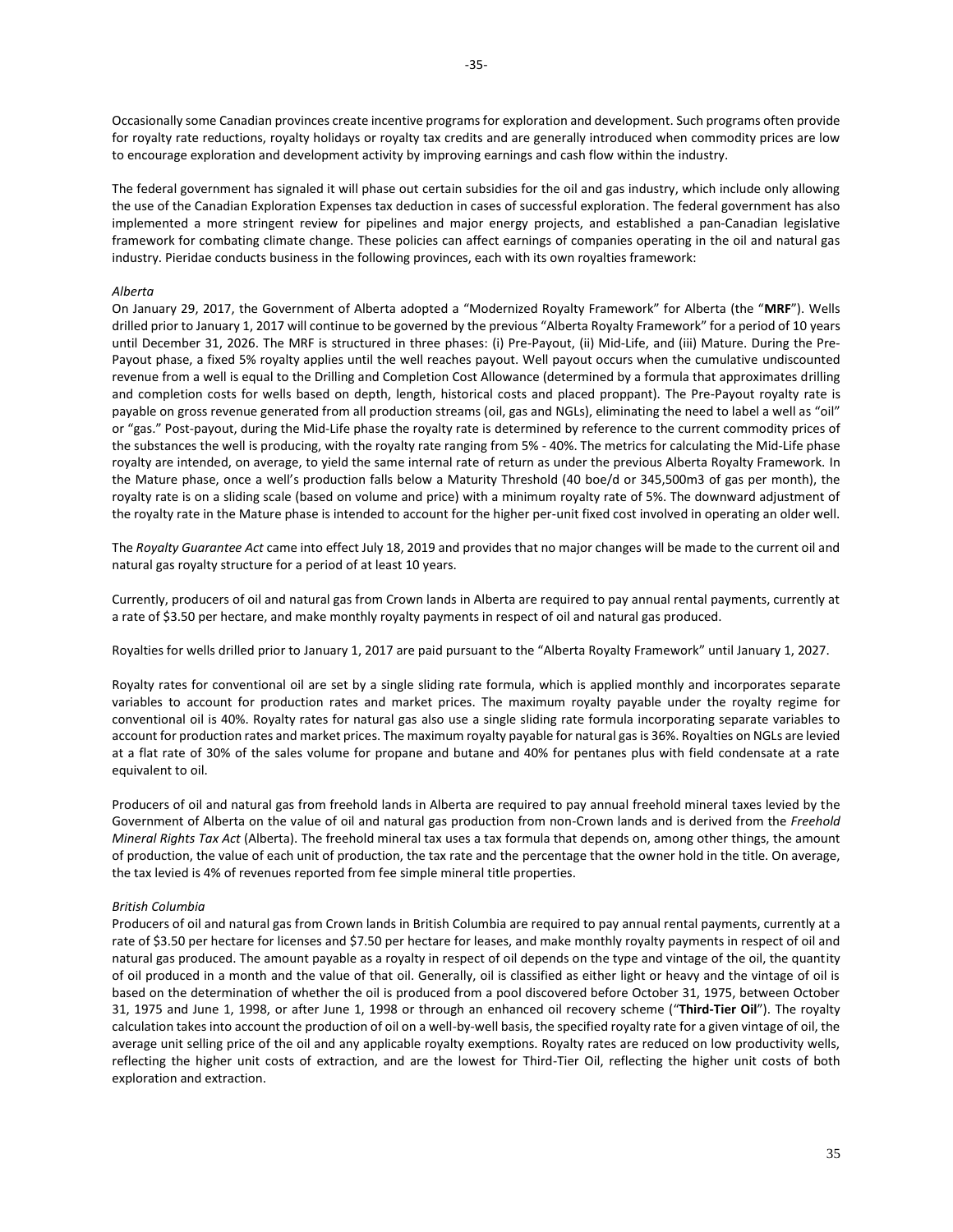Occasionally some Canadian provinces create incentive programs for exploration and development. Such programs often provide for royalty rate reductions, royalty holidays or royalty tax credits and are generally introduced when commodity prices are low to encourage exploration and development activity by improving earnings and cash flow within the industry.

The federal government has signaled it will phase out certain subsidies for the oil and gas industry, which include only allowing the use of the Canadian Exploration Expenses tax deduction in cases of successful exploration. The federal government has also implemented a more stringent review for pipelines and major energy projects, and established a pan-Canadian legislative framework for combating climate change. These policies can affect earnings of companies operating in the oil and natural gas industry. Pieridae conducts business in the following provinces, each with its own royalties framework:

*Alberta*

On January 29, 2017, the Government of Alberta adopted a "Modernized Royalty Framework" for Alberta (the "**MRF**"). Wells drilled prior to January 1, 2017 will continue to be governed by the previous "Alberta Royalty Framework" for a period of 10 years until December 31, 2026. The MRF is structured in three phases: (i) Pre-Payout, (ii) Mid-Life, and (iii) Mature. During the Pre-Payout phase, a fixed 5% royalty applies until the well reaches payout. Well payout occurs when the cumulative undiscounted revenue from a well is equal to the Drilling and Completion Cost Allowance (determined by a formula that approximates drilling and completion costs for wells based on depth, length, historical costs and placed proppant). The Pre-Payout royalty rate is payable on gross revenue generated from all production streams (oil, gas and NGLs), eliminating the need to label a well as "oil" or "gas." Post-payout, during the Mid-Life phase the royalty rate is determined by reference to the current commodity prices of the substances the well is producing, with the royalty rate ranging from 5% - 40%. The metrics for calculating the Mid-Life phase royalty are intended, on average, to yield the same internal rate of return as under the previous Alberta Royalty Framework. In the Mature phase, once a well's production falls below a Maturity Threshold (40 boe/d or 345,500m3 of gas per month), the royalty rate is on a sliding scale (based on volume and price) with a minimum royalty rate of 5%. The downward adjustment of the royalty rate in the Mature phase is intended to account for the higher per-unit fixed cost involved in operating an older well.

The *Royalty Guarantee Act* came into effect July 18, 2019 and provides that no major changes will be made to the current oil and natural gas royalty structure for a period of at least 10 years.

Currently, producers of oil and natural gas from Crown lands in Alberta are required to pay annual rental payments, currently at a rate of $3.50 per hectare, and make monthly royalty payments in respect of oil and natural gas produced.

Royalties for wells drilled prior to January 1, 2017 are paid pursuant to the "Alberta Royalty Framework" until January 1, 2027.

Royalty rates for conventional oil are set by a single sliding rate formula, which is applied monthly and incorporates separate variables to account for production rates and market prices. The maximum royalty payable under the royalty regime for conventional oil is 40%. Royalty rates for natural gas also use a single sliding rate formula incorporating separate variables to account for production rates and market prices. The maximum royalty payable for natural gas is 36%. Royalties on NGLs are levied at a flat rate of 30% of the sales volume for propane and butane and 40% for pentanes plus with field condensate at a rate equivalent to oil.

Producers of oil and natural gas from freehold lands in Alberta are required to pay annual freehold mineral taxes levied by the Government of Alberta on the value of oil and natural gas production from non-Crown lands and is derived from the *Freehold Mineral Rights Tax Act* (Alberta). The freehold mineral tax uses a tax formula that depends on, among other things, the amount of production, the value of each unit of production, the tax rate and the percentage that the owner hold in the title. On average, the tax levied is 4% of revenues reported from fee simple mineral title properties.

*British Columbia*

Producers of oil and natural gas from Crown lands in British Columbia are required to pay annual rental payments, currently at a rate of $3.50 per hectare for licenses and $7.50 per hectare for leases, and make monthly royalty payments in respect of oil and natural gas produced. The amount payable as a royalty in respect of oil depends on the type and vintage of the oil, the quantity of oil produced in a month and the value of that oil. Generally, oil is classified as either light or heavy and the vintage of oil is based on the determination of whether the oil is produced from a pool discovered before October 31, 1975, between October 31, 1975 and June 1, 1998, or after June 1, 1998 or through an enhanced oil recovery scheme ("**Third-Tier Oil**"). The royalty calculation takes into account the production of oil on a well-by-well basis, the specified royalty rate for a given vintage of oil, the average unit selling price of the oil and any applicable royalty exemptions. Royalty rates are reduced on low productivity wells, reflecting the higher unit costs of extraction, and are the lowest for Third-Tier Oil, reflecting the higher unit costs of both exploration and extraction.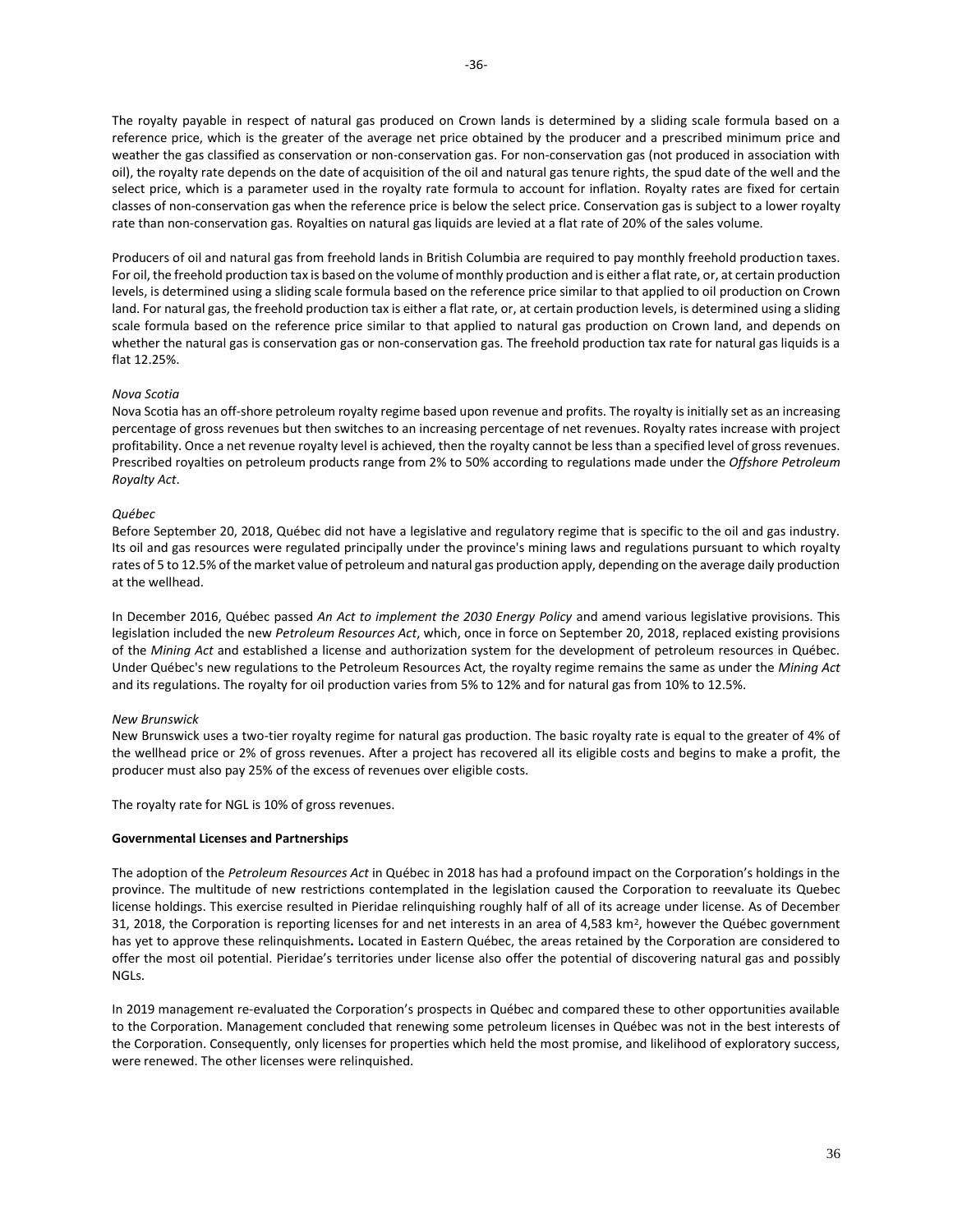The royalty payable in respect of natural gas produced on Crown lands is determined by a sliding scale formula based on a reference price, which is the greater of the average net price obtained by the producer and a prescribed minimum price and weather the gas classified as conservation or non-conservation gas. For non-conservation gas (not produced in association with oil), the royalty rate depends on the date of acquisition of the oil and natural gas tenure rights, the spud date of the well and the select price, which is a parameter used in the royalty rate formula to account for inflation. Royalty rates are fixed for certain classes of non-conservation gas when the reference price is below the select price. Conservation gas is subject to a lower royalty rate than non-conservation gas. Royalties on natural gas liquids are levied at a flat rate of 20% of the sales volume.

Producers of oil and natural gas from freehold lands in British Columbia are required to pay monthly freehold production taxes. For oil, the freehold production tax is based on the volume of monthly production and is either a flat rate, or, at certain production levels, is determined using a sliding scale formula based on the reference price similar to that applied to oil production on Crown land. For natural gas, the freehold production tax is either a flat rate, or, at certain production levels, is determined using a sliding scale formula based on the reference price similar to that applied to natural gas production on Crown land, and depends on whether the natural gas is conservation gas or non-conservation gas. The freehold production tax rate for natural gas liquids is a flat 12.25%.

*Nova Scotia*

Nova Scotia has an off-shore petroleum royalty regime based upon revenue and profits. The royalty is initially set as an increasing percentage of gross revenues but then switches to an increasing percentage of net revenues. Royalty rates increase with project profitability. Once a net revenue royalty level is achieved, then the royalty cannot be less than a specified level of gross revenues. Prescribed royalties on petroleum products range from 2% to 50% according to regulations made under the *Offshore Petroleum Royalty Act*.

*Québec*

Before September 20, 2018, Québec did not have a legislative and regulatory regime that is specific to the oil and gas industry. Its oil and gas resources were regulated principally under the province's mining laws and regulations pursuant to which royalty rates of 5 to 12.5% of the market value of petroleum and natural gas production apply, depending on the average daily production at the wellhead.

In December 2016, Québec passed *An Act to implement the 2030 Energy Policy* and amend various legislative provisions. This legislation included the new *Petroleum Resources Act*, which, once in force on September 20, 2018, replaced existing provisions of the *Mining Act* and established a license and authorization system for the development of petroleum resources in Québec. Under Québec's new regulations to the Petroleum Resources Act, the royalty regime remains the same as under the *Mining Act* and its regulations. The royalty for oil production varies from 5% to 12% and for natural gas from 10% to 12.5%.

*New Brunswick*

New Brunswick uses a two-tier royalty regime for natural gas production. The basic royalty rate is equal to the greater of 4% of the wellhead price or 2% of gross revenues. After a project has recovered all its eligible costs and begins to make a profit, the producer must also pay 25% of the excess of revenues over eligible costs.

The royalty rate for NGL is 10% of gross revenues.

**Governmental Licenses and Partnerships**

The adoption of the *Petroleum Resources Act* in Québec in 2018 has had a profound impact on the Corporation's holdings in the province. The multitude of new restrictions contemplated in the legislation caused the Corporation to reevaluate its Quebec license holdings. This exercise resulted in Pieridae relinquishing roughly half of all of its acreage under license. As of December 31, 2018, the Corporation is reporting licenses for and net interests in an area of 4,583 km², however the Québec government has yet to approve these relinquishments**.** Located in Eastern Québec, the areas retained by the Corporation are considered to offer the most oil potential. Pieridae's territories under license also offer the potential of discovering natural gas and possibly NGLs.

In 2019 management re-evaluated the Corporation's prospects in Québec and compared these to other opportunities available to the Corporation. Management concluded that renewing some petroleum licenses in Québec was not in the best interests of the Corporation. Consequently, only licenses for properties which held the most promise, and likelihood of exploratory success, were renewed. The other licenses were relinquished.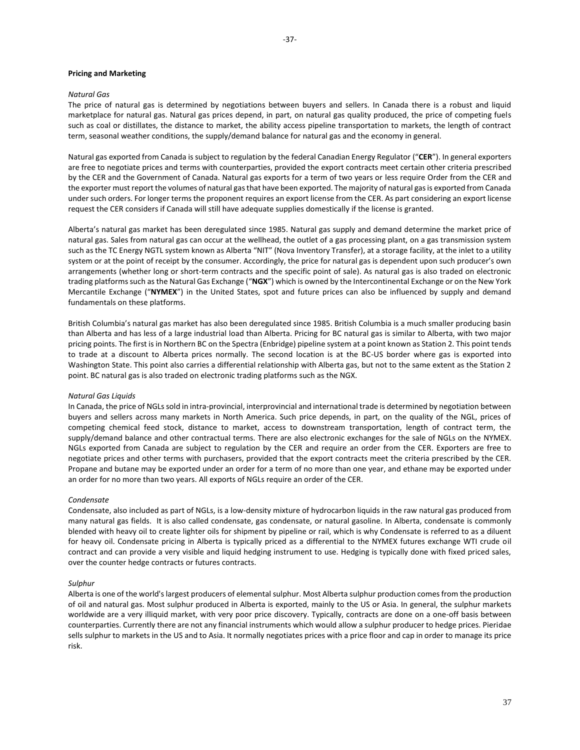## Pricing and Marketing

### *Natural Gas*

The price of natural gas is determined by negotiations between buyers and sellers. In Canada there is a robust and liquid marketplace for natural gas. Natural gas prices depend, in part, on natural gas quality produced, the price of competing fuels such as coal or distillates, the distance to market, the ability access pipeline transportation to markets, the length of contract term, seasonal weather conditions, the supply/demand balance for natural gas and the economy in general.

Natural gas exported from Canada is subject to regulation by the federal Canadian Energy Regulator ("**CER**"). In general exporters are free to negotiate prices and terms with counterparties, provided the export contracts meet certain other criteria prescribed by the CER and the Government of Canada. Natural gas exports for a term of two years or less require Order from the CER and the exporter must report the volumes of natural gas that have been exported. The majority of natural gas is exported from Canada under such orders. For longer terms the proponent requires an export license from the CER. As part considering an export license request the CER considers if Canada will still have adequate supplies domestically if the license is granted.

Alberta's natural gas market has been deregulated since 1985. Natural gas supply and demand determine the market price of natural gas. Sales from natural gas can occur at the wellhead, the outlet of a gas processing plant, on a gas transmission system such as the TC Energy NGTL system known as Alberta "NIT" (Nova Inventory Transfer), at a storage facility, at the inlet to a utility system or at the point of receipt by the consumer. Accordingly, the price for natural gas is dependent upon such producer's own arrangements (whether long or short-term contracts and the specific point of sale). As natural gas is also traded on electronic trading platforms such as the Natural Gas Exchange ("**NGX**") which is owned by the Intercontinental Exchange or on the New York Mercantile Exchange ("**NYMEX**") in the United States, spot and future prices can also be influenced by supply and demand fundamentals on these platforms.

British Columbia's natural gas market has also been deregulated since 1985. British Columbia is a much smaller producing basin than Alberta and has less of a large industrial load than Alberta. Pricing for BC natural gas is similar to Alberta, with two major pricing points. The first is in Northern BC on the Spectra (Enbridge) pipeline system at a point known as Station 2. This point tends to trade at a discount to Alberta prices normally. The second location is at the BC-US border where gas is exported into Washington State. This point also carries a differential relationship with Alberta gas, but not to the same extent as the Station 2 point. BC natural gas is also traded on electronic trading platforms such as the NGX.

### *Natural Gas Liquids*

In Canada, the price of NGLs sold in intra-provincial, interprovincial and international trade is determined by negotiation between buyers and sellers across many markets in North America. Such price depends, in part, on the quality of the NGL, prices of competing chemical feed stock, distance to market, access to downstream transportation, length of contract term, the supply/demand balance and other contractual terms. There are also electronic exchanges for the sale of NGLs on the NYMEX. NGLs exported from Canada are subject to regulation by the CER and require an order from the CER. Exporters are free to negotiate prices and other terms with purchasers, provided that the export contracts meet the criteria prescribed by the CER. Propane and butane may be exported under an order for a term of no more than one year, and ethane may be exported under an order for no more than two years. All exports of NGLs require an order of the CER.

### *Condensate*

Condensate, also included as part of NGLs, is a low-density mixture of hydrocarbon liquids in the raw natural gas produced from many natural gas fields. It is also called condensate, gas condensate, or natural gasoline. In Alberta, condensate is commonly blended with heavy oil to create lighter oils for shipment by pipeline or rail, which is why Condensate is referred to as a diluent for heavy oil. Condensate pricing in Alberta is typically priced as a differential to the NYMEX futures exchange WTI crude oil contract and can provide a very visible and liquid hedging instrument to use. Hedging is typically done with fixed priced sales, over the counter hedge contracts or futures contracts.

### *Sulphur*

Alberta is one of the world's largest producers of elemental sulphur. Most Alberta sulphur production comes from the production of oil and natural gas. Most sulphur produced in Alberta is exported, mainly to the US or Asia. In general, the sulphur markets worldwide are a very illiquid market, with very poor price discovery. Typically, contracts are done on a one-off basis between counterparties. Currently there are not any financial instruments which would allow a sulphur producer to hedge prices. Pieridae sells sulphur to markets in the US and to Asia. It normally negotiates prices with a price floor and cap in order to manage its price risk.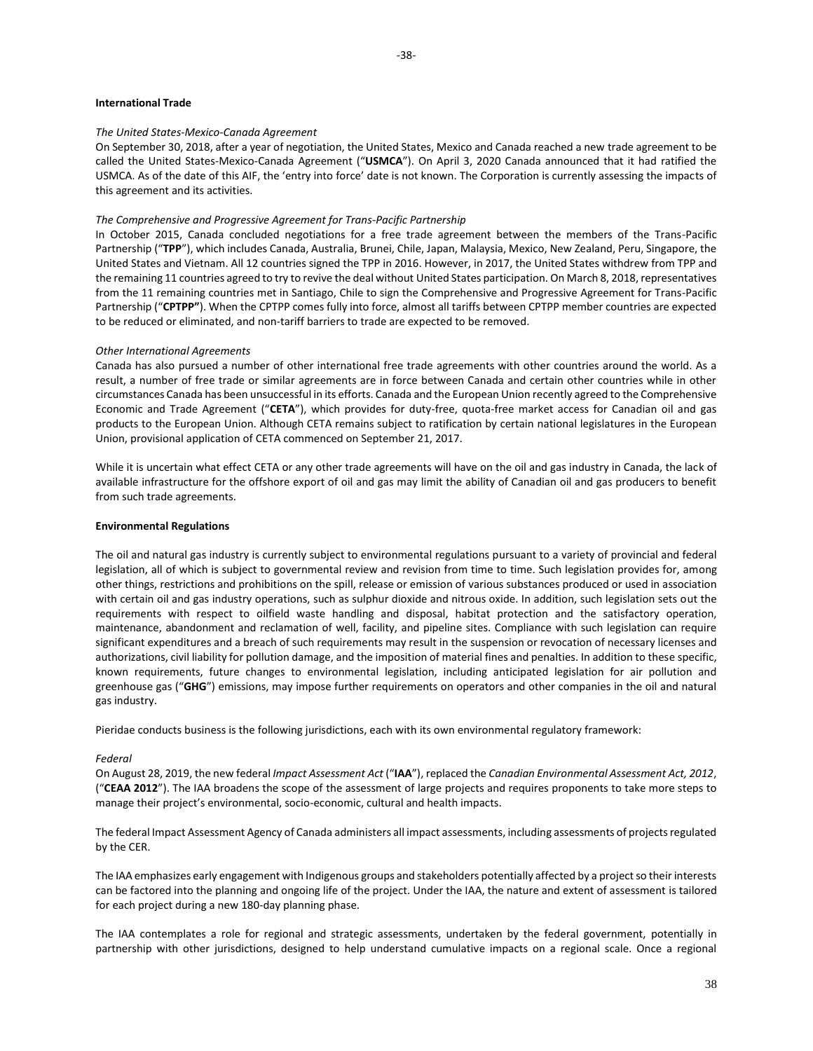## International Trade

*The United States-Mexico-Canada Agreement*

On September 30, 2018, after a year of negotiation, the United States, Mexico and Canada reached a new trade agreement to be called the United States-Mexico-Canada Agreement ("**USMCA**"). On April 3, 2020 Canada announced that it had ratified the USMCA. As of the date of this AIF, the 'entry into force' date is not known. The Corporation is currently assessing the impacts of this agreement and its activities.

*The Comprehensive and Progressive Agreement for Trans-Pacific Partnership*

In October 2015, Canada concluded negotiations for a free trade agreement between the members of the Trans-Pacific Partnership ("**TPP**"), which includes Canada, Australia, Brunei, Chile, Japan, Malaysia, Mexico, New Zealand, Peru, Singapore, the United States and Vietnam. All 12 countries signed the TPP in 2016. However, in 2017, the United States withdrew from TPP and the remaining 11 countries agreed to try to revive the deal without United States participation. On March 8, 2018, representatives from the 11 remaining countries met in Santiago, Chile to sign the Comprehensive and Progressive Agreement for Trans-Pacific Partnership ("**CPTPP**"). When the CPTPP comes fully into force, almost all tariffs between CPTPP member countries are expected to be reduced or eliminated, and non-tariff barriers to trade are expected to be removed.

*Other International Agreements*

Canada has also pursued a number of other international free trade agreements with other countries around the world. As a result, a number of free trade or similar agreements are in force between Canada and certain other countries while in other circumstances Canada has been unsuccessful in its efforts. Canada and the European Union recently agreed to the Comprehensive Economic and Trade Agreement ("**CETA**"), which provides for duty-free, quota-free market access for Canadian oil and gas products to the European Union. Although CETA remains subject to ratification by certain national legislatures in the European Union, provisional application of CETA commenced on September 21, 2017.

While it is uncertain what effect CETA or any other trade agreements will have on the oil and gas industry in Canada, the lack of available infrastructure for the offshore export of oil and gas may limit the ability of Canadian oil and gas producers to benefit from such trade agreements.

## Environmental Regulations

The oil and natural gas industry is currently subject to environmental regulations pursuant to a variety of provincial and federal legislation, all of which is subject to governmental review and revision from time to time. Such legislation provides for, among other things, restrictions and prohibitions on the spill, release or emission of various substances produced or used in association with certain oil and gas industry operations, such as sulphur dioxide and nitrous oxide. In addition, such legislation sets out the requirements with respect to oilfield waste handling and disposal, habitat protection and the satisfactory operation, maintenance, abandonment and reclamation of well, facility, and pipeline sites. Compliance with such legislation can require significant expenditures and a breach of such requirements may result in the suspension or revocation of necessary licenses and authorizations, civil liability for pollution damage, and the imposition of material fines and penalties. In addition to these specific, known requirements, future changes to environmental legislation, including anticipated legislation for air pollution and greenhouse gas ("**GHG**") emissions, may impose further requirements on operators and other companies in the oil and natural gas industry.

Pieridae conducts business is the following jurisdictions, each with its own environmental regulatory framework:

*Federal*

On August 28, 2019, the new federal *Impact Assessment Act* ("**IAA**"), replaced the *Canadian Environmental Assessment Act, 2012*, ("**CEAA 2012**"). The IAA broadens the scope of the assessment of large projects and requires proponents to take more steps to manage their project's environmental, socio-economic, cultural and health impacts.

The federal Impact Assessment Agency of Canada administers all impact assessments, including assessments of projects regulated by the CER.

The IAA emphasizes early engagement with Indigenous groups and stakeholders potentially affected by a project so their interests can be factored into the planning and ongoing life of the project. Under the IAA, the nature and extent of assessment is tailored for each project during a new 180-day planning phase.

The IAA contemplates a role for regional and strategic assessments, undertaken by the federal government, potentially in partnership with other jurisdictions, designed to help understand cumulative impacts on a regional scale. Once a regional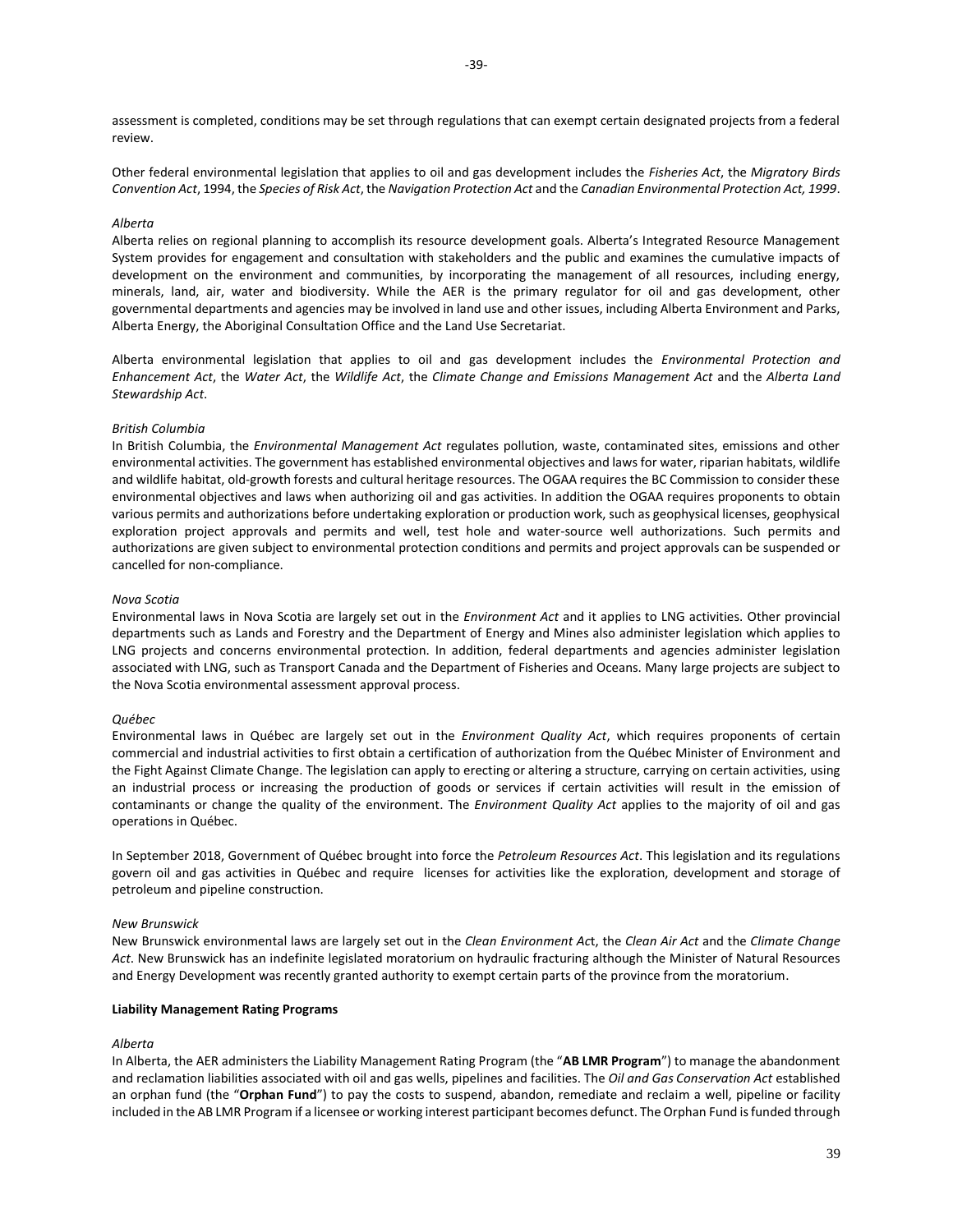assessment is completed, conditions may be set through regulations that can exempt certain designated projects from a federal review.

Other federal environmental legislation that applies to oil and gas development includes the *Fisheries Act*, the *Migratory Birds Convention Act*, 1994, the *Species of Risk Act*, the *Navigation Protection Act* and the *Canadian Environmental Protection Act, 1999*.

*Alberta*

Alberta relies on regional planning to accomplish its resource development goals. Alberta's Integrated Resource Management System provides for engagement and consultation with stakeholders and the public and examines the cumulative impacts of development on the environment and communities, by incorporating the management of all resources, including energy, minerals, land, air, water and biodiversity. While the AER is the primary regulator for oil and gas development, other governmental departments and agencies may be involved in land use and other issues, including Alberta Environment and Parks, Alberta Energy, the Aboriginal Consultation Office and the Land Use Secretariat.

Alberta environmental legislation that applies to oil and gas development includes the *Environmental Protection and Enhancement Act*, the *Water Act*, the *Wildlife Act*, the *Climate Change and Emissions Management Act* and the *Alberta Land Stewardship Act*.

*British Columbia*

In British Columbia, the *Environmental Management Act* regulates pollution, waste, contaminated sites, emissions and other environmental activities. The government has established environmental objectives and laws for water, riparian habitats, wildlife and wildlife habitat, old-growth forests and cultural heritage resources. The OGAA requires the BC Commission to consider these environmental objectives and laws when authorizing oil and gas activities. In addition the OGAA requires proponents to obtain various permits and authorizations before undertaking exploration or production work, such as geophysical licenses, geophysical exploration project approvals and permits and well, test hole and water-source well authorizations. Such permits and authorizations are given subject to environmental protection conditions and permits and project approvals can be suspended or cancelled for non-compliance.

*Nova Scotia*

Environmental laws in Nova Scotia are largely set out in the *Environment Act* and it applies to LNG activities. Other provincial departments such as Lands and Forestry and the Department of Energy and Mines also administer legislation which applies to LNG projects and concerns environmental protection. In addition, federal departments and agencies administer legislation associated with LNG, such as Transport Canada and the Department of Fisheries and Oceans. Many large projects are subject to the Nova Scotia environmental assessment approval process.

*Québec*

Environmental laws in Québec are largely set out in the *Environment Quality Act*, which requires proponents of certain commercial and industrial activities to first obtain a certification of authorization from the Québec Minister of Environment and the Fight Against Climate Change. The legislation can apply to erecting or altering a structure, carrying on certain activities, using an industrial process or increasing the production of goods or services if certain activities will result in the emission of contaminants or change the quality of the environment. The *Environment Quality Act* applies to the majority of oil and gas operations in Québec.

In September 2018, Government of Québec brought into force the *Petroleum Resources Act*. This legislation and its regulations govern oil and gas activities in Québec and require licenses for activities like the exploration, development and storage of petroleum and pipeline construction.

*New Brunswick*

New Brunswick environmental laws are largely set out in the *Clean Environment Ac*t, the *Clean Air Act* and the *Climate Change Act*. New Brunswick has an indefinite legislated moratorium on hydraulic fracturing although the Minister of Natural Resources and Energy Development was recently granted authority to exempt certain parts of the province from the moratorium.

**Liability Management Rating Programs**

*Alberta*

In Alberta, the AER administers the Liability Management Rating Program (the "**AB LMR Program**") to manage the abandonment and reclamation liabilities associated with oil and gas wells, pipelines and facilities. The *Oil and Gas Conservation Act* established an orphan fund (the "**Orphan Fund**") to pay the costs to suspend, abandon, remediate and reclaim a well, pipeline or facility included in the AB LMR Program if a licensee or working interest participant becomes defunct. The Orphan Fund is funded through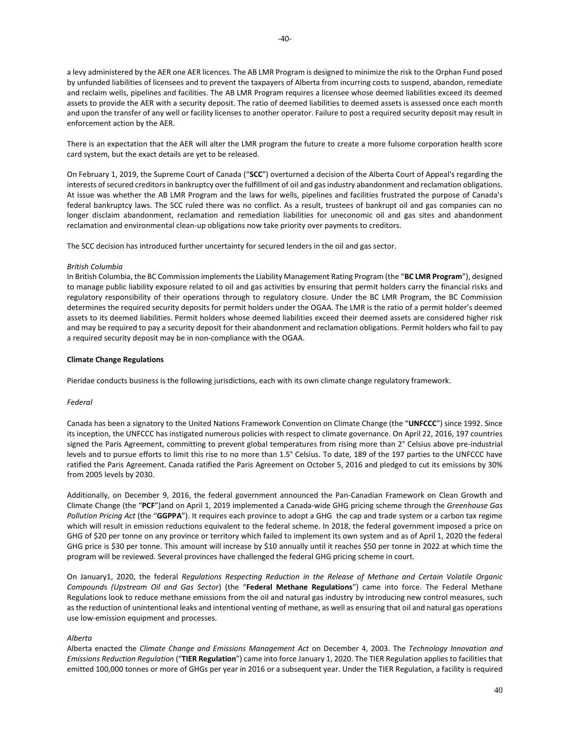a levy administered by the AER one AER licences. The AB LMR Program is designed to minimize the risk to the Orphan Fund posed by unfunded liabilities of licensees and to prevent the taxpayers of Alberta from incurring costs to suspend, abandon, remediate and reclaim wells, pipelines and facilities. The AB LMR Program requires a licensee whose deemed liabilities exceed its deemed assets to provide the AER with a security deposit. The ratio of deemed liabilities to deemed assets is assessed once each month and upon the transfer of any well or facility licenses to another operator. Failure to post a required security deposit may result in enforcement action by the AER.

There is an expectation that the AER will alter the LMR program the future to create a more fulsome corporation health score card system, but the exact details are yet to be released.

On February 1, 2019, the Supreme Court of Canada ("**SCC**") overturned a decision of the Alberta Court of Appeal's regarding the interests of secured creditors in bankruptcy over the fulfillment of oil and gas industry abandonment and reclamation obligations. At issue was whether the AB LMR Program and the laws for wells, pipelines and facilities frustrated the purpose of Canada's federal bankruptcy laws. The SCC ruled there was no conflict. As a result, trustees of bankrupt oil and gas companies can no longer disclaim abandonment, reclamation and remediation liabilities for uneconomic oil and gas sites and abandonment reclamation and environmental clean-up obligations now take priority over payments to creditors.

The SCC decision has introduced further uncertainty for secured lenders in the oil and gas sector.

*British Columbia*

In British Columbia, the BC Commission implements the Liability Management Rating Program (the "**BC LMR Program**"), designed to manage public liability exposure related to oil and gas activities by ensuring that permit holders carry the financial risks and regulatory responsibility of their operations through to regulatory closure. Under the BC LMR Program, the BC Commission determines the required security deposits for permit holders under the OGAA. The LMR is the ratio of a permit holder's deemed assets to its deemed liabilities. Permit holders whose deemed liabilities exceed their deemed assets are considered higher risk and may be required to pay a security deposit for their abandonment and reclamation obligations. Permit holders who fail to pay a required security deposit may be in non-compliance with the OGAA.

**Climate Change Regulations**

Pieridae conducts business is the following jurisdictions, each with its own climate change regulatory framework.

*Federal*

Canada has been a signatory to the United Nations Framework Convention on Climate Change (the "**UNFCCC**") since 1992. Since its inception, the UNFCCC has instigated numerous policies with respect to climate governance. On April 22, 2016, 197 countries signed the Paris Agreement, committing to prevent global temperatures from rising more than 2° Celsius above pre-industrial levels and to pursue efforts to limit this rise to no more than 1.5° Celsius. To date, 189 of the 197 parties to the UNFCCC have ratified the Paris Agreement. Canada ratified the Paris Agreement on October 5, 2016 and pledged to cut its emissions by 30% from 2005 levels by 2030.

Additionally, on December 9, 2016, the federal government announced the Pan-Canadian Framework on Clean Growth and Climate Change (the "**PCF**")and on April 1, 2019 implemented a Canada-wide GHG pricing scheme through the *Greenhouse Gas Pollution Pricing Act* (the "**GGPPA**"). It requires each province to adopt a GHG the cap and trade system or a carbon tax regime which will result in emission reductions equivalent to the federal scheme. In 2018, the federal government imposed a price on GHG of $20 per tonne on any province or territory which failed to implement its own system and as of April 1, 2020 the federal GHG price is $30 per tonne. This amount will increase by $10 annually until it reaches $50 per tonne in 2022 at which time the program will be reviewed. Several provinces have challenged the federal GHG pricing scheme in court.

On January1, 2020, the federal *Regulations Respecting Reduction in the Release of Methane and Certain Volatile Organic Compounds (Upstream Oil and Gas Sector*) (the "**Federal Methane Regulations**") came into force. The Federal Methane Regulations look to reduce methane emissions from the oil and natural gas industry by introducing new control measures, such as the reduction of unintentional leaks and intentional venting of methane, as well as ensuring that oil and natural gas operations use low-emission equipment and processes.

*Alberta*

Alberta enacted the *Climate Change and Emissions Management Act* on December 4, 2003. The *Technology Innovation and Emissions Reduction Regulation* ("**TIER Regulation**") came into force January 1, 2020. The TIER Regulation applies to facilities that emitted 100,000 tonnes or more of GHGs per year in 2016 or a subsequent year. Under the TIER Regulation, a facility is required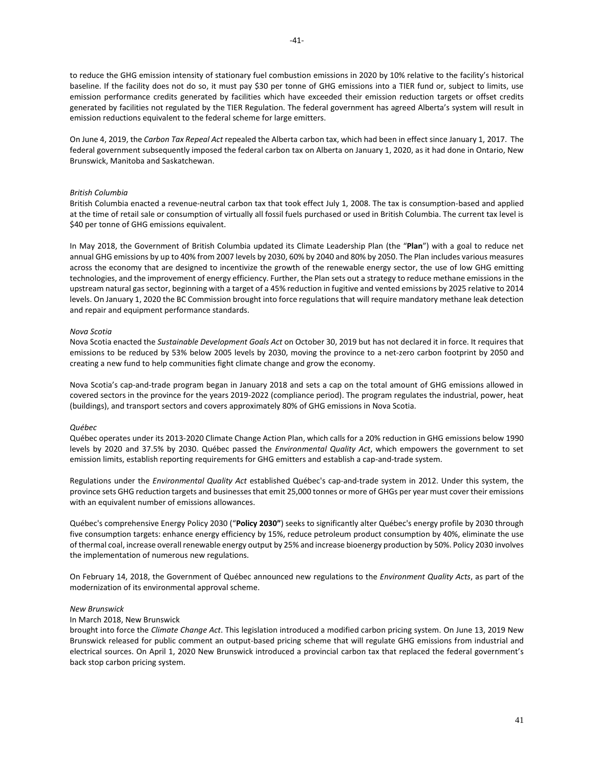to reduce the GHG emission intensity of stationary fuel combustion emissions in 2020 by 10% relative to the facility's historical baseline. If the facility does not do so, it must pay $30 per tonne of GHG emissions into a TIER fund or, subject to limits, use emission performance credits generated by facilities which have exceeded their emission reduction targets or offset credits generated by facilities not regulated by the TIER Regulation. The federal government has agreed Alberta's system will result in emission reductions equivalent to the federal scheme for large emitters.

On June 4, 2019, the *Carbon Tax Repeal Act* repealed the Alberta carbon tax, which had been in effect since January 1, 2017. The federal government subsequently imposed the federal carbon tax on Alberta on January 1, 2020, as it had done in Ontario, New Brunswick, Manitoba and Saskatchewan.

*British Columbia*

British Columbia enacted a revenue-neutral carbon tax that took effect July 1, 2008. The tax is consumption-based and applied at the time of retail sale or consumption of virtually all fossil fuels purchased or used in British Columbia. The current tax level is $40 per tonne of GHG emissions equivalent.

In May 2018, the Government of British Columbia updated its Climate Leadership Plan (the "**Plan**") with a goal to reduce net annual GHG emissions by up to 40% from 2007 levels by 2030, 60% by 2040 and 80% by 2050. The Plan includes various measures across the economy that are designed to incentivize the growth of the renewable energy sector, the use of low GHG emitting technologies, and the improvement of energy efficiency. Further, the Plan sets out a strategy to reduce methane emissions in the upstream natural gas sector, beginning with a target of a 45% reduction in fugitive and vented emissions by 2025 relative to 2014 levels. On January 1, 2020 the BC Commission brought into force regulations that will require mandatory methane leak detection and repair and equipment performance standards.

*Nova Scotia*

Nova Scotia enacted the *Sustainable Development Goals Act* on October 30, 2019 but has not declared it in force. It requires that emissions to be reduced by 53% below 2005 levels by 2030, moving the province to a net-zero carbon footprint by 2050 and creating a new fund to help communities fight climate change and grow the economy.

Nova Scotia's cap-and-trade program began in January 2018 and sets a cap on the total amount of GHG emissions allowed in covered sectors in the province for the years 2019-2022 (compliance period). The program regulates the industrial, power, heat (buildings), and transport sectors and covers approximately 80% of GHG emissions in Nova Scotia.

*Québec*

Québec operates under its 2013-2020 Climate Change Action Plan, which calls for a 20% reduction in GHG emissions below 1990 levels by 2020 and 37.5% by 2030. Québec passed the *Environmental Quality Act*, which empowers the government to set emission limits, establish reporting requirements for GHG emitters and establish a cap-and-trade system.

Regulations under the *Environmental Quality Act* established Québec's cap-and-trade system in 2012. Under this system, the province sets GHG reduction targets and businesses that emit 25,000 tonnes or more of GHGs per year must cover their emissions with an equivalent number of emissions allowances.

Québec's comprehensive Energy Policy 2030 ("**Policy 2030"**) seeks to significantly alter Québec's energy profile by 2030 through five consumption targets: enhance energy efficiency by 15%, reduce petroleum product consumption by 40%, eliminate the use of thermal coal, increase overall renewable energy output by 25% and increase bioenergy production by 50%. Policy 2030 involves the implementation of numerous new regulations.

On February 14, 2018, the Government of Québec announced new regulations to the *Environment Quality Acts*, as part of the modernization of its environmental approval scheme.

*New Brunswick*

In March 2018, New Brunswick brought into force the *Climate Change Act*. This legislation introduced a modified carbon pricing system. On June 13, 2019 New Brunswick released for public comment an output-based pricing scheme that will regulate GHG emissions from industrial and electrical sources. On April 1, 2020 New Brunswick introduced a provincial carbon tax that replaced the federal government's back stop carbon pricing system.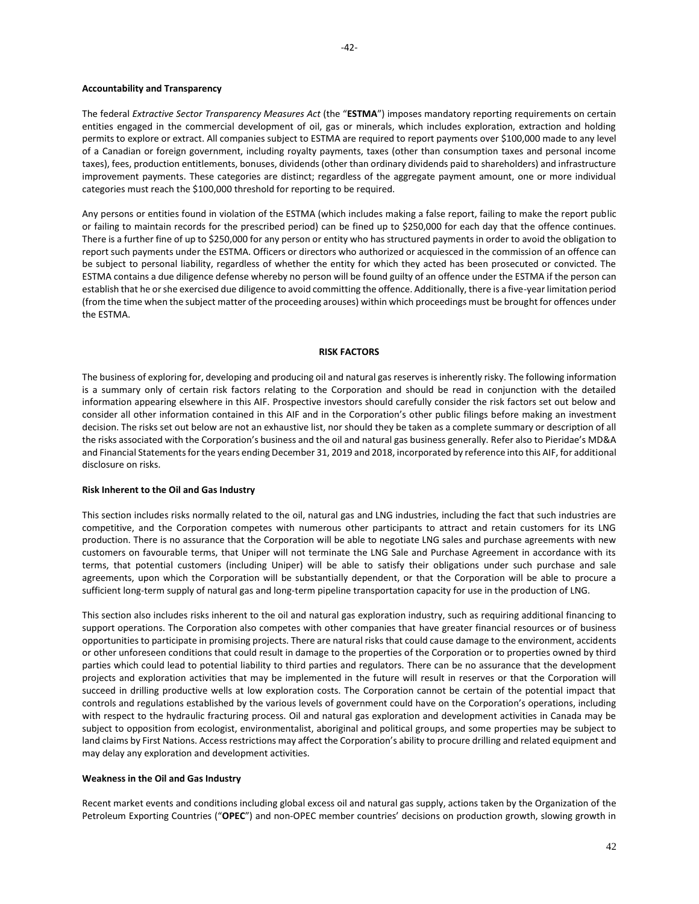**Accountability and Transparency**

The federal *Extractive Sector Transparency Measures Act* (the "**ESTMA**") imposes mandatory reporting requirements on certain entities engaged in the commercial development of oil, gas or minerals, which includes exploration, extraction and holding permits to explore or extract. All companies subject to ESTMA are required to report payments over $100,000 made to any level of a Canadian or foreign government, including royalty payments, taxes (other than consumption taxes and personal income taxes), fees, production entitlements, bonuses, dividends (other than ordinary dividends paid to shareholders) and infrastructure improvement payments. These categories are distinct; regardless of the aggregate payment amount, one or more individual categories must reach the $100,000 threshold for reporting to be required.

Any persons or entities found in violation of the ESTMA (which includes making a false report, failing to make the report public or failing to maintain records for the prescribed period) can be fined up to $250,000 for each day that the offence continues. There is a further fine of up to $250,000 for any person or entity who has structured payments in order to avoid the obligation to report such payments under the ESTMA. Officers or directors who authorized or acquiesced in the commission of an offence can be subject to personal liability, regardless of whether the entity for which they acted has been prosecuted or convicted. The ESTMA contains a due diligence defense whereby no person will be found guilty of an offence under the ESTMA if the person can establish that he or she exercised due diligence to avoid committing the offence. Additionally, there is a five-year limitation period (from the time when the subject matter of the proceeding arouses) within which proceedings must be brought for offences under the ESTMA.

## RISK FACTORS

The business of exploring for, developing and producing oil and natural gas reserves is inherently risky. The following information is a summary only of certain risk factors relating to the Corporation and should be read in conjunction with the detailed information appearing elsewhere in this AIF. Prospective investors should carefully consider the risk factors set out below and consider all other information contained in this AIF and in the Corporation's other public filings before making an investment decision. The risks set out below are not an exhaustive list, nor should they be taken as a complete summary or description of all the risks associated with the Corporation's business and the oil and natural gas business generally. Refer also to Pieridae's MD&A and Financial Statements for the years ending December 31, 2019 and 2018, incorporated by reference into this AIF, for additional disclosure on risks.

**Risk Inherent to the Oil and Gas Industry**

This section includes risks normally related to the oil, natural gas and LNG industries, including the fact that such industries are competitive, and the Corporation competes with numerous other participants to attract and retain customers for its LNG production. There is no assurance that the Corporation will be able to negotiate LNG sales and purchase agreements with new customers on favourable terms, that Uniper will not terminate the LNG Sale and Purchase Agreement in accordance with its terms, that potential customers (including Uniper) will be able to satisfy their obligations under such purchase and sale agreements, upon which the Corporation will be substantially dependent, or that the Corporation will be able to procure a sufficient long-term supply of natural gas and long-term pipeline transportation capacity for use in the production of LNG.

This section also includes risks inherent to the oil and natural gas exploration industry, such as requiring additional financing to support operations. The Corporation also competes with other companies that have greater financial resources or of business opportunities to participate in promising projects. There are natural risks that could cause damage to the environment, accidents or other unforeseen conditions that could result in damage to the properties of the Corporation or to properties owned by third parties which could lead to potential liability to third parties and regulators. There can be no assurance that the development projects and exploration activities that may be implemented in the future will result in reserves or that the Corporation will succeed in drilling productive wells at low exploration costs. The Corporation cannot be certain of the potential impact that controls and regulations established by the various levels of government could have on the Corporation's operations, including with respect to the hydraulic fracturing process. Oil and natural gas exploration and development activities in Canada may be subject to opposition from ecologist, environmentalist, aboriginal and political groups, and some properties may be subject to land claims by First Nations. Access restrictions may affect the Corporation's ability to procure drilling and related equipment and may delay any exploration and development activities.

**Weakness in the Oil and Gas Industry**

Recent market events and conditions including global excess oil and natural gas supply, actions taken by the Organization of the Petroleum Exporting Countries ("**OPEC**") and non-OPEC member countries' decisions on production growth, slowing growth in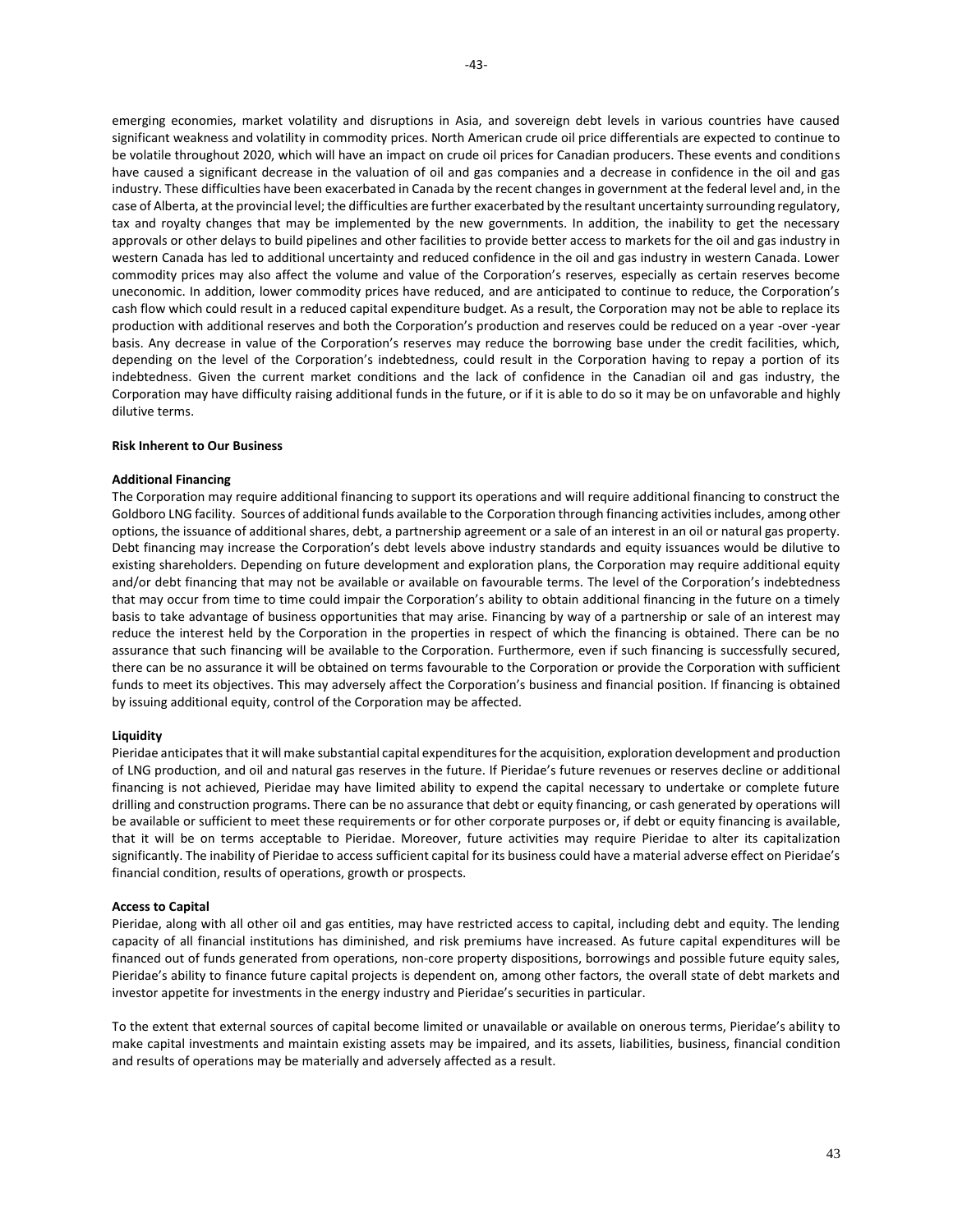emerging economies, market volatility and disruptions in Asia, and sovereign debt levels in various countries have caused significant weakness and volatility in commodity prices. North American crude oil price differentials are expected to continue to be volatile throughout 2020, which will have an impact on crude oil prices for Canadian producers. These events and conditions have caused a significant decrease in the valuation of oil and gas companies and a decrease in confidence in the oil and gas industry. These difficulties have been exacerbated in Canada by the recent changes in government at the federal level and, in the case of Alberta, at the provincial level; the difficulties are further exacerbated by the resultant uncertainty surrounding regulatory, tax and royalty changes that may be implemented by the new governments. In addition, the inability to get the necessary approvals or other delays to build pipelines and other facilities to provide better access to markets for the oil and gas industry in western Canada has led to additional uncertainty and reduced confidence in the oil and gas industry in western Canada. Lower commodity prices may also affect the volume and value of the Corporation's reserves, especially as certain reserves become uneconomic. In addition, lower commodity prices have reduced, and are anticipated to continue to reduce, the Corporation's cash flow which could result in a reduced capital expenditure budget. As a result, the Corporation may not be able to replace its production with additional reserves and both the Corporation's production and reserves could be reduced on a year -over -year basis. Any decrease in value of the Corporation's reserves may reduce the borrowing base under the credit facilities, which, depending on the level of the Corporation's indebtedness, could result in the Corporation having to repay a portion of its indebtedness. Given the current market conditions and the lack of confidence in the Canadian oil and gas industry, the Corporation may have difficulty raising additional funds in the future, or if it is able to do so it may be on unfavorable and highly dilutive terms.

**Risk Inherent to Our Business**

**Additional Financing**

The Corporation may require additional financing to support its operations and will require additional financing to construct the Goldboro LNG facility. Sources of additional funds available to the Corporation through financing activities includes, among other options, the issuance of additional shares, debt, a partnership agreement or a sale of an interest in an oil or natural gas property. Debt financing may increase the Corporation's debt levels above industry standards and equity issuances would be dilutive to existing shareholders. Depending on future development and exploration plans, the Corporation may require additional equity and/or debt financing that may not be available or available on favourable terms. The level of the Corporation's indebtedness that may occur from time to time could impair the Corporation's ability to obtain additional financing in the future on a timely basis to take advantage of business opportunities that may arise. Financing by way of a partnership or sale of an interest may reduce the interest held by the Corporation in the properties in respect of which the financing is obtained. There can be no assurance that such financing will be available to the Corporation. Furthermore, even if such financing is successfully secured, there can be no assurance it will be obtained on terms favourable to the Corporation or provide the Corporation with sufficient funds to meet its objectives. This may adversely affect the Corporation's business and financial position. If financing is obtained by issuing additional equity, control of the Corporation may be affected.

**Liquidity**

Pieridae anticipates that it will make substantial capital expenditures for the acquisition, exploration development and production of LNG production, and oil and natural gas reserves in the future. If Pieridae's future revenues or reserves decline or additional financing is not achieved, Pieridae may have limited ability to expend the capital necessary to undertake or complete future drilling and construction programs. There can be no assurance that debt or equity financing, or cash generated by operations will be available or sufficient to meet these requirements or for other corporate purposes or, if debt or equity financing is available, that it will be on terms acceptable to Pieridae. Moreover, future activities may require Pieridae to alter its capitalization significantly. The inability of Pieridae to access sufficient capital for its business could have a material adverse effect on Pieridae's financial condition, results of operations, growth or prospects.

**Access to Capital**

Pieridae, along with all other oil and gas entities, may have restricted access to capital, including debt and equity. The lending capacity of all financial institutions has diminished, and risk premiums have increased. As future capital expenditures will be financed out of funds generated from operations, non-core property dispositions, borrowings and possible future equity sales, Pieridae's ability to finance future capital projects is dependent on, among other factors, the overall state of debt markets and investor appetite for investments in the energy industry and Pieridae's securities in particular.

To the extent that external sources of capital become limited or unavailable or available on onerous terms, Pieridae's ability to make capital investments and maintain existing assets may be impaired, and its assets, liabilities, business, financial condition and results of operations may be materially and adversely affected as a result.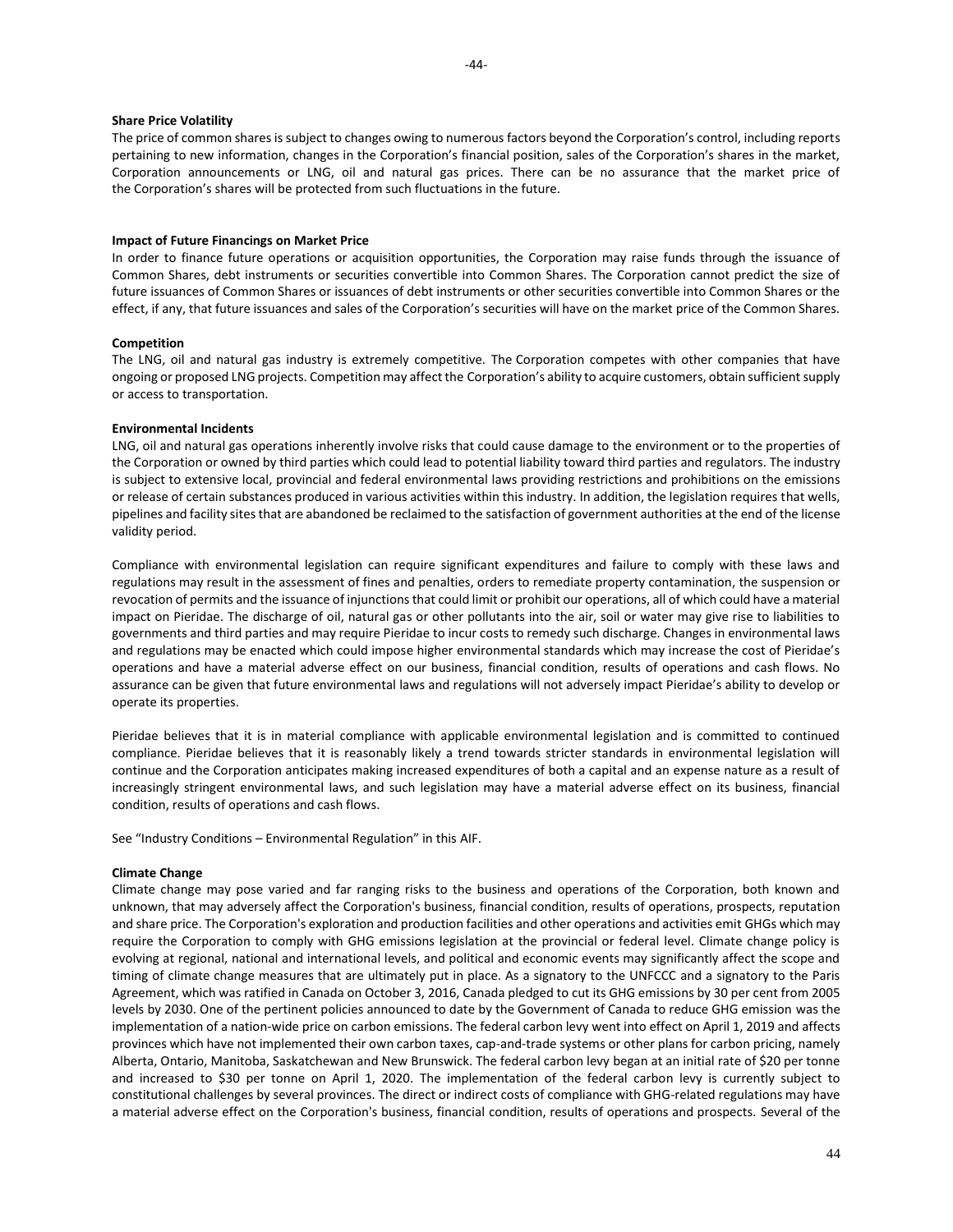**Share Price Volatility**

The price of common shares is subject to changes owing to numerous factors beyond the Corporation's control, including reports pertaining to new information, changes in the Corporation's financial position, sales of the Corporation's shares in the market, Corporation announcements or LNG, oil and natural gas prices. There can be no assurance that the market price of the Corporation's shares will be protected from such fluctuations in the future.

**Impact of Future Financings on Market Price**

In order to finance future operations or acquisition opportunities, the Corporation may raise funds through the issuance of Common Shares, debt instruments or securities convertible into Common Shares. The Corporation cannot predict the size of future issuances of Common Shares or issuances of debt instruments or other securities convertible into Common Shares or the effect, if any, that future issuances and sales of the Corporation's securities will have on the market price of the Common Shares.

**Competition**

The LNG, oil and natural gas industry is extremely competitive. The Corporation competes with other companies that have ongoing or proposed LNG projects. Competition may affect the Corporation's ability to acquire customers, obtain sufficient supply or access to transportation.

**Environmental Incidents**

LNG, oil and natural gas operations inherently involve risks that could cause damage to the environment or to the properties of the Corporation or owned by third parties which could lead to potential liability toward third parties and regulators. The industry is subject to extensive local, provincial and federal environmental laws providing restrictions and prohibitions on the emissions or release of certain substances produced in various activities within this industry. In addition, the legislation requires that wells, pipelines and facility sites that are abandoned be reclaimed to the satisfaction of government authorities at the end of the license validity period.

Compliance with environmental legislation can require significant expenditures and failure to comply with these laws and regulations may result in the assessment of fines and penalties, orders to remediate property contamination, the suspension or revocation of permits and the issuance of injunctions that could limit or prohibit our operations, all of which could have a material impact on Pieridae. The discharge of oil, natural gas or other pollutants into the air, soil or water may give rise to liabilities to governments and third parties and may require Pieridae to incur costs to remedy such discharge. Changes in environmental laws and regulations may be enacted which could impose higher environmental standards which may increase the cost of Pieridae's operations and have a material adverse effect on our business, financial condition, results of operations and cash flows. No assurance can be given that future environmental laws and regulations will not adversely impact Pieridae's ability to develop or operate its properties.

Pieridae believes that it is in material compliance with applicable environmental legislation and is committed to continued compliance. Pieridae believes that it is reasonably likely a trend towards stricter standards in environmental legislation will continue and the Corporation anticipates making increased expenditures of both a capital and an expense nature as a result of increasingly stringent environmental laws, and such legislation may have a material adverse effect on its business, financial condition, results of operations and cash flows.

See "Industry Conditions – Environmental Regulation" in this AIF.

**Climate Change**

Climate change may pose varied and far ranging risks to the business and operations of the Corporation, both known and unknown, that may adversely affect the Corporation's business, financial condition, results of operations, prospects, reputation and share price. The Corporation's exploration and production facilities and other operations and activities emit GHGs which may require the Corporation to comply with GHG emissions legislation at the provincial or federal level. Climate change policy is evolving at regional, national and international levels, and political and economic events may significantly affect the scope and timing of climate change measures that are ultimately put in place. As a signatory to the UNFCCC and a signatory to the Paris Agreement, which was ratified in Canada on October 3, 2016, Canada pledged to cut its GHG emissions by 30 per cent from 2005 levels by 2030. One of the pertinent policies announced to date by the Government of Canada to reduce GHG emission was the implementation of a nation-wide price on carbon emissions. The federal carbon levy went into effect on April 1, 2019 and affects provinces which have not implemented their own carbon taxes, cap-and-trade systems or other plans for carbon pricing, namely Alberta, Ontario, Manitoba, Saskatchewan and New Brunswick. The federal carbon levy began at an initial rate of $20 per tonne and increased to $30 per tonne on April 1, 2020. The implementation of the federal carbon levy is currently subject to constitutional challenges by several provinces. The direct or indirect costs of compliance with GHG-related regulations may have a material adverse effect on the Corporation's business, financial condition, results of operations and prospects. Several of the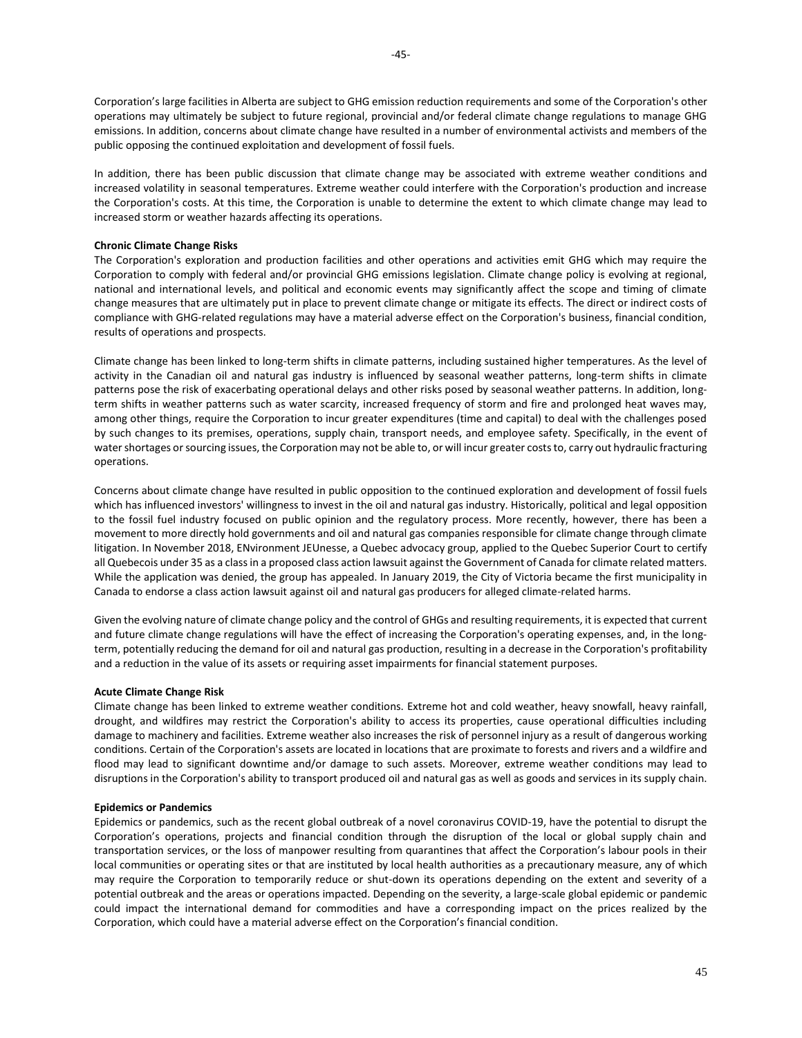Corporation's large facilities in Alberta are subject to GHG emission reduction requirements and some of the Corporation's other operations may ultimately be subject to future regional, provincial and/or federal climate change regulations to manage GHG emissions. In addition, concerns about climate change have resulted in a number of environmental activists and members of the public opposing the continued exploitation and development of fossil fuels.

In addition, there has been public discussion that climate change may be associated with extreme weather conditions and increased volatility in seasonal temperatures. Extreme weather could interfere with the Corporation's production and increase the Corporation's costs. At this time, the Corporation is unable to determine the extent to which climate change may lead to increased storm or weather hazards affecting its operations.

**Chronic Climate Change Risks**

The Corporation's exploration and production facilities and other operations and activities emit GHG which may require the Corporation to comply with federal and/or provincial GHG emissions legislation. Climate change policy is evolving at regional, national and international levels, and political and economic events may significantly affect the scope and timing of climate change measures that are ultimately put in place to prevent climate change or mitigate its effects. The direct or indirect costs of compliance with GHG-related regulations may have a material adverse effect on the Corporation's business, financial condition, results of operations and prospects.

Climate change has been linked to long-term shifts in climate patterns, including sustained higher temperatures. As the level of activity in the Canadian oil and natural gas industry is influenced by seasonal weather patterns, long-term shifts in climate patterns pose the risk of exacerbating operational delays and other risks posed by seasonal weather patterns. In addition, long-term shifts in weather patterns such as water scarcity, increased frequency of storm and fire and prolonged heat waves may, among other things, require the Corporation to incur greater expenditures (time and capital) to deal with the challenges posed by such changes to its premises, operations, supply chain, transport needs, and employee safety. Specifically, in the event of water shortages or sourcing issues, the Corporation may not be able to, or will incur greater costs to, carry out hydraulic fracturing operations.

Concerns about climate change have resulted in public opposition to the continued exploration and development of fossil fuels which has influenced investors' willingness to invest in the oil and natural gas industry. Historically, political and legal opposition to the fossil fuel industry focused on public opinion and the regulatory process. More recently, however, there has been a movement to more directly hold governments and oil and natural gas companies responsible for climate change through climate litigation. In November 2018, ENvironment JEUnesse, a Quebec advocacy group, applied to the Quebec Superior Court to certify all Quebecois under 35 as a class in a proposed class action lawsuit against the Government of Canada for climate related matters. While the application was denied, the group has appealed. In January 2019, the City of Victoria became the first municipality in Canada to endorse a class action lawsuit against oil and natural gas producers for alleged climate-related harms.

Given the evolving nature of climate change policy and the control of GHGs and resulting requirements, it is expected that current and future climate change regulations will have the effect of increasing the Corporation's operating expenses, and, in the long-term, potentially reducing the demand for oil and natural gas production, resulting in a decrease in the Corporation's profitability and a reduction in the value of its assets or requiring asset impairments for financial statement purposes.

**Acute Climate Change Risk**

Climate change has been linked to extreme weather conditions. Extreme hot and cold weather, heavy snowfall, heavy rainfall, drought, and wildfires may restrict the Corporation's ability to access its properties, cause operational difficulties including damage to machinery and facilities. Extreme weather also increases the risk of personnel injury as a result of dangerous working conditions. Certain of the Corporation's assets are located in locations that are proximate to forests and rivers and a wildfire and flood may lead to significant downtime and/or damage to such assets. Moreover, extreme weather conditions may lead to disruptions in the Corporation's ability to transport produced oil and natural gas as well as goods and services in its supply chain.

**Epidemics or Pandemics**

Epidemics or pandemics, such as the recent global outbreak of a novel coronavirus COVID-19, have the potential to disrupt the Corporation's operations, projects and financial condition through the disruption of the local or global supply chain and transportation services, or the loss of manpower resulting from quarantines that affect the Corporation's labour pools in their local communities or operating sites or that are instituted by local health authorities as a precautionary measure, any of which may require the Corporation to temporarily reduce or shut-down its operations depending on the extent and severity of a potential outbreak and the areas or operations impacted. Depending on the severity, a large-scale global epidemic or pandemic could impact the international demand for commodities and have a corresponding impact on the prices realized by the Corporation, which could have a material adverse effect on the Corporation's financial condition.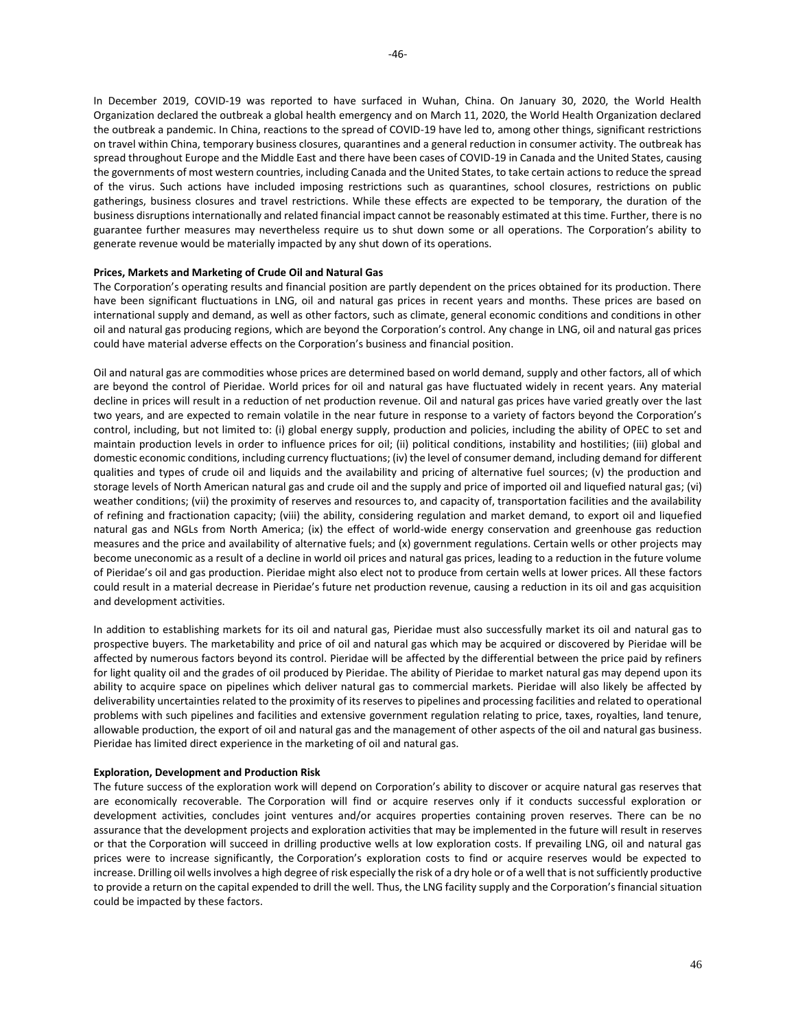In December 2019, COVID-19 was reported to have surfaced in Wuhan, China. On January 30, 2020, the World Health Organization declared the outbreak a global health emergency and on March 11, 2020, the World Health Organization declared the outbreak a pandemic. In China, reactions to the spread of COVID-19 have led to, among other things, significant restrictions on travel within China, temporary business closures, quarantines and a general reduction in consumer activity. The outbreak has spread throughout Europe and the Middle East and there have been cases of COVID-19 in Canada and the United States, causing the governments of most western countries, including Canada and the United States, to take certain actions to reduce the spread of the virus. Such actions have included imposing restrictions such as quarantines, school closures, restrictions on public gatherings, business closures and travel restrictions. While these effects are expected to be temporary, the duration of the business disruptions internationally and related financial impact cannot be reasonably estimated at this time. Further, there is no guarantee further measures may nevertheless require us to shut down some or all operations. The Corporation's ability to generate revenue would be materially impacted by any shut down of its operations.

**Prices, Markets and Marketing of Crude Oil and Natural Gas**

The Corporation's operating results and financial position are partly dependent on the prices obtained for its production. There have been significant fluctuations in LNG, oil and natural gas prices in recent years and months. These prices are based on international supply and demand, as well as other factors, such as climate, general economic conditions and conditions in other oil and natural gas producing regions, which are beyond the Corporation's control. Any change in LNG, oil and natural gas prices could have material adverse effects on the Corporation's business and financial position.

Oil and natural gas are commodities whose prices are determined based on world demand, supply and other factors, all of which are beyond the control of Pieridae. World prices for oil and natural gas have fluctuated widely in recent years. Any material decline in prices will result in a reduction of net production revenue. Oil and natural gas prices have varied greatly over the last two years, and are expected to remain volatile in the near future in response to a variety of factors beyond the Corporation's control, including, but not limited to: (i) global energy supply, production and policies, including the ability of OPEC to set and maintain production levels in order to influence prices for oil; (ii) political conditions, instability and hostilities; (iii) global and domestic economic conditions, including currency fluctuations; (iv) the level of consumer demand, including demand for different qualities and types of crude oil and liquids and the availability and pricing of alternative fuel sources; (v) the production and storage levels of North American natural gas and crude oil and the supply and price of imported oil and liquefied natural gas; (vi) weather conditions; (vii) the proximity of reserves and resources to, and capacity of, transportation facilities and the availability of refining and fractionation capacity; (viii) the ability, considering regulation and market demand, to export oil and liquefied natural gas and NGLs from North America; (ix) the effect of world-wide energy conservation and greenhouse gas reduction measures and the price and availability of alternative fuels; and (x) government regulations. Certain wells or other projects may become uneconomic as a result of a decline in world oil prices and natural gas prices, leading to a reduction in the future volume of Pieridae's oil and gas production. Pieridae might also elect not to produce from certain wells at lower prices. All these factors could result in a material decrease in Pieridae's future net production revenue, causing a reduction in its oil and gas acquisition and development activities.

In addition to establishing markets for its oil and natural gas, Pieridae must also successfully market its oil and natural gas to prospective buyers. The marketability and price of oil and natural gas which may be acquired or discovered by Pieridae will be affected by numerous factors beyond its control. Pieridae will be affected by the differential between the price paid by refiners for light quality oil and the grades of oil produced by Pieridae. The ability of Pieridae to market natural gas may depend upon its ability to acquire space on pipelines which deliver natural gas to commercial markets. Pieridae will also likely be affected by deliverability uncertainties related to the proximity of its reserves to pipelines and processing facilities and related to operational problems with such pipelines and facilities and extensive government regulation relating to price, taxes, royalties, land tenure, allowable production, the export of oil and natural gas and the management of other aspects of the oil and natural gas business. Pieridae has limited direct experience in the marketing of oil and natural gas.

**Exploration, Development and Production Risk**

The future success of the exploration work will depend on Corporation's ability to discover or acquire natural gas reserves that are economically recoverable. The Corporation will find or acquire reserves only if it conducts successful exploration or development activities, concludes joint ventures and/or acquires properties containing proven reserves. There can be no assurance that the development projects and exploration activities that may be implemented in the future will result in reserves or that the Corporation will succeed in drilling productive wells at low exploration costs. If prevailing LNG, oil and natural gas prices were to increase significantly, the Corporation's exploration costs to find or acquire reserves would be expected to increase. Drilling oil wells involves a high degree of risk especially the risk of a dry hole or of a well that is not sufficiently productive to provide a return on the capital expended to drill the well. Thus, the LNG facility supply and the Corporation's financial situation could be impacted by these factors.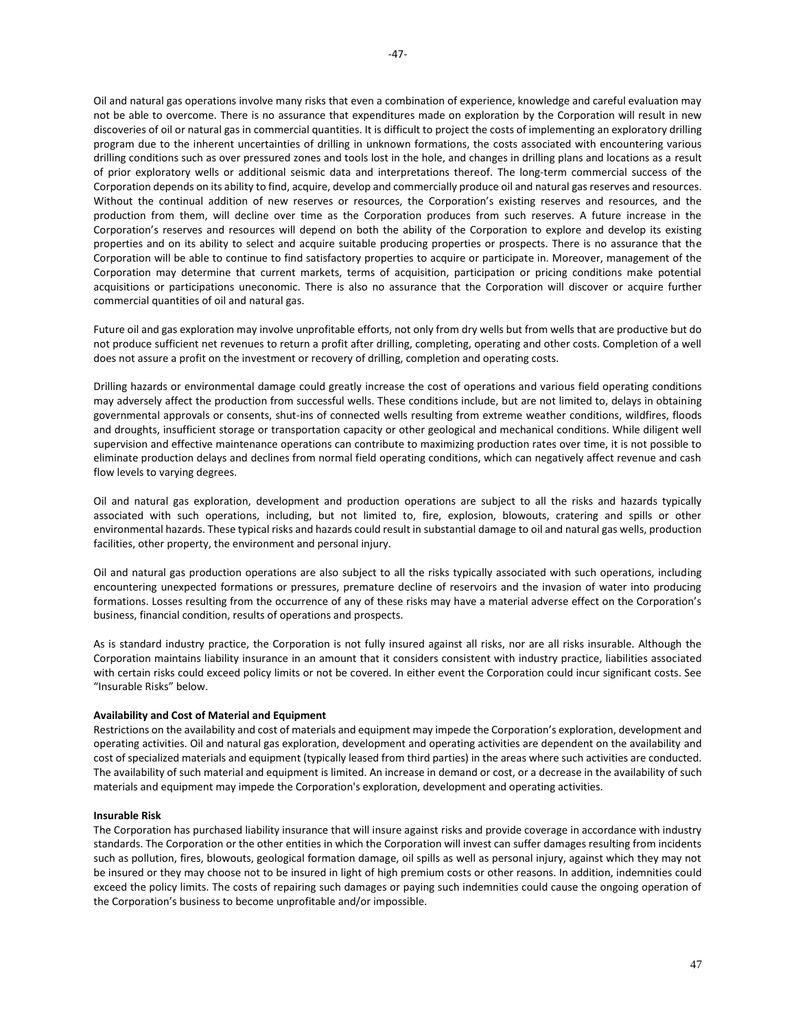Oil and natural gas operations involve many risks that even a combination of experience, knowledge and careful evaluation may not be able to overcome. There is no assurance that expenditures made on exploration by the Corporation will result in new discoveries of oil or natural gas in commercial quantities. It is difficult to project the costs of implementing an exploratory drilling program due to the inherent uncertainties of drilling in unknown formations, the costs associated with encountering various drilling conditions such as over pressured zones and tools lost in the hole, and changes in drilling plans and locations as a result of prior exploratory wells or additional seismic data and interpretations thereof. The long-term commercial success of the Corporation depends on its ability to find, acquire, develop and commercially produce oil and natural gas reserves and resources. Without the continual addition of new reserves or resources, the Corporation's existing reserves and resources, and the production from them, will decline over time as the Corporation produces from such reserves. A future increase in the Corporation's reserves and resources will depend on both the ability of the Corporation to explore and develop its existing properties and on its ability to select and acquire suitable producing properties or prospects. There is no assurance that the Corporation will be able to continue to find satisfactory properties to acquire or participate in. Moreover, management of the Corporation may determine that current markets, terms of acquisition, participation or pricing conditions make potential acquisitions or participations uneconomic. There is also no assurance that the Corporation will discover or acquire further commercial quantities of oil and natural gas.

Future oil and gas exploration may involve unprofitable efforts, not only from dry wells but from wells that are productive but do not produce sufficient net revenues to return a profit after drilling, completing, operating and other costs. Completion of a well does not assure a profit on the investment or recovery of drilling, completion and operating costs.

Drilling hazards or environmental damage could greatly increase the cost of operations and various field operating conditions may adversely affect the production from successful wells. These conditions include, but are not limited to, delays in obtaining governmental approvals or consents, shut-ins of connected wells resulting from extreme weather conditions, wildfires, floods and droughts, insufficient storage or transportation capacity or other geological and mechanical conditions. While diligent well supervision and effective maintenance operations can contribute to maximizing production rates over time, it is not possible to eliminate production delays and declines from normal field operating conditions, which can negatively affect revenue and cash flow levels to varying degrees.

Oil and natural gas exploration, development and production operations are subject to all the risks and hazards typically associated with such operations, including, but not limited to, fire, explosion, blowouts, cratering and spills or other environmental hazards. These typical risks and hazards could result in substantial damage to oil and natural gas wells, production facilities, other property, the environment and personal injury.

Oil and natural gas production operations are also subject to all the risks typically associated with such operations, including encountering unexpected formations or pressures, premature decline of reservoirs and the invasion of water into producing formations. Losses resulting from the occurrence of any of these risks may have a material adverse effect on the Corporation's business, financial condition, results of operations and prospects.

As is standard industry practice, the Corporation is not fully insured against all risks, nor are all risks insurable. Although the Corporation maintains liability insurance in an amount that it considers consistent with industry practice, liabilities associated with certain risks could exceed policy limits or not be covered. In either event the Corporation could incur significant costs. See "Insurable Risks" below.

**Availability and Cost of Material and Equipment**

Restrictions on the availability and cost of materials and equipment may impede the Corporation's exploration, development and operating activities. Oil and natural gas exploration, development and operating activities are dependent on the availability and cost of specialized materials and equipment (typically leased from third parties) in the areas where such activities are conducted. The availability of such material and equipment is limited. An increase in demand or cost, or a decrease in the availability of such materials and equipment may impede the Corporation's exploration, development and operating activities.

**Insurable Risk**

The Corporation has purchased liability insurance that will insure against risks and provide coverage in accordance with industry standards. The Corporation or the other entities in which the Corporation will invest can suffer damages resulting from incidents such as pollution, fires, blowouts, geological formation damage, oil spills as well as personal injury, against which they may not be insured or they may choose not to be insured in light of high premium costs or other reasons. In addition, indemnities could exceed the policy limits. The costs of repairing such damages or paying such indemnities could cause the ongoing operation of the Corporation's business to become unprofitable and/or impossible.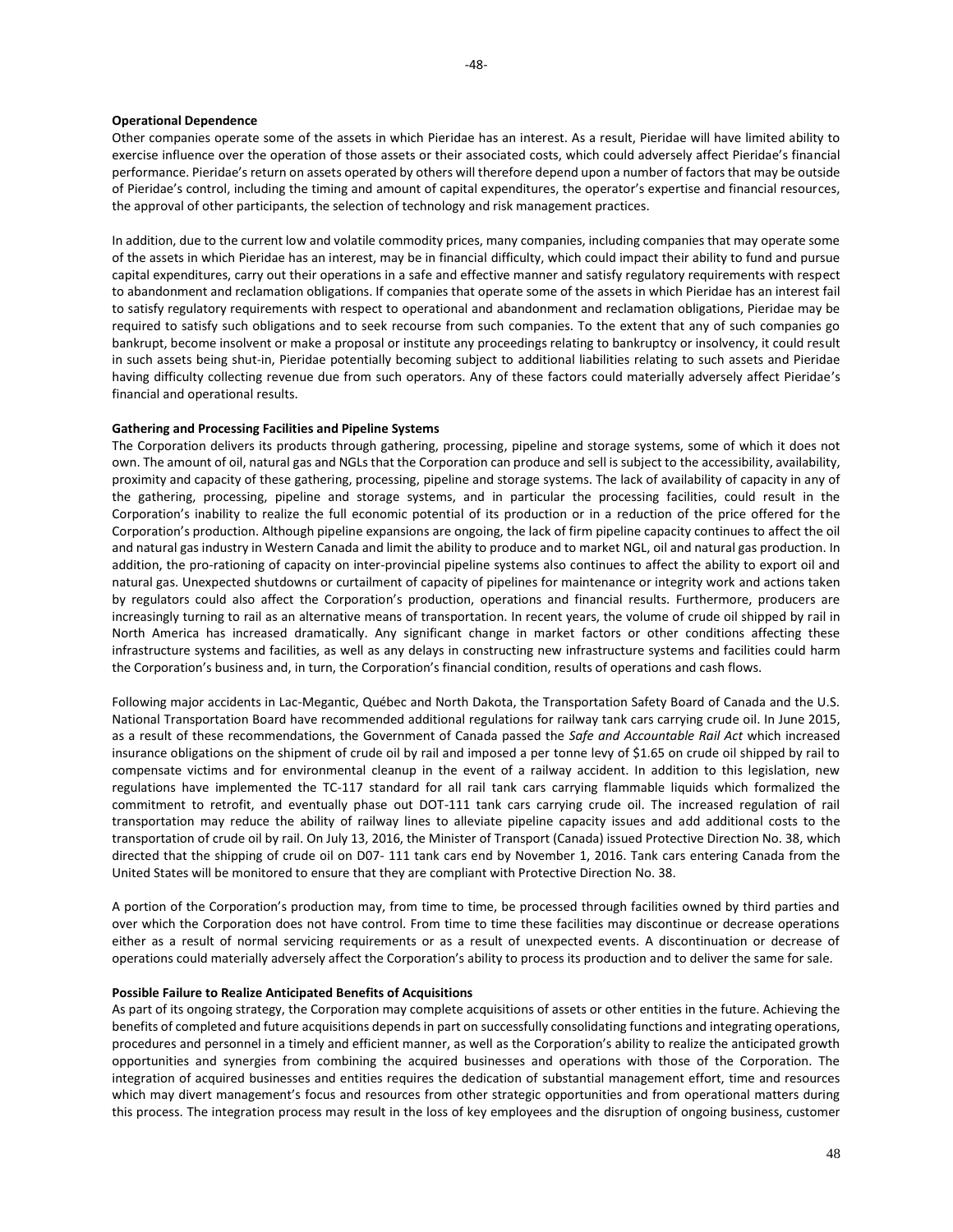**Operational Dependence**

Other companies operate some of the assets in which Pieridae has an interest. As a result, Pieridae will have limited ability to exercise influence over the operation of those assets or their associated costs, which could adversely affect Pieridae's financial performance. Pieridae's return on assets operated by others will therefore depend upon a number of factors that may be outside of Pieridae's control, including the timing and amount of capital expenditures, the operator's expertise and financial resources, the approval of other participants, the selection of technology and risk management practices.

In addition, due to the current low and volatile commodity prices, many companies, including companies that may operate some of the assets in which Pieridae has an interest, may be in financial difficulty, which could impact their ability to fund and pursue capital expenditures, carry out their operations in a safe and effective manner and satisfy regulatory requirements with respect to abandonment and reclamation obligations. If companies that operate some of the assets in which Pieridae has an interest fail to satisfy regulatory requirements with respect to operational and abandonment and reclamation obligations, Pieridae may be required to satisfy such obligations and to seek recourse from such companies. To the extent that any of such companies go bankrupt, become insolvent or make a proposal or institute any proceedings relating to bankruptcy or insolvency, it could result in such assets being shut-in, Pieridae potentially becoming subject to additional liabilities relating to such assets and Pieridae having difficulty collecting revenue due from such operators. Any of these factors could materially adversely affect Pieridae's financial and operational results.

**Gathering and Processing Facilities and Pipeline Systems**

The Corporation delivers its products through gathering, processing, pipeline and storage systems, some of which it does not own. The amount of oil, natural gas and NGLs that the Corporation can produce and sell is subject to the accessibility, availability, proximity and capacity of these gathering, processing, pipeline and storage systems. The lack of availability of capacity in any of the gathering, processing, pipeline and storage systems, and in particular the processing facilities, could result in the Corporation's inability to realize the full economic potential of its production or in a reduction of the price offered for the Corporation's production. Although pipeline expansions are ongoing, the lack of firm pipeline capacity continues to affect the oil and natural gas industry in Western Canada and limit the ability to produce and to market NGL, oil and natural gas production. In addition, the pro-rationing of capacity on inter-provincial pipeline systems also continues to affect the ability to export oil and natural gas. Unexpected shutdowns or curtailment of capacity of pipelines for maintenance or integrity work and actions taken by regulators could also affect the Corporation's production, operations and financial results. Furthermore, producers are increasingly turning to rail as an alternative means of transportation. In recent years, the volume of crude oil shipped by rail in North America has increased dramatically. Any significant change in market factors or other conditions affecting these infrastructure systems and facilities, as well as any delays in constructing new infrastructure systems and facilities could harm the Corporation's business and, in turn, the Corporation's financial condition, results of operations and cash flows.

Following major accidents in Lac-Megantic, Québec and North Dakota, the Transportation Safety Board of Canada and the U.S. National Transportation Board have recommended additional regulations for railway tank cars carrying crude oil. In June 2015, as a result of these recommendations, the Government of Canada passed the *Safe and Accountable Rail Act* which increased insurance obligations on the shipment of crude oil by rail and imposed a per tonne levy of $1.65 on crude oil shipped by rail to compensate victims and for environmental cleanup in the event of a railway accident. In addition to this legislation, new regulations have implemented the TC-117 standard for all rail tank cars carrying flammable liquids which formalized the commitment to retrofit, and eventually phase out DOT-111 tank cars carrying crude oil. The increased regulation of rail transportation may reduce the ability of railway lines to alleviate pipeline capacity issues and add additional costs to the transportation of crude oil by rail. On July 13, 2016, the Minister of Transport (Canada) issued Protective Direction No. 38, which directed that the shipping of crude oil on D07- 111 tank cars end by November 1, 2016. Tank cars entering Canada from the United States will be monitored to ensure that they are compliant with Protective Direction No. 38.

A portion of the Corporation's production may, from time to time, be processed through facilities owned by third parties and over which the Corporation does not have control. From time to time these facilities may discontinue or decrease operations either as a result of normal servicing requirements or as a result of unexpected events. A discontinuation or decrease of operations could materially adversely affect the Corporation's ability to process its production and to deliver the same for sale.

**Possible Failure to Realize Anticipated Benefits of Acquisitions**

As part of its ongoing strategy, the Corporation may complete acquisitions of assets or other entities in the future. Achieving the benefits of completed and future acquisitions depends in part on successfully consolidating functions and integrating operations, procedures and personnel in a timely and efficient manner, as well as the Corporation's ability to realize the anticipated growth opportunities and synergies from combining the acquired businesses and operations with those of the Corporation. The integration of acquired businesses and entities requires the dedication of substantial management effort, time and resources which may divert management's focus and resources from other strategic opportunities and from operational matters during this process. The integration process may result in the loss of key employees and the disruption of ongoing business, customer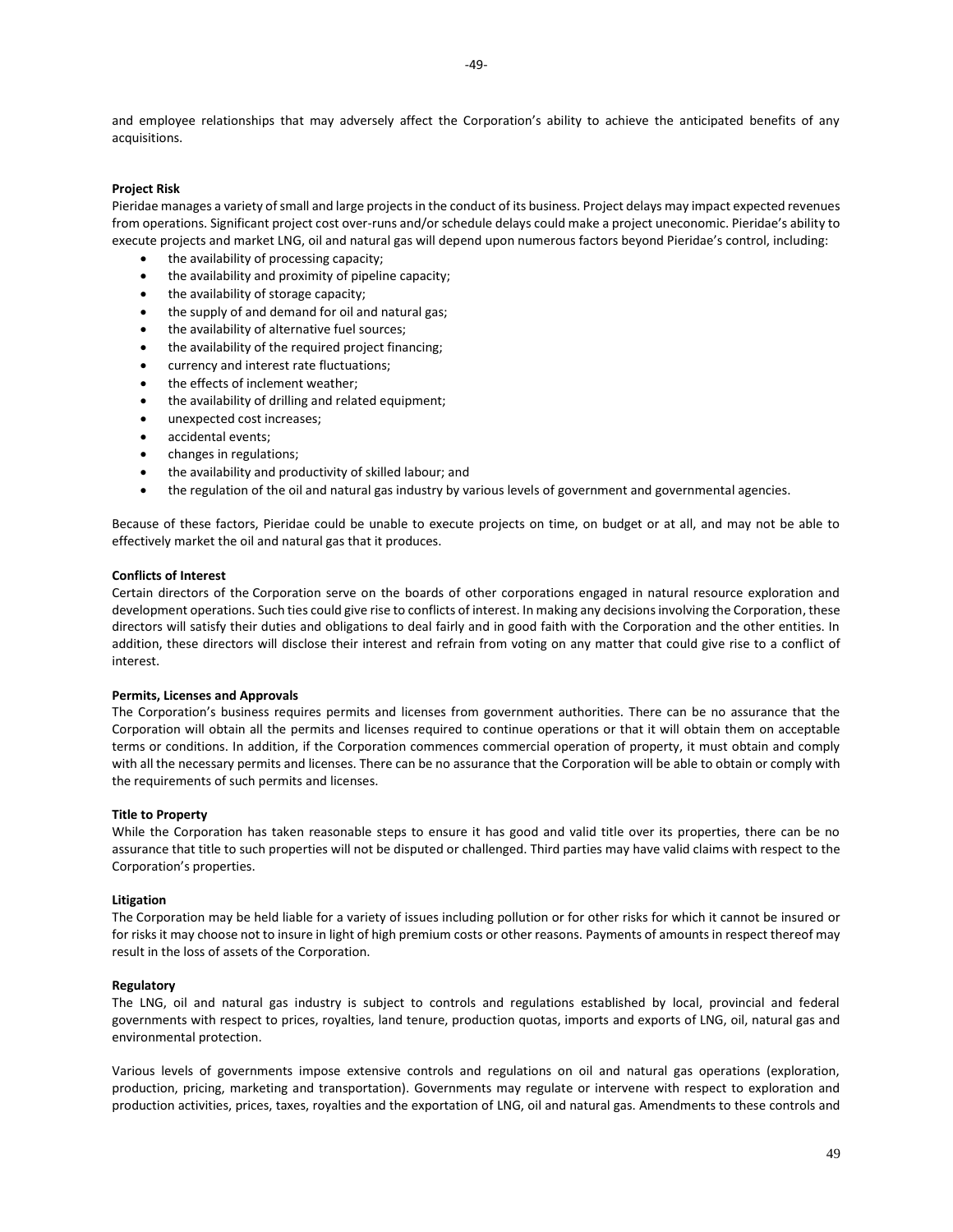and employee relationships that may adversely affect the Corporation's ability to achieve the anticipated benefits of any acquisitions.

**Project Risk**

Pieridae manages a variety of small and large projects in the conduct of its business. Project delays may impact expected revenues from operations. Significant project cost over-runs and/or schedule delays could make a project uneconomic. Pieridae's ability to execute projects and market LNG, oil and natural gas will depend upon numerous factors beyond Pieridae's control, including:

- the availability of processing capacity;
- the availability and proximity of pipeline capacity;
- the availability of storage capacity;
- the supply of and demand for oil and natural gas;
- the availability of alternative fuel sources;
- the availability of the required project financing;
- currency and interest rate fluctuations;
- the effects of inclement weather;
- the availability of drilling and related equipment;
- unexpected cost increases;
- accidental events;
- changes in regulations;
- the availability and productivity of skilled labour; and
- the regulation of the oil and natural gas industry by various levels of government and governmental agencies.

Because of these factors, Pieridae could be unable to execute projects on time, on budget or at all, and may not be able to effectively market the oil and natural gas that it produces.

**Conflicts of Interest**

Certain directors of the Corporation serve on the boards of other corporations engaged in natural resource exploration and development operations. Such ties could give rise to conflicts of interest. In making any decisions involving the Corporation, these directors will satisfy their duties and obligations to deal fairly and in good faith with the Corporation and the other entities. In addition, these directors will disclose their interest and refrain from voting on any matter that could give rise to a conflict of interest.

**Permits, Licenses and Approvals**

The Corporation's business requires permits and licenses from government authorities. There can be no assurance that the Corporation will obtain all the permits and licenses required to continue operations or that it will obtain them on acceptable terms or conditions. In addition, if the Corporation commences commercial operation of property, it must obtain and comply with all the necessary permits and licenses. There can be no assurance that the Corporation will be able to obtain or comply with the requirements of such permits and licenses.

**Title to Property**

While the Corporation has taken reasonable steps to ensure it has good and valid title over its properties, there can be no assurance that title to such properties will not be disputed or challenged. Third parties may have valid claims with respect to the Corporation's properties.

**Litigation**

The Corporation may be held liable for a variety of issues including pollution or for other risks for which it cannot be insured or for risks it may choose not to insure in light of high premium costs or other reasons. Payments of amounts in respect thereof may result in the loss of assets of the Corporation.

**Regulatory**

The LNG, oil and natural gas industry is subject to controls and regulations established by local, provincial and federal governments with respect to prices, royalties, land tenure, production quotas, imports and exports of LNG, oil, natural gas and environmental protection.

Various levels of governments impose extensive controls and regulations on oil and natural gas operations (exploration, production, pricing, marketing and transportation). Governments may regulate or intervene with respect to exploration and production activities, prices, taxes, royalties and the exportation of LNG, oil and natural gas. Amendments to these controls and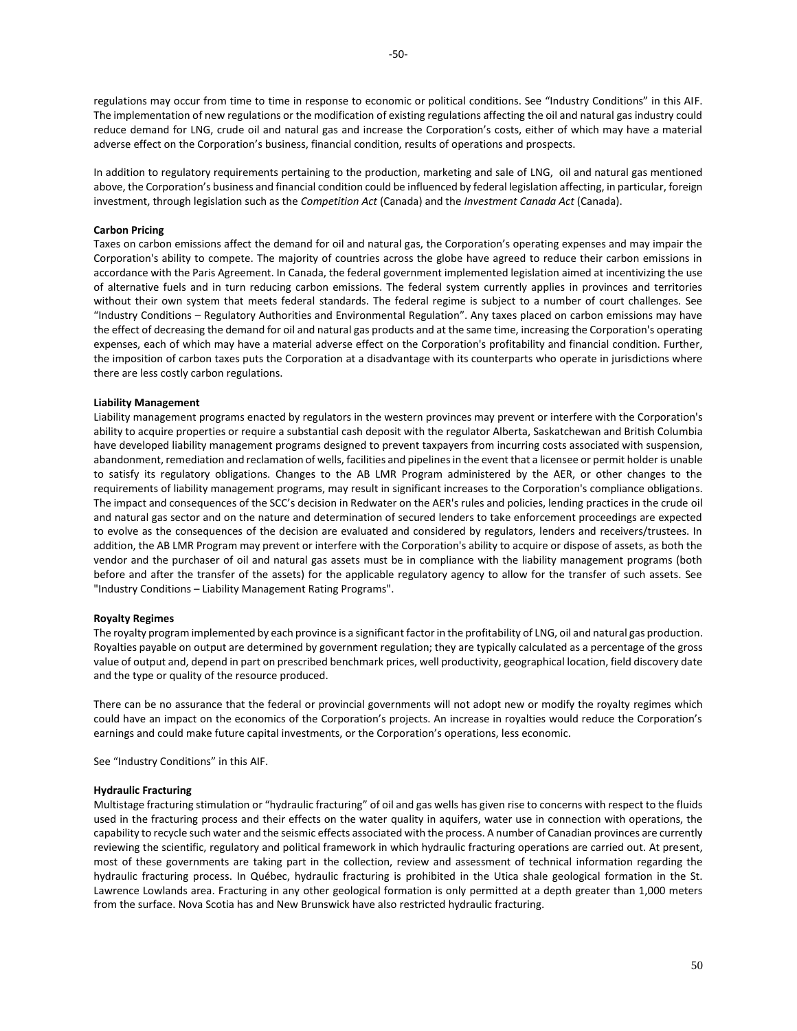regulations may occur from time to time in response to economic or political conditions. See "Industry Conditions" in this AIF. The implementation of new regulations or the modification of existing regulations affecting the oil and natural gas industry could reduce demand for LNG, crude oil and natural gas and increase the Corporation's costs, either of which may have a material adverse effect on the Corporation's business, financial condition, results of operations and prospects.

In addition to regulatory requirements pertaining to the production, marketing and sale of LNG, oil and natural gas mentioned above, the Corporation's business and financial condition could be influenced by federal legislation affecting, in particular, foreign investment, through legislation such as the *Competition Act* (Canada) and the *Investment Canada Act* (Canada).

**Carbon Pricing**

Taxes on carbon emissions affect the demand for oil and natural gas, the Corporation's operating expenses and may impair the Corporation's ability to compete. The majority of countries across the globe have agreed to reduce their carbon emissions in accordance with the Paris Agreement. In Canada, the federal government implemented legislation aimed at incentivizing the use of alternative fuels and in turn reducing carbon emissions. The federal system currently applies in provinces and territories without their own system that meets federal standards. The federal regime is subject to a number of court challenges. See "Industry Conditions – Regulatory Authorities and Environmental Regulation". Any taxes placed on carbon emissions may have the effect of decreasing the demand for oil and natural gas products and at the same time, increasing the Corporation's operating expenses, each of which may have a material adverse effect on the Corporation's profitability and financial condition. Further, the imposition of carbon taxes puts the Corporation at a disadvantage with its counterparts who operate in jurisdictions where there are less costly carbon regulations.

**Liability Management**

Liability management programs enacted by regulators in the western provinces may prevent or interfere with the Corporation's ability to acquire properties or require a substantial cash deposit with the regulator Alberta, Saskatchewan and British Columbia have developed liability management programs designed to prevent taxpayers from incurring costs associated with suspension, abandonment, remediation and reclamation of wells, facilities and pipelines in the event that a licensee or permit holder is unable to satisfy its regulatory obligations. Changes to the AB LMR Program administered by the AER, or other changes to the requirements of liability management programs, may result in significant increases to the Corporation's compliance obligations. The impact and consequences of the SCC's decision in Redwater on the AER's rules and policies, lending practices in the crude oil and natural gas sector and on the nature and determination of secured lenders to take enforcement proceedings are expected to evolve as the consequences of the decision are evaluated and considered by regulators, lenders and receivers/trustees. In addition, the AB LMR Program may prevent or interfere with the Corporation's ability to acquire or dispose of assets, as both the vendor and the purchaser of oil and natural gas assets must be in compliance with the liability management programs (both before and after the transfer of the assets) for the applicable regulatory agency to allow for the transfer of such assets. See "Industry Conditions – Liability Management Rating Programs".

**Royalty Regimes**

The royalty program implemented by each province is a significant factor in the profitability of LNG, oil and natural gas production. Royalties payable on output are determined by government regulation; they are typically calculated as a percentage of the gross value of output and, depend in part on prescribed benchmark prices, well productivity, geographical location, field discovery date and the type or quality of the resource produced.

There can be no assurance that the federal or provincial governments will not adopt new or modify the royalty regimes which could have an impact on the economics of the Corporation's projects. An increase in royalties would reduce the Corporation's earnings and could make future capital investments, or the Corporation's operations, less economic.

See "Industry Conditions" in this AIF.

**Hydraulic Fracturing**

Multistage fracturing stimulation or "hydraulic fracturing" of oil and gas wells has given rise to concerns with respect to the fluids used in the fracturing process and their effects on the water quality in aquifers, water use in connection with operations, the capability to recycle such water and the seismic effects associated with the process. A number of Canadian provinces are currently reviewing the scientific, regulatory and political framework in which hydraulic fracturing operations are carried out. At present, most of these governments are taking part in the collection, review and assessment of technical information regarding the hydraulic fracturing process. In Québec, hydraulic fracturing is prohibited in the Utica shale geological formation in the St. Lawrence Lowlands area. Fracturing in any other geological formation is only permitted at a depth greater than 1,000 meters from the surface. Nova Scotia has and New Brunswick have also restricted hydraulic fracturing.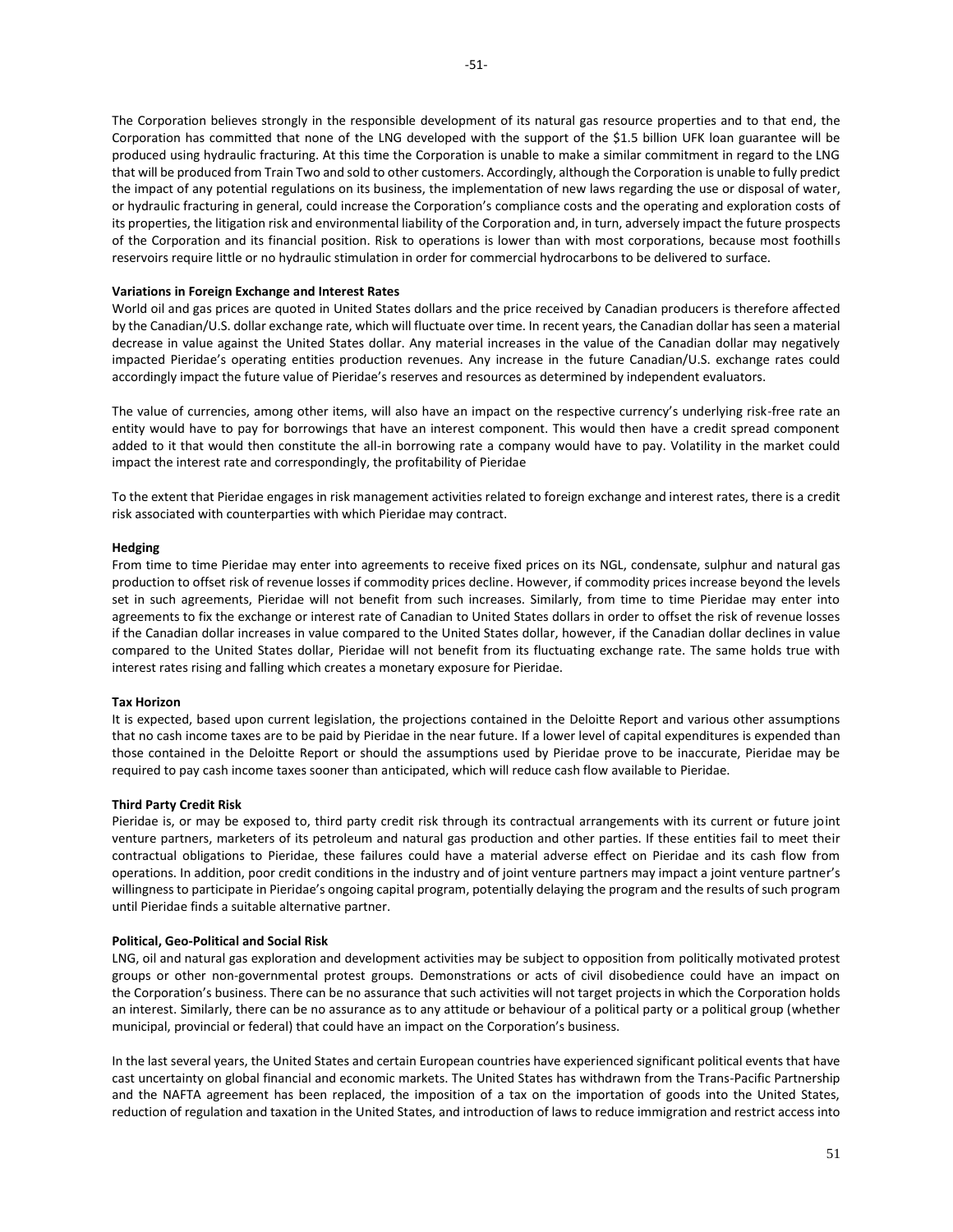The Corporation believes strongly in the responsible development of its natural gas resource properties and to that end, the Corporation has committed that none of the LNG developed with the support of the $1.5 billion UFK loan guarantee will be produced using hydraulic fracturing. At this time the Corporation is unable to make a similar commitment in regard to the LNG that will be produced from Train Two and sold to other customers. Accordingly, although the Corporation is unable to fully predict the impact of any potential regulations on its business, the implementation of new laws regarding the use or disposal of water, or hydraulic fracturing in general, could increase the Corporation's compliance costs and the operating and exploration costs of its properties, the litigation risk and environmental liability of the Corporation and, in turn, adversely impact the future prospects of the Corporation and its financial position. Risk to operations is lower than with most corporations, because most foothills reservoirs require little or no hydraulic stimulation in order for commercial hydrocarbons to be delivered to surface.

**Variations in Foreign Exchange and Interest Rates**

World oil and gas prices are quoted in United States dollars and the price received by Canadian producers is therefore affected by the Canadian/U.S. dollar exchange rate, which will fluctuate over time. In recent years, the Canadian dollar has seen a material decrease in value against the United States dollar. Any material increases in the value of the Canadian dollar may negatively impacted Pieridae's operating entities production revenues. Any increase in the future Canadian/U.S. exchange rates could accordingly impact the future value of Pieridae's reserves and resources as determined by independent evaluators.

The value of currencies, among other items, will also have an impact on the respective currency's underlying risk-free rate an entity would have to pay for borrowings that have an interest component. This would then have a credit spread component added to it that would then constitute the all-in borrowing rate a company would have to pay. Volatility in the market could impact the interest rate and correspondingly, the profitability of Pieridae

To the extent that Pieridae engages in risk management activities related to foreign exchange and interest rates, there is a credit risk associated with counterparties with which Pieridae may contract.

**Hedging**

From time to time Pieridae may enter into agreements to receive fixed prices on its NGL, condensate, sulphur and natural gas production to offset risk of revenue losses if commodity prices decline. However, if commodity prices increase beyond the levels set in such agreements, Pieridae will not benefit from such increases. Similarly, from time to time Pieridae may enter into agreements to fix the exchange or interest rate of Canadian to United States dollars in order to offset the risk of revenue losses if the Canadian dollar increases in value compared to the United States dollar, however, if the Canadian dollar declines in value compared to the United States dollar, Pieridae will not benefit from its fluctuating exchange rate. The same holds true with interest rates rising and falling which creates a monetary exposure for Pieridae.

**Tax Horizon**

It is expected, based upon current legislation, the projections contained in the Deloitte Report and various other assumptions that no cash income taxes are to be paid by Pieridae in the near future. If a lower level of capital expenditures is expended than those contained in the Deloitte Report or should the assumptions used by Pieridae prove to be inaccurate, Pieridae may be required to pay cash income taxes sooner than anticipated, which will reduce cash flow available to Pieridae.

**Third Party Credit Risk**

Pieridae is, or may be exposed to, third party credit risk through its contractual arrangements with its current or future joint venture partners, marketers of its petroleum and natural gas production and other parties. If these entities fail to meet their contractual obligations to Pieridae, these failures could have a material adverse effect on Pieridae and its cash flow from operations. In addition, poor credit conditions in the industry and of joint venture partners may impact a joint venture partner's willingness to participate in Pieridae's ongoing capital program, potentially delaying the program and the results of such program until Pieridae finds a suitable alternative partner.

**Political, Geo-Political and Social Risk**

LNG, oil and natural gas exploration and development activities may be subject to opposition from politically motivated protest groups or other non-governmental protest groups. Demonstrations or acts of civil disobedience could have an impact on the Corporation's business. There can be no assurance that such activities will not target projects in which the Corporation holds an interest. Similarly, there can be no assurance as to any attitude or behaviour of a political party or a political group (whether municipal, provincial or federal) that could have an impact on the Corporation's business.

In the last several years, the United States and certain European countries have experienced significant political events that have cast uncertainty on global financial and economic markets. The United States has withdrawn from the Trans-Pacific Partnership and the NAFTA agreement has been replaced, the imposition of a tax on the importation of goods into the United States, reduction of regulation and taxation in the United States, and introduction of laws to reduce immigration and restrict access into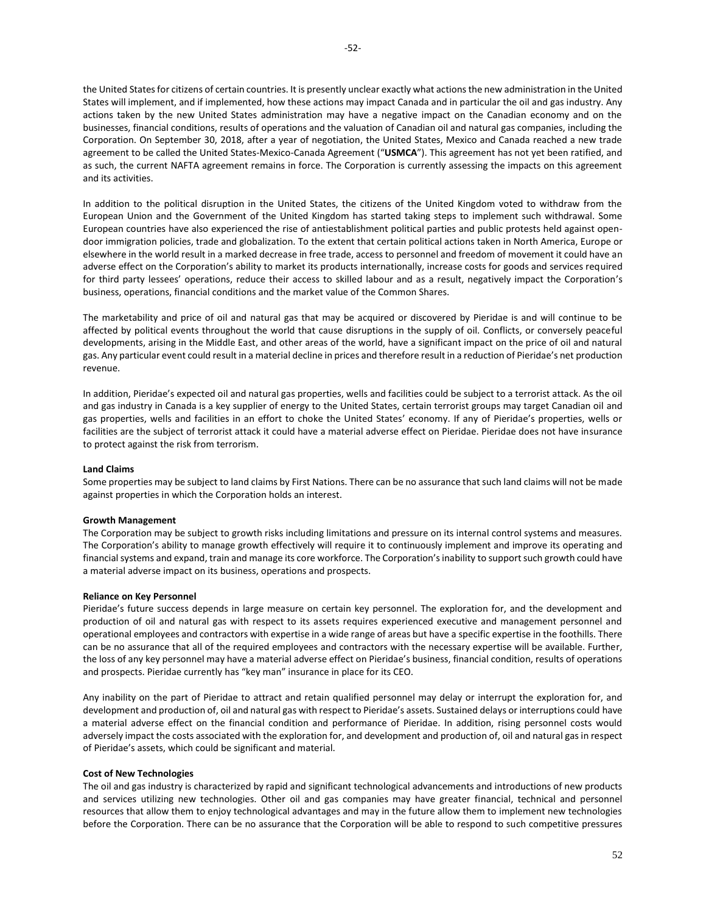the United States for citizens of certain countries. It is presently unclear exactly what actions the new administration in the United States will implement, and if implemented, how these actions may impact Canada and in particular the oil and gas industry. Any actions taken by the new United States administration may have a negative impact on the Canadian economy and on the businesses, financial conditions, results of operations and the valuation of Canadian oil and natural gas companies, including the Corporation. On September 30, 2018, after a year of negotiation, the United States, Mexico and Canada reached a new trade agreement to be called the United States-Mexico-Canada Agreement ("**USMCA**"). This agreement has not yet been ratified, and as such, the current NAFTA agreement remains in force. The Corporation is currently assessing the impacts on this agreement and its activities.

In addition to the political disruption in the United States, the citizens of the United Kingdom voted to withdraw from the European Union and the Government of the United Kingdom has started taking steps to implement such withdrawal. Some European countries have also experienced the rise of antiestablishment political parties and public protests held against open-door immigration policies, trade and globalization. To the extent that certain political actions taken in North America, Europe or elsewhere in the world result in a marked decrease in free trade, access to personnel and freedom of movement it could have an adverse effect on the Corporation's ability to market its products internationally, increase costs for goods and services required for third party lessees' operations, reduce their access to skilled labour and as a result, negatively impact the Corporation's business, operations, financial conditions and the market value of the Common Shares.

The marketability and price of oil and natural gas that may be acquired or discovered by Pieridae is and will continue to be affected by political events throughout the world that cause disruptions in the supply of oil. Conflicts, or conversely peaceful developments, arising in the Middle East, and other areas of the world, have a significant impact on the price of oil and natural gas. Any particular event could result in a material decline in prices and therefore result in a reduction of Pieridae's net production revenue.

In addition, Pieridae's expected oil and natural gas properties, wells and facilities could be subject to a terrorist attack. As the oil and gas industry in Canada is a key supplier of energy to the United States, certain terrorist groups may target Canadian oil and gas properties, wells and facilities in an effort to choke the United States' economy. If any of Pieridae's properties, wells or facilities are the subject of terrorist attack it could have a material adverse effect on Pieridae. Pieridae does not have insurance to protect against the risk from terrorism.

**Land Claims**

Some properties may be subject to land claims by First Nations. There can be no assurance that such land claims will not be made against properties in which the Corporation holds an interest.

**Growth Management**

The Corporation may be subject to growth risks including limitations and pressure on its internal control systems and measures. The Corporation's ability to manage growth effectively will require it to continuously implement and improve its operating and financial systems and expand, train and manage its core workforce. The Corporation's inability to support such growth could have a material adverse impact on its business, operations and prospects.

**Reliance on Key Personnel**

Pieridae's future success depends in large measure on certain key personnel. The exploration for, and the development and production of oil and natural gas with respect to its assets requires experienced executive and management personnel and operational employees and contractors with expertise in a wide range of areas but have a specific expertise in the foothills. There can be no assurance that all of the required employees and contractors with the necessary expertise will be available. Further, the loss of any key personnel may have a material adverse effect on Pieridae's business, financial condition, results of operations and prospects. Pieridae currently has "key man" insurance in place for its CEO.

Any inability on the part of Pieridae to attract and retain qualified personnel may delay or interrupt the exploration for, and development and production of, oil and natural gas with respect to Pieridae's assets. Sustained delays or interruptions could have a material adverse effect on the financial condition and performance of Pieridae. In addition, rising personnel costs would adversely impact the costs associated with the exploration for, and development and production of, oil and natural gas in respect of Pieridae's assets, which could be significant and material.

**Cost of New Technologies**

The oil and gas industry is characterized by rapid and significant technological advancements and introductions of new products and services utilizing new technologies. Other oil and gas companies may have greater financial, technical and personnel resources that allow them to enjoy technological advantages and may in the future allow them to implement new technologies before the Corporation. There can be no assurance that the Corporation will be able to respond to such competitive pressures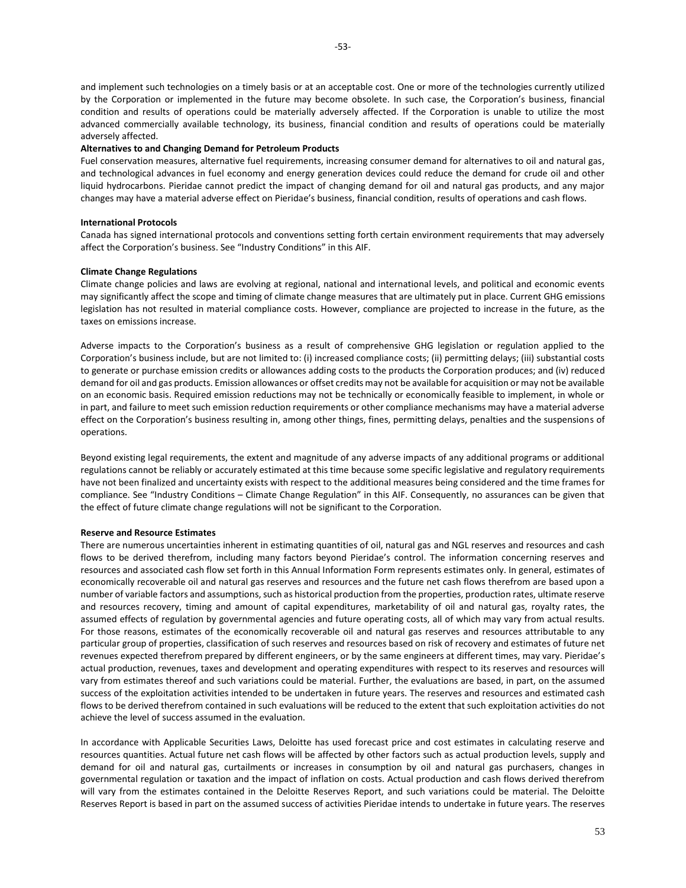and implement such technologies on a timely basis or at an acceptable cost. One or more of the technologies currently utilized by the Corporation or implemented in the future may become obsolete. In such case, the Corporation's business, financial condition and results of operations could be materially adversely affected. If the Corporation is unable to utilize the most advanced commercially available technology, its business, financial condition and results of operations could be materially adversely affected.

**Alternatives to and Changing Demand for Petroleum Products**

Fuel conservation measures, alternative fuel requirements, increasing consumer demand for alternatives to oil and natural gas, and technological advances in fuel economy and energy generation devices could reduce the demand for crude oil and other liquid hydrocarbons. Pieridae cannot predict the impact of changing demand for oil and natural gas products, and any major changes may have a material adverse effect on Pieridae's business, financial condition, results of operations and cash flows.

**International Protocols**

Canada has signed international protocols and conventions setting forth certain environment requirements that may adversely affect the Corporation's business. See "Industry Conditions" in this AIF.

**Climate Change Regulations**

Climate change policies and laws are evolving at regional, national and international levels, and political and economic events may significantly affect the scope and timing of climate change measures that are ultimately put in place. Current GHG emissions legislation has not resulted in material compliance costs. However, compliance are projected to increase in the future, as the taxes on emissions increase.

Adverse impacts to the Corporation's business as a result of comprehensive GHG legislation or regulation applied to the Corporation's business include, but are not limited to: (i) increased compliance costs; (ii) permitting delays; (iii) substantial costs to generate or purchase emission credits or allowances adding costs to the products the Corporation produces; and (iv) reduced demand for oil and gas products. Emission allowances or offset credits may not be available for acquisition or may not be available on an economic basis. Required emission reductions may not be technically or economically feasible to implement, in whole or in part, and failure to meet such emission reduction requirements or other compliance mechanisms may have a material adverse effect on the Corporation's business resulting in, among other things, fines, permitting delays, penalties and the suspensions of operations.

Beyond existing legal requirements, the extent and magnitude of any adverse impacts of any additional programs or additional regulations cannot be reliably or accurately estimated at this time because some specific legislative and regulatory requirements have not been finalized and uncertainty exists with respect to the additional measures being considered and the time frames for compliance. See "Industry Conditions – Climate Change Regulation" in this AIF. Consequently, no assurances can be given that the effect of future climate change regulations will not be significant to the Corporation.

**Reserve and Resource Estimates**

There are numerous uncertainties inherent in estimating quantities of oil, natural gas and NGL reserves and resources and cash flows to be derived therefrom, including many factors beyond Pieridae's control. The information concerning reserves and resources and associated cash flow set forth in this Annual Information Form represents estimates only. In general, estimates of economically recoverable oil and natural gas reserves and resources and the future net cash flows therefrom are based upon a number of variable factors and assumptions, such as historical production from the properties, production rates, ultimate reserve and resources recovery, timing and amount of capital expenditures, marketability of oil and natural gas, royalty rates, the assumed effects of regulation by governmental agencies and future operating costs, all of which may vary from actual results. For those reasons, estimates of the economically recoverable oil and natural gas reserves and resources attributable to any particular group of properties, classification of such reserves and resources based on risk of recovery and estimates of future net revenues expected therefrom prepared by different engineers, or by the same engineers at different times, may vary. Pieridae's actual production, revenues, taxes and development and operating expenditures with respect to its reserves and resources will vary from estimates thereof and such variations could be material. Further, the evaluations are based, in part, on the assumed success of the exploitation activities intended to be undertaken in future years. The reserves and resources and estimated cash flows to be derived therefrom contained in such evaluations will be reduced to the extent that such exploitation activities do not achieve the level of success assumed in the evaluation.

In accordance with Applicable Securities Laws, Deloitte has used forecast price and cost estimates in calculating reserve and resources quantities. Actual future net cash flows will be affected by other factors such as actual production levels, supply and demand for oil and natural gas, curtailments or increases in consumption by oil and natural gas purchasers, changes in governmental regulation or taxation and the impact of inflation on costs. Actual production and cash flows derived therefrom will vary from the estimates contained in the Deloitte Reserves Report, and such variations could be material. The Deloitte Reserves Report is based in part on the assumed success of activities Pieridae intends to undertake in future years. The reserves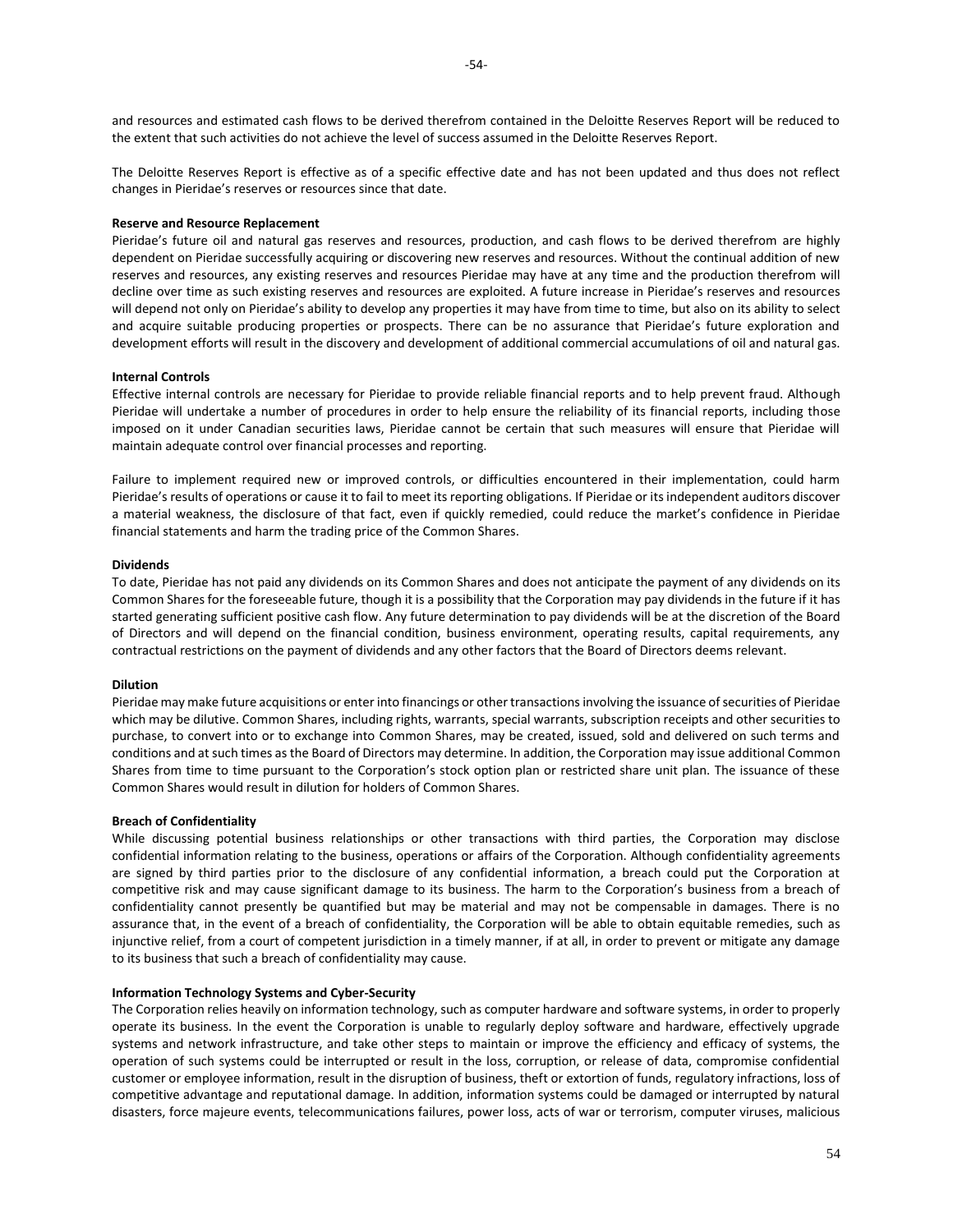and resources and estimated cash flows to be derived therefrom contained in the Deloitte Reserves Report will be reduced to the extent that such activities do not achieve the level of success assumed in the Deloitte Reserves Report.

The Deloitte Reserves Report is effective as of a specific effective date and has not been updated and thus does not reflect changes in Pieridae's reserves or resources since that date.

**Reserve and Resource Replacement**

Pieridae's future oil and natural gas reserves and resources, production, and cash flows to be derived therefrom are highly dependent on Pieridae successfully acquiring or discovering new reserves and resources. Without the continual addition of new reserves and resources, any existing reserves and resources Pieridae may have at any time and the production therefrom will decline over time as such existing reserves and resources are exploited. A future increase in Pieridae's reserves and resources will depend not only on Pieridae's ability to develop any properties it may have from time to time, but also on its ability to select and acquire suitable producing properties or prospects. There can be no assurance that Pieridae's future exploration and development efforts will result in the discovery and development of additional commercial accumulations of oil and natural gas.

**Internal Controls**

Effective internal controls are necessary for Pieridae to provide reliable financial reports and to help prevent fraud. Although Pieridae will undertake a number of procedures in order to help ensure the reliability of its financial reports, including those imposed on it under Canadian securities laws, Pieridae cannot be certain that such measures will ensure that Pieridae will maintain adequate control over financial processes and reporting.

Failure to implement required new or improved controls, or difficulties encountered in their implementation, could harm Pieridae's results of operations or cause it to fail to meet its reporting obligations. If Pieridae or its independent auditors discover a material weakness, the disclosure of that fact, even if quickly remedied, could reduce the market's confidence in Pieridae financial statements and harm the trading price of the Common Shares.

**Dividends**

To date, Pieridae has not paid any dividends on its Common Shares and does not anticipate the payment of any dividends on its Common Shares for the foreseeable future, though it is a possibility that the Corporation may pay dividends in the future if it has started generating sufficient positive cash flow. Any future determination to pay dividends will be at the discretion of the Board of Directors and will depend on the financial condition, business environment, operating results, capital requirements, any contractual restrictions on the payment of dividends and any other factors that the Board of Directors deems relevant.

**Dilution**

Pieridae may make future acquisitions or enter into financings or other transactions involving the issuance of securities of Pieridae which may be dilutive. Common Shares, including rights, warrants, special warrants, subscription receipts and other securities to purchase, to convert into or to exchange into Common Shares, may be created, issued, sold and delivered on such terms and conditions and at such times as the Board of Directors may determine. In addition, the Corporation may issue additional Common Shares from time to time pursuant to the Corporation's stock option plan or restricted share unit plan. The issuance of these Common Shares would result in dilution for holders of Common Shares.

**Breach of Confidentiality**

While discussing potential business relationships or other transactions with third parties, the Corporation may disclose confidential information relating to the business, operations or affairs of the Corporation. Although confidentiality agreements are signed by third parties prior to the disclosure of any confidential information, a breach could put the Corporation at competitive risk and may cause significant damage to its business. The harm to the Corporation's business from a breach of confidentiality cannot presently be quantified but may be material and may not be compensable in damages. There is no assurance that, in the event of a breach of confidentiality, the Corporation will be able to obtain equitable remedies, such as injunctive relief, from a court of competent jurisdiction in a timely manner, if at all, in order to prevent or mitigate any damage to its business that such a breach of confidentiality may cause.

**Information Technology Systems and Cyber-Security**

The Corporation relies heavily on information technology, such as computer hardware and software systems, in order to properly operate its business. In the event the Corporation is unable to regularly deploy software and hardware, effectively upgrade systems and network infrastructure, and take other steps to maintain or improve the efficiency and efficacy of systems, the operation of such systems could be interrupted or result in the loss, corruption, or release of data, compromise confidential customer or employee information, result in the disruption of business, theft or extortion of funds, regulatory infractions, loss of competitive advantage and reputational damage. In addition, information systems could be damaged or interrupted by natural disasters, force majeure events, telecommunications failures, power loss, acts of war or terrorism, computer viruses, malicious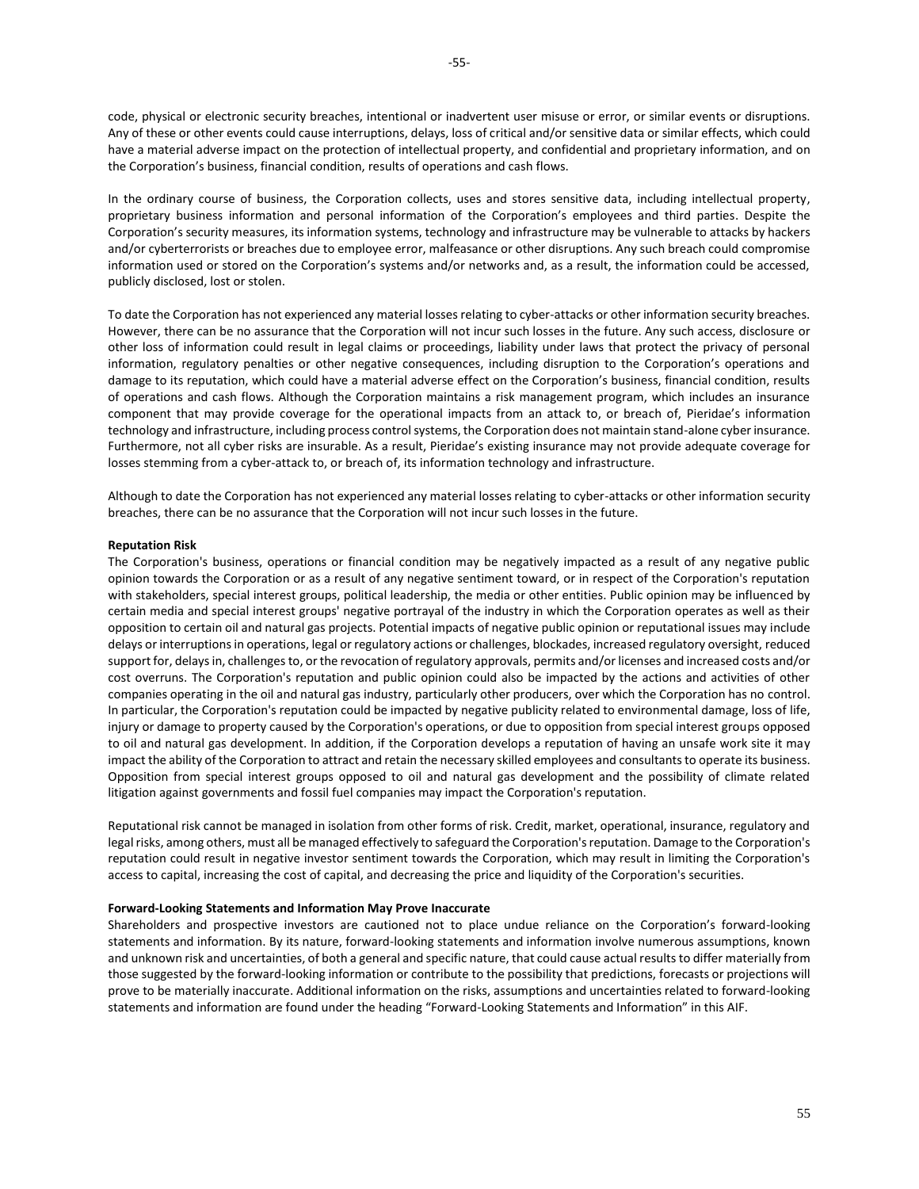code, physical or electronic security breaches, intentional or inadvertent user misuse or error, or similar events or disruptions. Any of these or other events could cause interruptions, delays, loss of critical and/or sensitive data or similar effects, which could have a material adverse impact on the protection of intellectual property, and confidential and proprietary information, and on the Corporation's business, financial condition, results of operations and cash flows.

In the ordinary course of business, the Corporation collects, uses and stores sensitive data, including intellectual property, proprietary business information and personal information of the Corporation's employees and third parties. Despite the Corporation's security measures, its information systems, technology and infrastructure may be vulnerable to attacks by hackers and/or cyberterrorists or breaches due to employee error, malfeasance or other disruptions. Any such breach could compromise information used or stored on the Corporation's systems and/or networks and, as a result, the information could be accessed, publicly disclosed, lost or stolen.

To date the Corporation has not experienced any material losses relating to cyber-attacks or other information security breaches. However, there can be no assurance that the Corporation will not incur such losses in the future. Any such access, disclosure or other loss of information could result in legal claims or proceedings, liability under laws that protect the privacy of personal information, regulatory penalties or other negative consequences, including disruption to the Corporation's operations and damage to its reputation, which could have a material adverse effect on the Corporation's business, financial condition, results of operations and cash flows. Although the Corporation maintains a risk management program, which includes an insurance component that may provide coverage for the operational impacts from an attack to, or breach of, Pieridae's information technology and infrastructure, including process control systems, the Corporation does not maintain stand-alone cyber insurance. Furthermore, not all cyber risks are insurable. As a result, Pieridae's existing insurance may not provide adequate coverage for losses stemming from a cyber-attack to, or breach of, its information technology and infrastructure.

Although to date the Corporation has not experienced any material losses relating to cyber-attacks or other information security breaches, there can be no assurance that the Corporation will not incur such losses in the future.

**Reputation Risk**

The Corporation's business, operations or financial condition may be negatively impacted as a result of any negative public opinion towards the Corporation or as a result of any negative sentiment toward, or in respect of the Corporation's reputation with stakeholders, special interest groups, political leadership, the media or other entities. Public opinion may be influenced by certain media and special interest groups' negative portrayal of the industry in which the Corporation operates as well as their opposition to certain oil and natural gas projects. Potential impacts of negative public opinion or reputational issues may include delays or interruptions in operations, legal or regulatory actions or challenges, blockades, increased regulatory oversight, reduced support for, delays in, challenges to, or the revocation of regulatory approvals, permits and/or licenses and increased costs and/or cost overruns. The Corporation's reputation and public opinion could also be impacted by the actions and activities of other companies operating in the oil and natural gas industry, particularly other producers, over which the Corporation has no control. In particular, the Corporation's reputation could be impacted by negative publicity related to environmental damage, loss of life, injury or damage to property caused by the Corporation's operations, or due to opposition from special interest groups opposed to oil and natural gas development. In addition, if the Corporation develops a reputation of having an unsafe work site it may impact the ability of the Corporation to attract and retain the necessary skilled employees and consultants to operate its business. Opposition from special interest groups opposed to oil and natural gas development and the possibility of climate related litigation against governments and fossil fuel companies may impact the Corporation's reputation.

Reputational risk cannot be managed in isolation from other forms of risk. Credit, market, operational, insurance, regulatory and legal risks, among others, must all be managed effectively to safeguard the Corporation's reputation. Damage to the Corporation's reputation could result in negative investor sentiment towards the Corporation, which may result in limiting the Corporation's access to capital, increasing the cost of capital, and decreasing the price and liquidity of the Corporation's securities.

**Forward-Looking Statements and Information May Prove Inaccurate**

Shareholders and prospective investors are cautioned not to place undue reliance on the Corporation's forward-looking statements and information. By its nature, forward-looking statements and information involve numerous assumptions, known and unknown risk and uncertainties, of both a general and specific nature, that could cause actual results to differ materially from those suggested by the forward-looking information or contribute to the possibility that predictions, forecasts or projections will prove to be materially inaccurate. Additional information on the risks, assumptions and uncertainties related to forward-looking statements and information are found under the heading "Forward-Looking Statements and Information" in this AIF.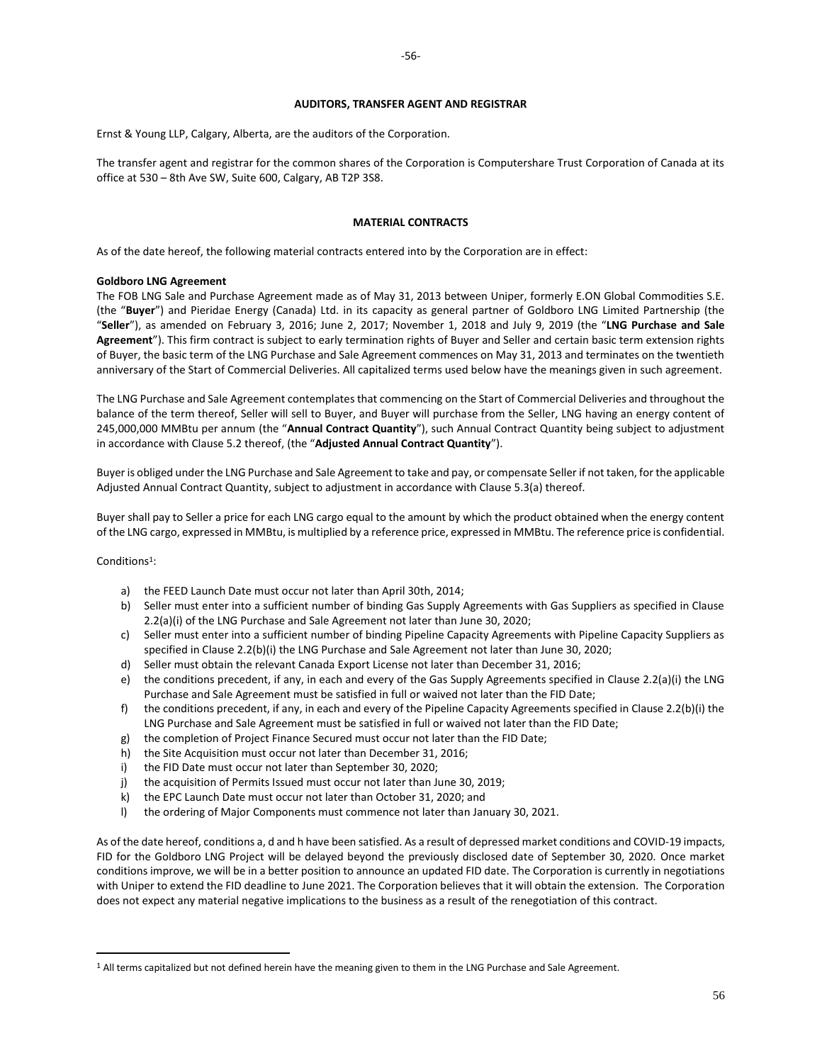## AUDITORS, TRANSFER AGENT AND REGISTRAR

Ernst & Young LLP, Calgary, Alberta, are the auditors of the Corporation.

The transfer agent and registrar for the common shares of the Corporation is Computershare Trust Corporation of Canada at its office at 530 – 8th Ave SW, Suite 600, Calgary, AB T2P 3S8.

## MATERIAL CONTRACTS

As of the date hereof, the following material contracts entered into by the Corporation are in effect:

**Goldboro LNG Agreement**

The FOB LNG Sale and Purchase Agreement made as of May 31, 2013 between Uniper, formerly E.ON Global Commodities S.E. (the "**Buyer**") and Pieridae Energy (Canada) Ltd. in its capacity as general partner of Goldboro LNG Limited Partnership (the "**Seller**"), as amended on February 3, 2016; June 2, 2017; November 1, 2018 and July 9, 2019 (the "**LNG Purchase and Sale Agreement**"). This firm contract is subject to early termination rights of Buyer and Seller and certain basic term extension rights of Buyer, the basic term of the LNG Purchase and Sale Agreement commences on May 31, 2013 and terminates on the twentieth anniversary of the Start of Commercial Deliveries. All capitalized terms used below have the meanings given in such agreement.

The LNG Purchase and Sale Agreement contemplates that commencing on the Start of Commercial Deliveries and throughout the balance of the term thereof, Seller will sell to Buyer, and Buyer will purchase from the Seller, LNG having an energy content of 245,000,000 MMBtu per annum (the "**Annual Contract Quantity**"), such Annual Contract Quantity being subject to adjustment in accordance with Clause 5.2 thereof, (the "**Adjusted Annual Contract Quantity**").

Buyer is obliged under the LNG Purchase and Sale Agreement to take and pay, or compensate Seller if not taken, for the applicable Adjusted Annual Contract Quantity, subject to adjustment in accordance with Clause 5.3(a) thereof.

Buyer shall pay to Seller a price for each LNG cargo equal to the amount by which the product obtained when the energy content of the LNG cargo, expressed in MMBtu, is multiplied by a reference price, expressed in MMBtu. The reference price is confidential.

Conditions[1]:

a) the FEED Launch Date must occur not later than April 30th, 2014;
b) Seller must enter into a sufficient number of binding Gas Supply Agreements with Gas Suppliers as specified in Clause 2.2(a)(i) of the LNG Purchase and Sale Agreement not later than June 30, 2020;
c) Seller must enter into a sufficient number of binding Pipeline Capacity Agreements with Pipeline Capacity Suppliers as specified in Clause 2.2(b)(i) the LNG Purchase and Sale Agreement not later than June 30, 2020;
d) Seller must obtain the relevant Canada Export License not later than December 31, 2016;
e) the conditions precedent, if any, in each and every of the Gas Supply Agreements specified in Clause 2.2(a)(i) the LNG Purchase and Sale Agreement must be satisfied in full or waived not later than the FID Date;
f) the conditions precedent, if any, in each and every of the Pipeline Capacity Agreements specified in Clause 2.2(b)(i) the LNG Purchase and Sale Agreement must be satisfied in full or waived not later than the FID Date;
g) the completion of Project Finance Secured must occur not later than the FID Date;
h) the Site Acquisition must occur not later than December 31, 2016;
i) the FID Date must occur not later than September 30, 2020;
j) the acquisition of Permits Issued must occur not later than June 30, 2019;
k) the EPC Launch Date must occur not later than October 31, 2020; and
l) the ordering of Major Components must commence not later than January 30, 2021.

As of the date hereof, conditions a, d and h have been satisfied. As a result of depressed market conditions and COVID-19 impacts, FID for the Goldboro LNG Project will be delayed beyond the previously disclosed date of September 30, 2020. Once market conditions improve, we will be in a better position to announce an updated FID date. The Corporation is currently in negotiations with Uniper to extend the FID deadline to June 2021. The Corporation believes that it will obtain the extension. The Corporation does not expect any material negative implications to the business as a result of the renegotiation of this contract.

[1] All terms capitalized but not defined herein have the meaning given to them in the LNG Purchase and Sale Agreement.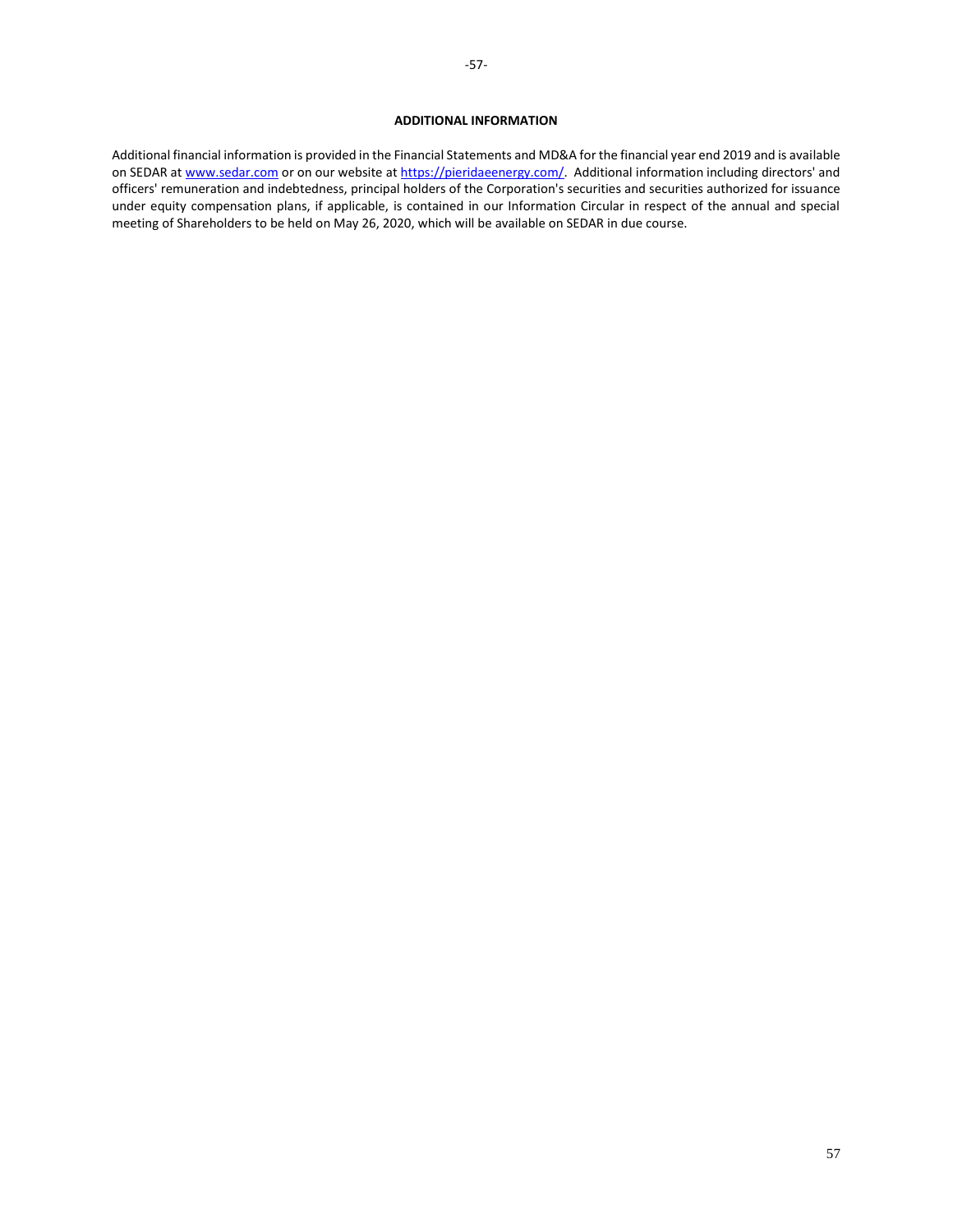## ADDITIONAL INFORMATION

Additional financial information is provided in the Financial Statements and MD&A for the financial year end 2019 and is available on SEDAR at [www.sedar.com](http://www.sedar.com) or on our website at [https://pieridaeenergy.com/](https://pieridaeenergy.com/). Additional information including directors' and officers' remuneration and indebtedness, principal holders of the Corporation's securities and securities authorized for issuance under equity compensation plans, if applicable, is contained in our Information Circular in respect of the annual and special meeting of Shareholders to be held on May 26, 2020, which will be available on SEDAR in due course.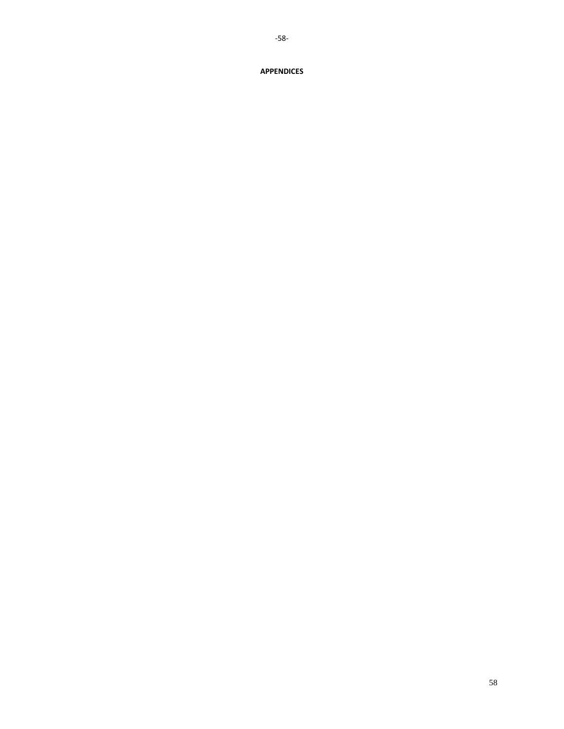# APPENDICES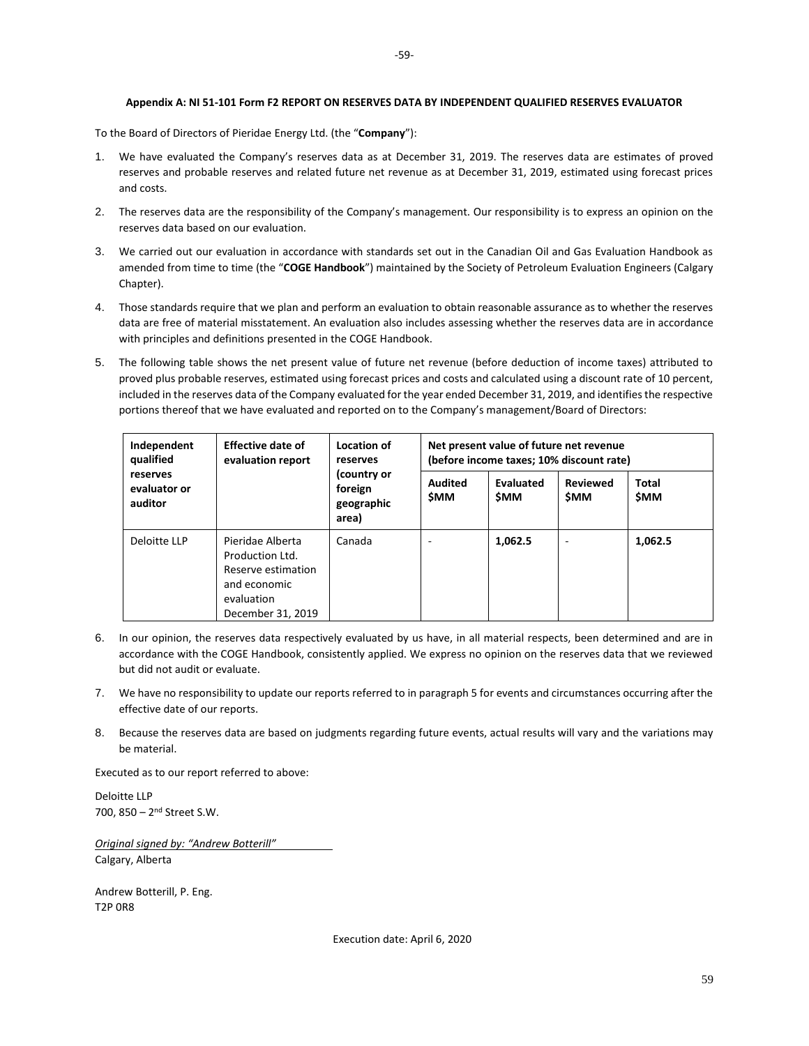### Appendix A: NI 51-101 Form F2 REPORT ON RESERVES DATA BY INDEPENDENT QUALIFIED RESERVES EVALUATOR

To the Board of Directors of Pieridae Energy Ltd. (the "**Company**"):

1. We have evaluated the Company's reserves data as at December 31, 2019. The reserves data are estimates of proved reserves and probable reserves and related future net revenue as at December 31, 2019, estimated using forecast prices and costs.

2. The reserves data are the responsibility of the Company's management. Our responsibility is to express an opinion on the reserves data based on our evaluation.

3. We carried out our evaluation in accordance with standards set out in the Canadian Oil and Gas Evaluation Handbook as amended from time to time (the "**COGE Handbook**") maintained by the Society of Petroleum Evaluation Engineers (Calgary Chapter).

4. Those standards require that we plan and perform an evaluation to obtain reasonable assurance as to whether the reserves data are free of material misstatement. An evaluation also includes assessing whether the reserves data are in accordance with principles and definitions presented in the COGE Handbook.

5. The following table shows the net present value of future net revenue (before deduction of income taxes) attributed to proved plus probable reserves, estimated using forecast prices and costs and calculated using a discount rate of 10 percent, included in the reserves data of the Company evaluated for the year ended December 31, 2019, and identifies the respective portions thereof that we have evaluated and reported on to the Company's management/Board of Directors:

| Independent qualified reserves evaluator or auditor | Effective date of evaluation report | Location of reserves (country or foreign geographic area) | Net present value of future net revenue (before income taxes; 10% discount rate) | | | |
|---|---|---|---|---|---|---|
| | | | Audited $MM | Evaluated $MM | Reviewed $MM | Total $MM |
| Deloitte LLP | Pieridae Alberta Production Ltd. Reserve estimation and economic evaluation December 31, 2019 | Canada | - | **1,062.5** | - | **1,062.5** |

6. In our opinion, the reserves data respectively evaluated by us have, in all material respects, been determined and are in accordance with the COGE Handbook, consistently applied. We express no opinion on the reserves data that we reviewed but did not audit or evaluate.

7. We have no responsibility to update our reports referred to in paragraph 5 for events and circumstances occurring after the effective date of our reports.

8. Because the reserves data are based on judgments regarding future events, actual results will vary and the variations may be material.

Executed as to our report referred to above:

Deloitte LLP
700, 850 – 2nd Street S.W.

*Original signed by: "Andrew Botterill"*
Calgary, Alberta

Andrew Botterill, P. Eng.
T2P 0R8

Execution date: April 6, 2020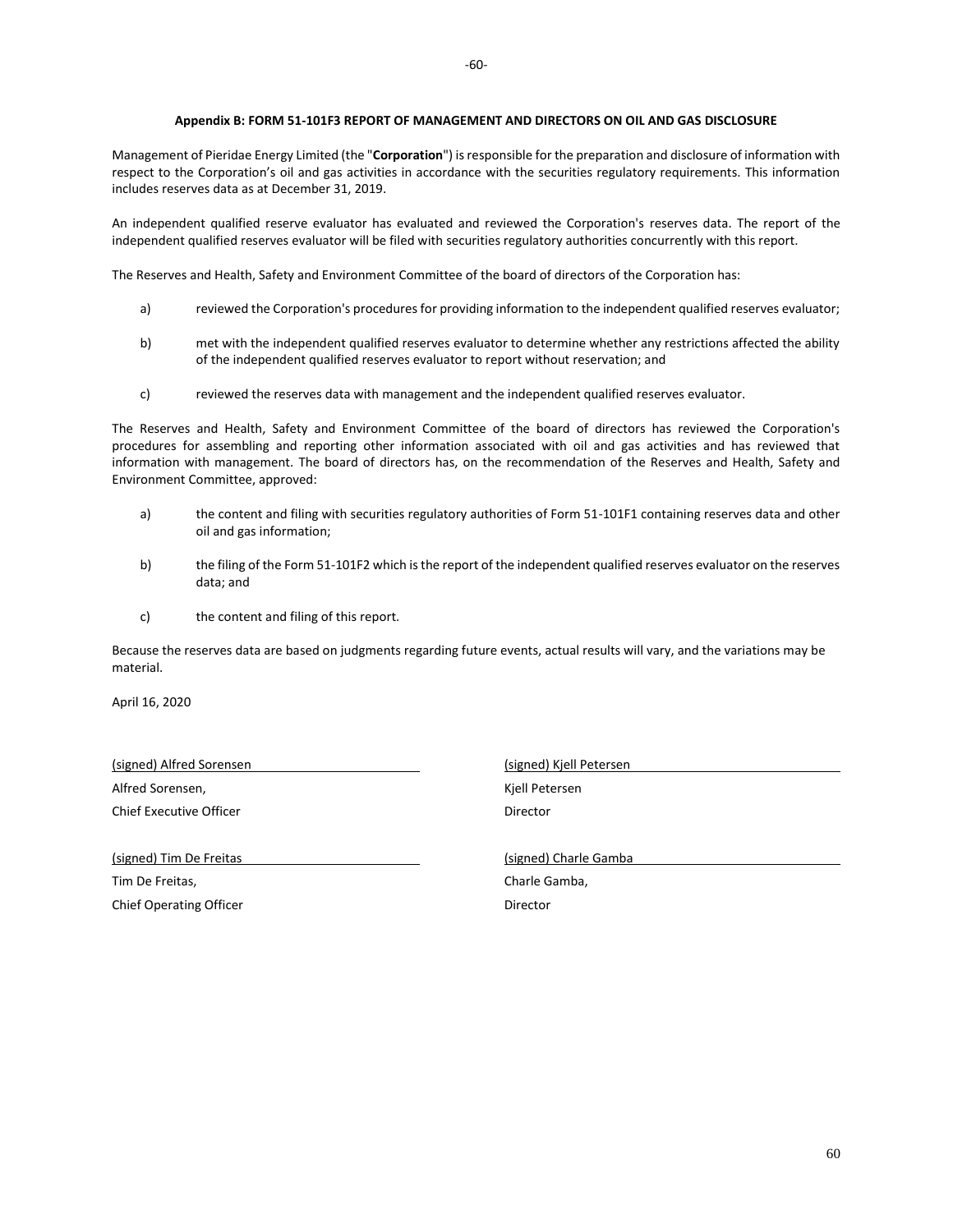**Appendix B: FORM 51-101F3 REPORT OF MANAGEMENT AND DIRECTORS ON OIL AND GAS DISCLOSURE**

Management of Pieridae Energy Limited (the "**Corporation**") is responsible for the preparation and disclosure of information with respect to the Corporation's oil and gas activities in accordance with the securities regulatory requirements. This information includes reserves data as at December 31, 2019.

An independent qualified reserve evaluator has evaluated and reviewed the Corporation's reserves data. The report of the independent qualified reserves evaluator will be filed with securities regulatory authorities concurrently with this report.

The Reserves and Health, Safety and Environment Committee of the board of directors of the Corporation has:

a) reviewed the Corporation's procedures for providing information to the independent qualified reserves evaluator;

b) met with the independent qualified reserves evaluator to determine whether any restrictions affected the ability of the independent qualified reserves evaluator to report without reservation; and

c) reviewed the reserves data with management and the independent qualified reserves evaluator.

The Reserves and Health, Safety and Environment Committee of the board of directors has reviewed the Corporation's procedures for assembling and reporting other information associated with oil and gas activities and has reviewed that information with management. The board of directors has, on the recommendation of the Reserves and Health, Safety and Environment Committee, approved:

a) the content and filing with securities regulatory authorities of Form 51-101F1 containing reserves data and other oil and gas information;

b) the filing of the Form 51-101F2 which is the report of the independent qualified reserves evaluator on the reserves data; and

c) the content and filing of this report.

Because the reserves data are based on judgments regarding future events, actual results will vary, and the variations may be material.

April 16, 2020

(signed) Alfred Sorensen
Alfred Sorensen,
Chief Executive Officer

(signed) Tim De Freitas
Tim De Freitas,
Chief Operating Officer

(signed) Kjell Petersen
Kjell Petersen
Director

(signed) Charle Gamba
Charle Gamba,
Director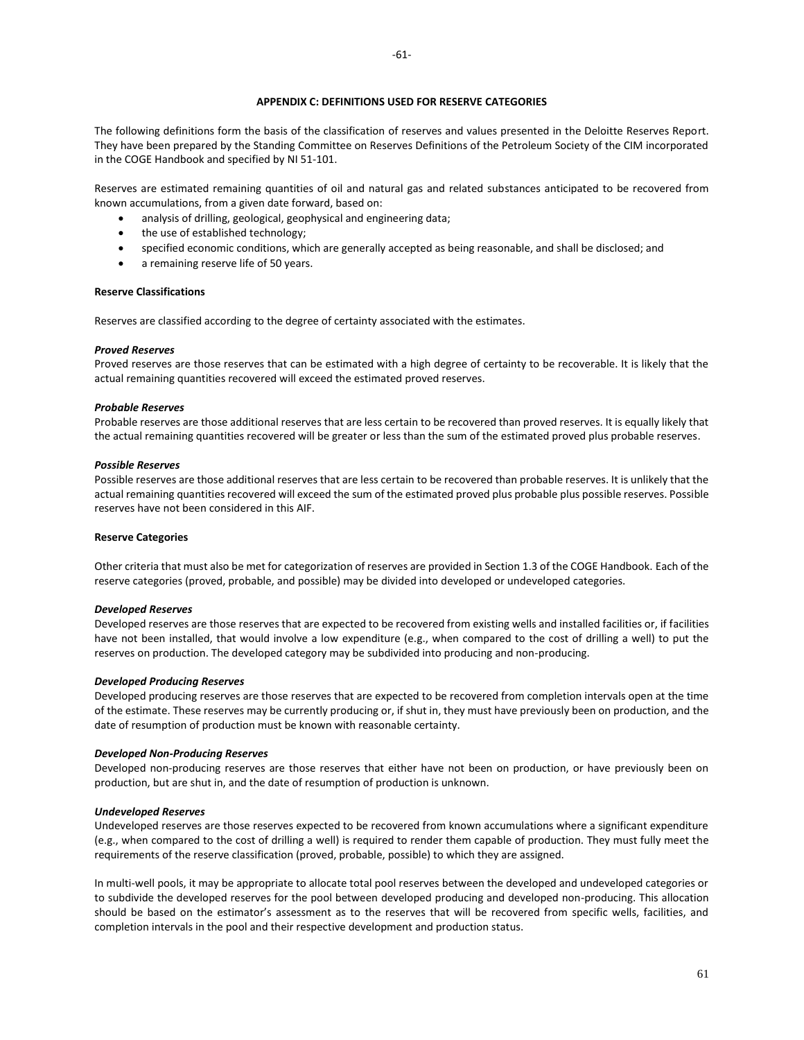## APPENDIX C: DEFINITIONS USED FOR RESERVE CATEGORIES

The following definitions form the basis of the classification of reserves and values presented in the Deloitte Reserves Report. They have been prepared by the Standing Committee on Reserves Definitions of the Petroleum Society of the CIM incorporated in the COGE Handbook and specified by NI 51-101.

Reserves are estimated remaining quantities of oil and natural gas and related substances anticipated to be recovered from known accumulations, from a given date forward, based on:

- analysis of drilling, geological, geophysical and engineering data;
- the use of established technology;
- specified economic conditions, which are generally accepted as being reasonable, and shall be disclosed; and
- a remaining reserve life of 50 years.

**Reserve Classifications**

Reserves are classified according to the degree of certainty associated with the estimates.

***Proved Reserves***
Proved reserves are those reserves that can be estimated with a high degree of certainty to be recoverable. It is likely that the actual remaining quantities recovered will exceed the estimated proved reserves.

***Probable Reserves***
Probable reserves are those additional reserves that are less certain to be recovered than proved reserves. It is equally likely that the actual remaining quantities recovered will be greater or less than the sum of the estimated proved plus probable reserves.

***Possible Reserves***
Possible reserves are those additional reserves that are less certain to be recovered than probable reserves. It is unlikely that the actual remaining quantities recovered will exceed the sum of the estimated proved plus probable plus possible reserves. Possible reserves have not been considered in this AIF.

**Reserve Categories**

Other criteria that must also be met for categorization of reserves are provided in Section 1.3 of the COGE Handbook. Each of the reserve categories (proved, probable, and possible) may be divided into developed or undeveloped categories.

***Developed Reserves***
Developed reserves are those reserves that are expected to be recovered from existing wells and installed facilities or, if facilities have not been installed, that would involve a low expenditure (e.g., when compared to the cost of drilling a well) to put the reserves on production. The developed category may be subdivided into producing and non-producing.

***Developed Producing Reserves***
Developed producing reserves are those reserves that are expected to be recovered from completion intervals open at the time of the estimate. These reserves may be currently producing or, if shut in, they must have previously been on production, and the date of resumption of production must be known with reasonable certainty.

***Developed Non-Producing Reserves***
Developed non-producing reserves are those reserves that either have not been on production, or have previously been on production, but are shut in, and the date of resumption of production is unknown.

***Undeveloped Reserves***
Undeveloped reserves are those reserves expected to be recovered from known accumulations where a significant expenditure (e.g., when compared to the cost of drilling a well) is required to render them capable of production. They must fully meet the requirements of the reserve classification (proved, probable, possible) to which they are assigned.

In multi-well pools, it may be appropriate to allocate total pool reserves between the developed and undeveloped categories or to subdivide the developed reserves for the pool between developed producing and developed non-producing. This allocation should be based on the estimator's assessment as to the reserves that will be recovered from specific wells, facilities, and completion intervals in the pool and their respective development and production status.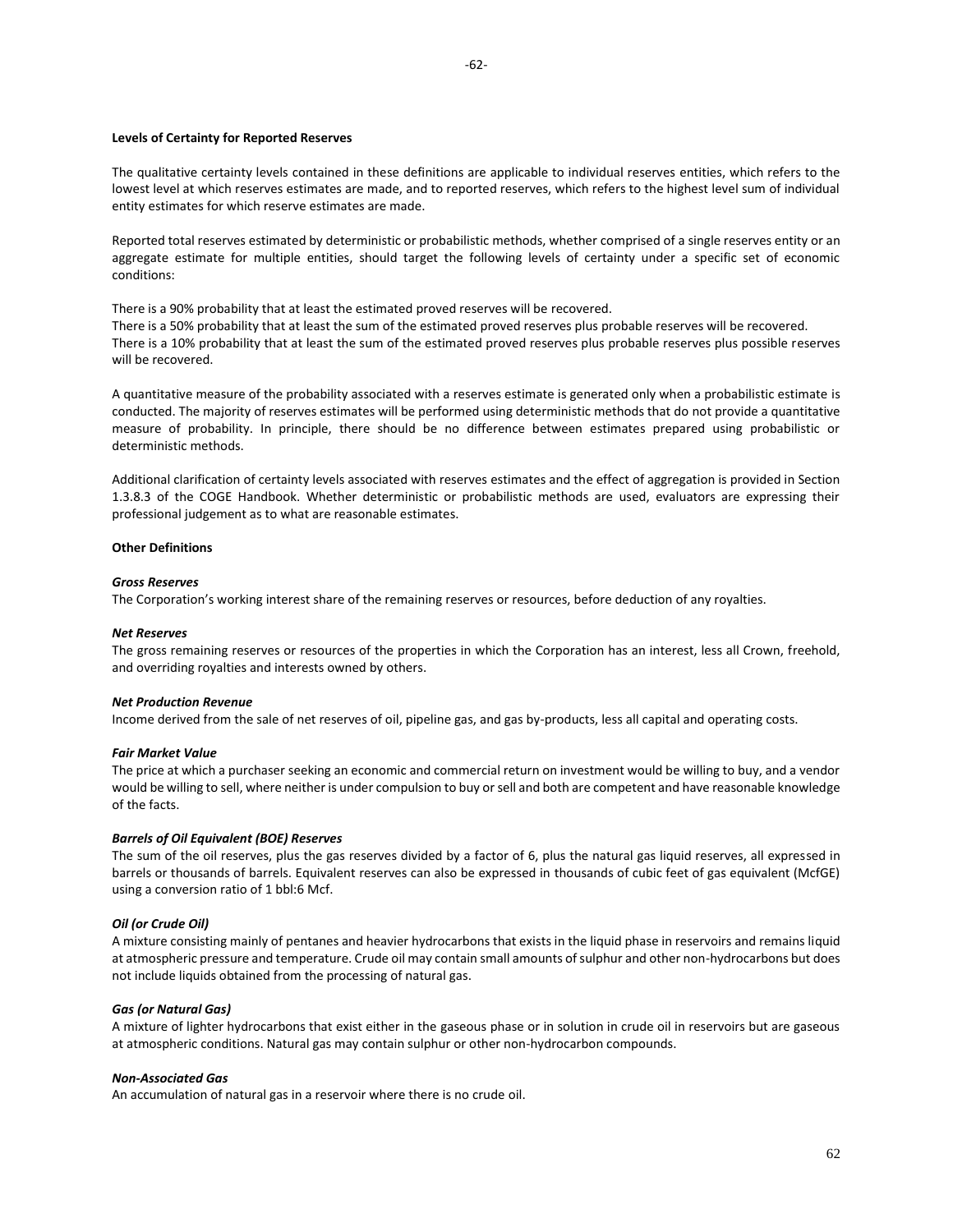**Levels of Certainty for Reported Reserves**

The qualitative certainty levels contained in these definitions are applicable to individual reserves entities, which refers to the lowest level at which reserves estimates are made, and to reported reserves, which refers to the highest level sum of individual entity estimates for which reserve estimates are made.

Reported total reserves estimated by deterministic or probabilistic methods, whether comprised of a single reserves entity or an aggregate estimate for multiple entities, should target the following levels of certainty under a specific set of economic conditions:

There is a 90% probability that at least the estimated proved reserves will be recovered.
There is a 50% probability that at least the sum of the estimated proved reserves plus probable reserves will be recovered.
There is a 10% probability that at least the sum of the estimated proved reserves plus probable reserves plus possible reserves will be recovered.

A quantitative measure of the probability associated with a reserves estimate is generated only when a probabilistic estimate is conducted. The majority of reserves estimates will be performed using deterministic methods that do not provide a quantitative measure of probability. In principle, there should be no difference between estimates prepared using probabilistic or deterministic methods.

Additional clarification of certainty levels associated with reserves estimates and the effect of aggregation is provided in Section 1.3.8.3 of the COGE Handbook. Whether deterministic or probabilistic methods are used, evaluators are expressing their professional judgement as to what are reasonable estimates.

**Other Definitions**

***Gross Reserves***
The Corporation's working interest share of the remaining reserves or resources, before deduction of any royalties.

***Net Reserves***
The gross remaining reserves or resources of the properties in which the Corporation has an interest, less all Crown, freehold, and overriding royalties and interests owned by others.

***Net Production Revenue***
Income derived from the sale of net reserves of oil, pipeline gas, and gas by-products, less all capital and operating costs.

***Fair Market Value***
The price at which a purchaser seeking an economic and commercial return on investment would be willing to buy, and a vendor would be willing to sell, where neither is under compulsion to buy or sell and both are competent and have reasonable knowledge of the facts.

***Barrels of Oil Equivalent (BOE) Reserves***
The sum of the oil reserves, plus the gas reserves divided by a factor of 6, plus the natural gas liquid reserves, all expressed in barrels or thousands of barrels. Equivalent reserves can also be expressed in thousands of cubic feet of gas equivalent (McfGE) using a conversion ratio of 1 bbl:6 Mcf.

***Oil (or Crude Oil)***
A mixture consisting mainly of pentanes and heavier hydrocarbons that exists in the liquid phase in reservoirs and remains liquid at atmospheric pressure and temperature. Crude oil may contain small amounts of sulphur and other non-hydrocarbons but does not include liquids obtained from the processing of natural gas.

***Gas (or Natural Gas)***
A mixture of lighter hydrocarbons that exist either in the gaseous phase or in solution in crude oil in reservoirs but are gaseous at atmospheric conditions. Natural gas may contain sulphur or other non-hydrocarbon compounds.

***Non-Associated Gas***
An accumulation of natural gas in a reservoir where there is no crude oil.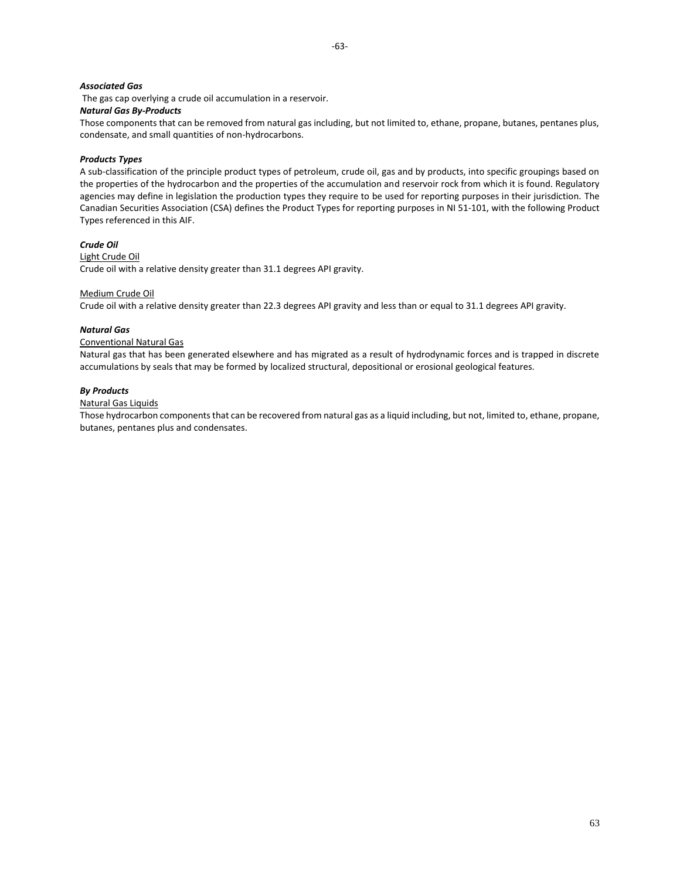***Associated Gas***

The gas cap overlying a crude oil accumulation in a reservoir.

***Natural Gas By-Products***

Those components that can be removed from natural gas including, but not limited to, ethane, propane, butanes, pentanes plus, condensate, and small quantities of non-hydrocarbons.

***Products Types***

A sub-classification of the principle product types of petroleum, crude oil, gas and by products, into specific groupings based on the properties of the hydrocarbon and the properties of the accumulation and reservoir rock from which it is found. Regulatory agencies may define in legislation the production types they require to be used for reporting purposes in their jurisdiction. The Canadian Securities Association (CSA) defines the Product Types for reporting purposes in NI 51-101, with the following Product Types referenced in this AIF.

***Crude Oil***

Light Crude Oil

Crude oil with a relative density greater than 31.1 degrees API gravity.

Medium Crude Oil

Crude oil with a relative density greater than 22.3 degrees API gravity and less than or equal to 31.1 degrees API gravity.

***Natural Gas***

Conventional Natural Gas

Natural gas that has been generated elsewhere and has migrated as a result of hydrodynamic forces and is trapped in discrete accumulations by seals that may be formed by localized structural, depositional or erosional geological features.

***By Products***

Natural Gas Liquids

Those hydrocarbon components that can be recovered from natural gas as a liquid including, but not, limited to, ethane, propane, butanes, pentanes plus and condensates.